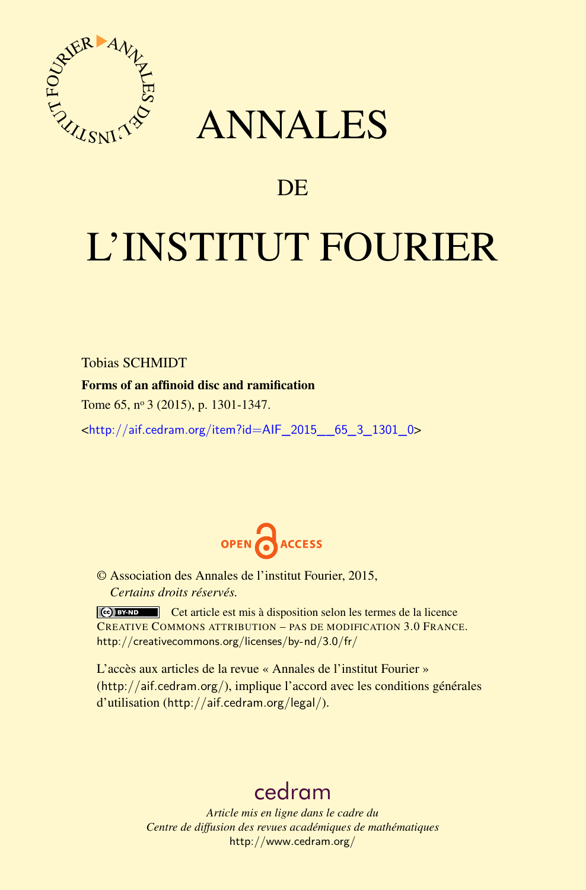# ANNALES

## DE

# L'INSTITUT FOURIER

Tobias SCHMIDT

**Forms of an affinoid disc and ramification**

Tome 65, nº 3 (2015), p. 1301-1347.

<http://aif.cedram.org/item?id=AIF_2015__65_3_1301_0>

OPEN ACCESS

© Association des Annales de l'institut Fourier, 2015,
*Certains droits réservés.*

Cet article est mis à disposition selon les termes de la licence CREATIVE COMMONS ATTRIBUTION – PAS DE MODIFICATION 3.0 FRANCE.
http://creativecommons.org/licenses/by-nd/3.0/fr/

L'accès aux articles de la revue « Annales de l'institut Fourier » (http://aif.cedram.org/), implique l'accord avec les conditions générales d'utilisation (http://aif.cedram.org/legal/).

cedram

*Article mis en ligne dans le cadre du*
*Centre de diffusion des revues académiques de mathématiques*
http://www.cedram.org/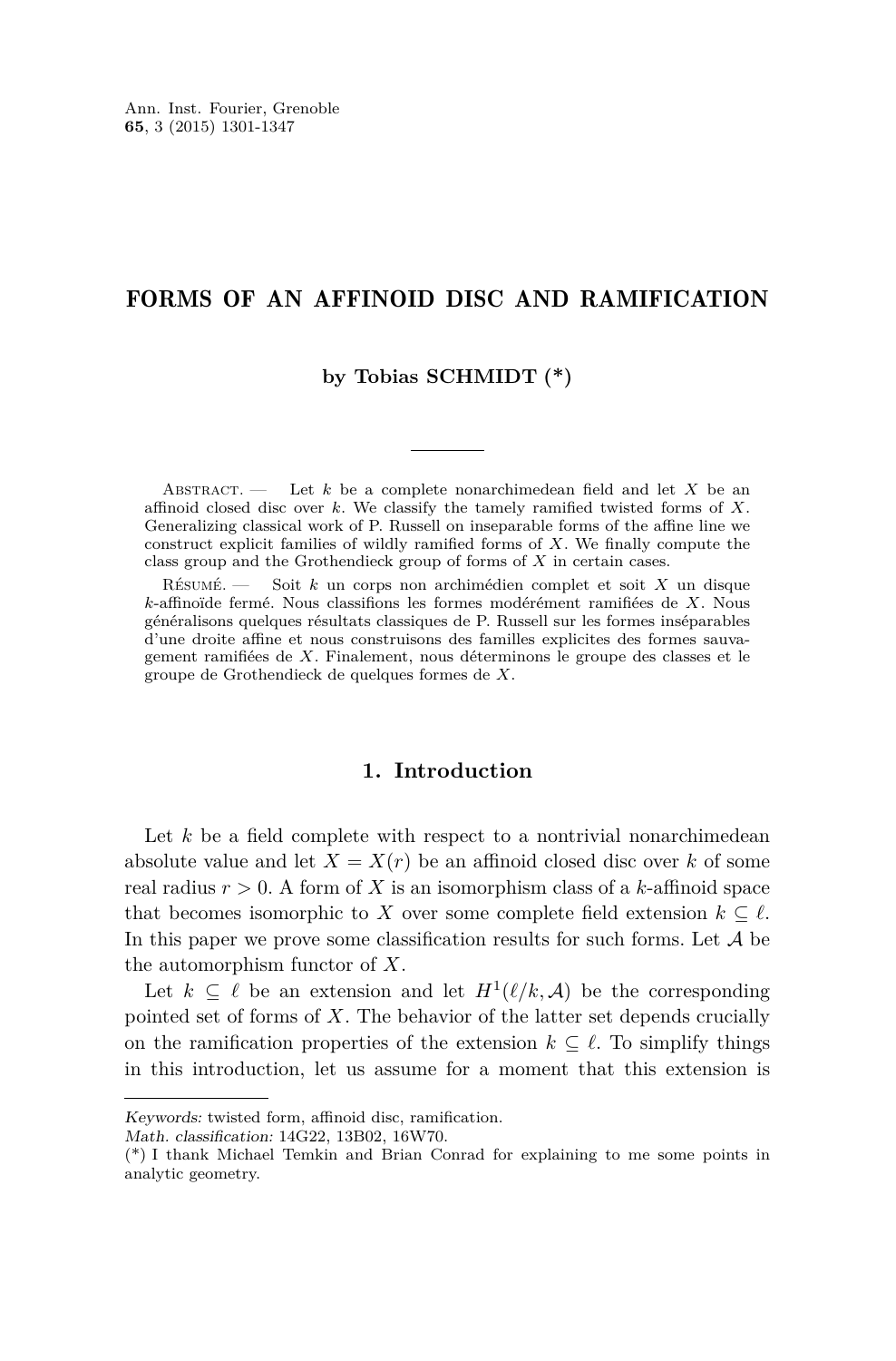Ann. Inst. Fourier, Grenoble
**65**, 3 (2015) 1301-1347

# FORMS OF AN AFFINOID DISC AND RAMIFICATION

**by Tobias SCHMIDT (\*)**

Abstract. — Let $k$ be a complete nonarchimedean field and let $X$ be an affinoid closed disc over $k$. We classify the tamely ramified twisted forms of $X$. Generalizing classical work of P. Russell on inseparable forms of the affine line we construct explicit families of wildly ramified forms of $X$. We finally compute the class group and the Grothendieck group of forms of $X$ in certain cases.

Résumé. — Soit $k$ un corps non archimédien complet et soit $X$ un disque $k$-affinoïde fermé. Nous classifions les formes modérément ramifiées de $X$. Nous généralisons quelques résultats classiques de P. Russell sur les formes inséparables d'une droite affine et nous construisons des familles explicites des formes sauvagement ramifiées de $X$. Finalement, nous déterminons le groupe des classes et le groupe de Grothendieck de quelques formes de $X$.

## 1. Introduction

Let $k$ be a field complete with respect to a nontrivial nonarchimedean absolute value and let $X = X(r)$ be an affinoid closed disc over $k$ of some real radius $r > 0$. A form of $X$ is an isomorphism class of a $k$-affinoid space that becomes isomorphic to $X$ over some complete field extension $k \subseteq \ell$. In this paper we prove some classification results for such forms. Let $\mathcal{A}$ be the automorphism functor of $X$.

Let $k \subseteq \ell$ be an extension and let $H^1(\ell/k, \mathcal{A})$ be the corresponding pointed set of forms of $X$. The behavior of the latter set depends crucially on the ramification properties of the extension $k \subseteq \ell$. To simplify things in this introduction, let us assume for a moment that this extension is

---

*Keywords:* twisted form, affinoid disc, ramification.
*Math. classification:* 14G22, 13B02, 16W70.
(\*) I thank Michael Temkin and Brian Conrad for explaining to me some points in analytic geometry.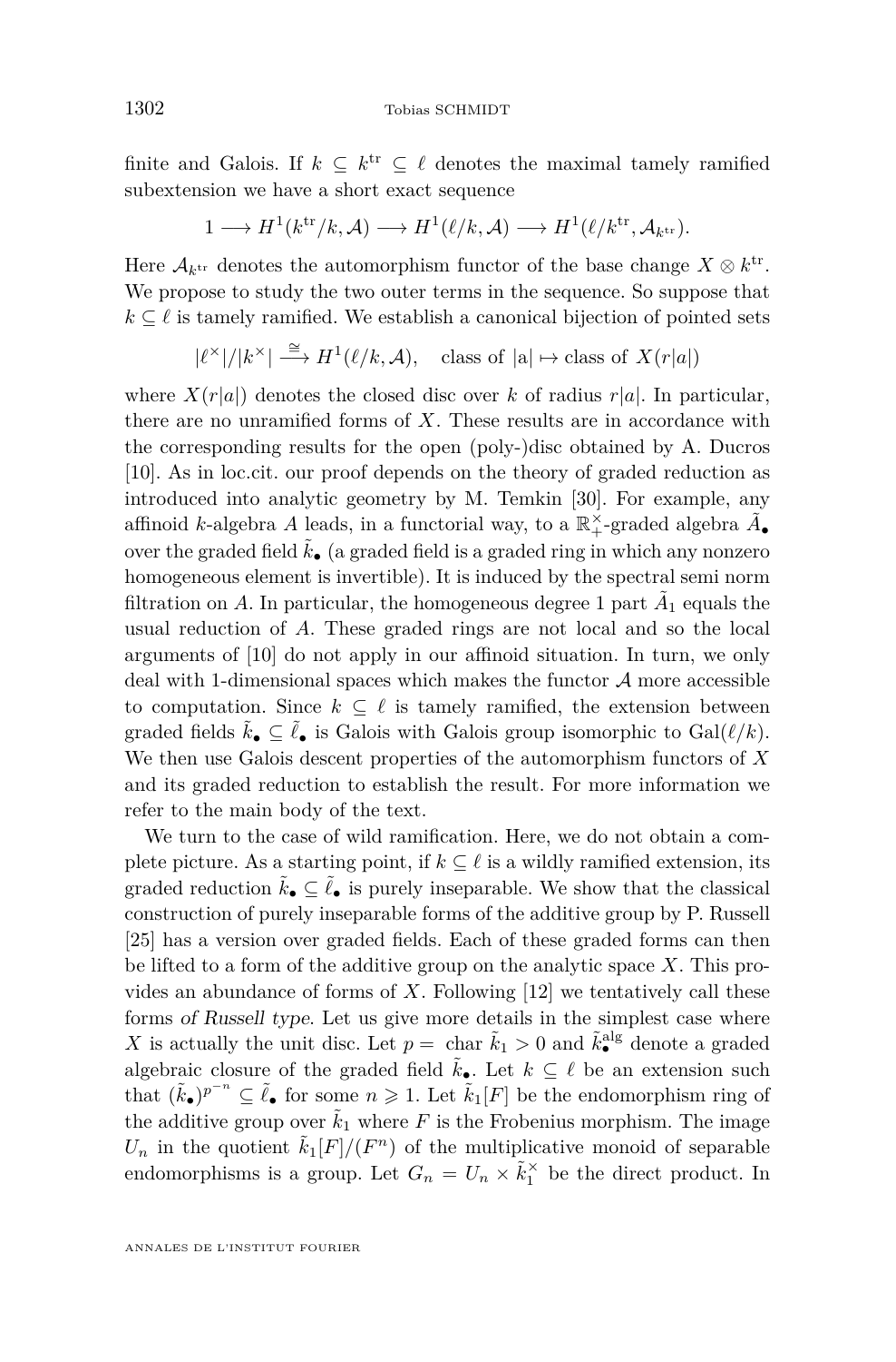finite and Galois. If $k \subseteq k^{\mathrm{tr}} \subseteq \ell$ denotes the maximal tamely ramified subextension we have a short exact sequence

$$1 \longrightarrow H^1(k^{\mathrm{tr}}/k, \mathcal{A}) \longrightarrow H^1(\ell/k, \mathcal{A}) \longrightarrow H^1(\ell/k^{\mathrm{tr}}, \mathcal{A}_{k^{\mathrm{tr}}}).$$

Here $\mathcal{A}_{k^{\mathrm{tr}}}$ denotes the automorphism functor of the base change $X \otimes k^{\mathrm{tr}}$. We propose to study the two outer terms in the sequence. So suppose that $k \subseteq \ell$ is tamely ramified. We establish a canonical bijection of pointed sets

$$|\ell^{\times}|/|k^{\times}| \xrightarrow{\cong} H^1(\ell/k, \mathcal{A}), \quad \text{class of } |\mathrm{a}| \mapsto \text{class of } X(r|a|)$$

where $X(r|a|)$ denotes the closed disc over $k$ of radius $r|a|$. In particular, there are no unramified forms of $X$. These results are in accordance with the corresponding results for the open (poly-)disc obtained by A. Ducros [10]. As in loc.cit. our proof depends on the theory of graded reduction as introduced into analytic geometry by M. Temkin [30]. For example, any affinoid $k$-algebra $A$ leads, in a functorial way, to a $\mathbb{R}_+^{\times}$-graded algebra $\tilde{A}_{\bullet}$ over the graded field $\tilde{k}_{\bullet}$ (a graded field is a graded ring in which any nonzero homogeneous element is invertible). It is induced by the spectral semi norm filtration on $A$. In particular, the homogeneous degree 1 part $\tilde{A}_1$ equals the usual reduction of $A$. These graded rings are not local and so the local arguments of [10] do not apply in our affinoid situation. In turn, we only deal with 1-dimensional spaces which makes the functor $\mathcal{A}$ more accessible to computation. Since $k \subseteq \ell$ is tamely ramified, the extension between graded fields $\tilde{k}_{\bullet} \subseteq \tilde{\ell}_{\bullet}$ is Galois with Galois group isomorphic to $\mathrm{Gal}(\ell/k)$. We then use Galois descent properties of the automorphism functors of $X$ and its graded reduction to establish the result. For more information we refer to the main body of the text.

We turn to the case of wild ramification. Here, we do not obtain a complete picture. As a starting point, if $k \subseteq \ell$ is a wildly ramified extension, its graded reduction $\tilde{k}_{\bullet} \subseteq \tilde{\ell}_{\bullet}$ is purely inseparable. We show that the classical construction of purely inseparable forms of the additive group by P. Russell [25] has a version over graded fields. Each of these graded forms can then be lifted to a form of the additive group on the analytic space $X$. This provides an abundance of forms of $X$. Following [12] we tentatively call these forms *of Russell type*. Let us give more details in the simplest case where $X$ is actually the unit disc. Let $p = \operatorname{char} \tilde{k}_1 > 0$ and $\tilde{k}_{\bullet}^{\mathrm{alg}}$ denote a graded algebraic closure of the graded field $\tilde{k}_{\bullet}$. Let $k \subseteq \ell$ be an extension such that $(\tilde{k}_{\bullet})^{p^{-n}} \subseteq \tilde{\ell}_{\bullet}$ for some $n \geqslant 1$. Let $\tilde{k}_1[F]$ be the endomorphism ring of the additive group over $\tilde{k}_1$ where $F$ is the Frobenius morphism. The image $U_n$ in the quotient $\tilde{k}_1[F]/(F^n)$ of the multiplicative monoid of separable endomorphisms is a group. Let $G_n = U_n \times \tilde{k}_1^{\times}$ be the direct product. In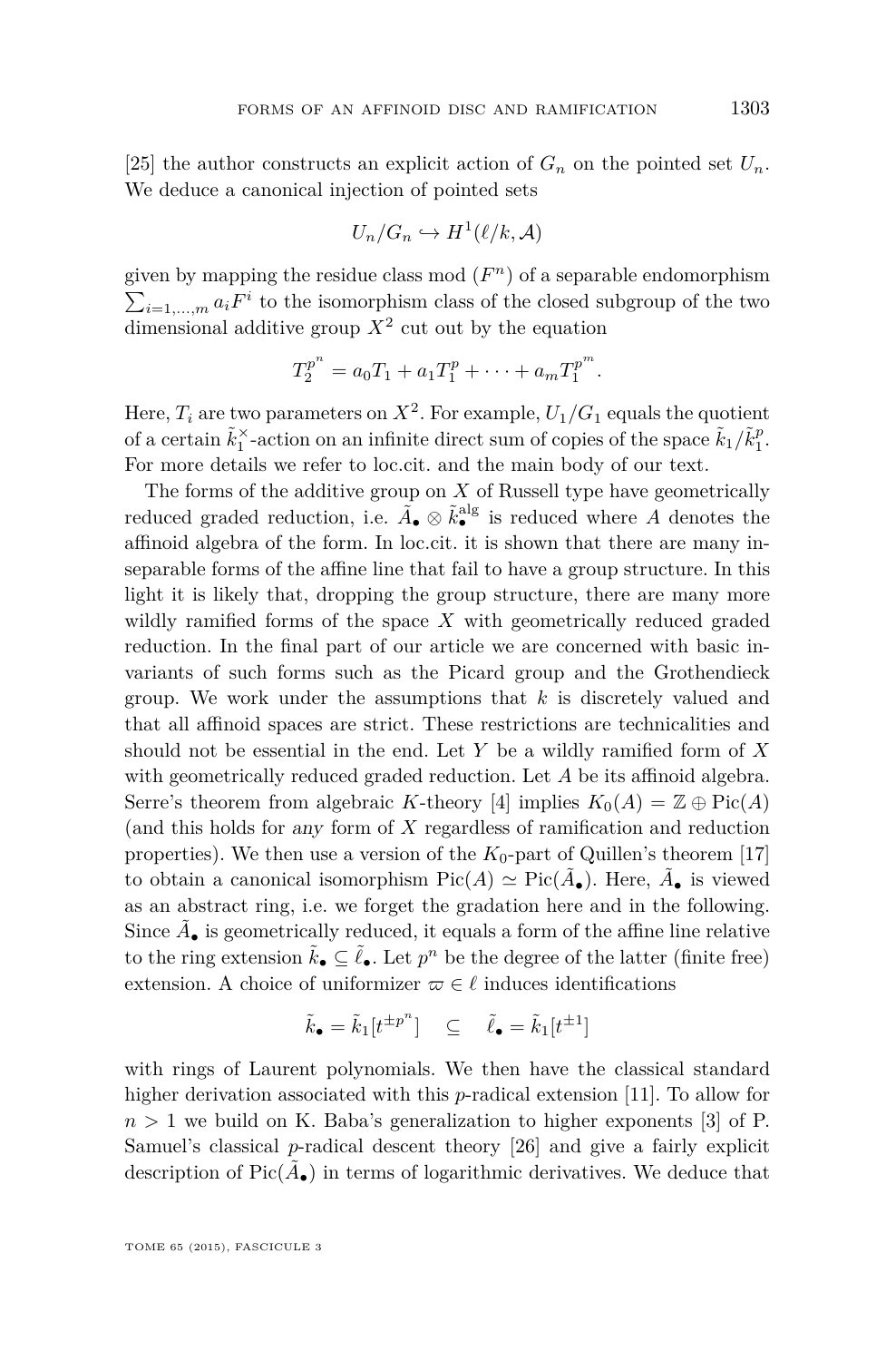[25] the author constructs an explicit action of $G_n$ on the pointed set $U_n$. We deduce a canonical injection of pointed sets

$$U_n/G_n \hookrightarrow H^1(\ell/k, \mathcal{A})$$

given by mapping the residue class mod $(F^n)$ of a separable endomorphism $\sum_{i=1,\ldots,m} a_i F^i$ to the isomorphism class of the closed subgroup of the two dimensional additive group $X^2$ cut out by the equation

$$T_2^{p^n} = a_0 T_1 + a_1 T_1^p + \cdots + a_m T_1^{p^m}.$$

Here, $T_i$ are two parameters on $X^2$. For example, $U_1/G_1$ equals the quotient of a certain $\tilde{k}_1^\times$-action on an infinite direct sum of copies of the space $\tilde{k}_1/\tilde{k}_1^p$. For more details we refer to loc.cit. and the main body of our text.

The forms of the additive group on $X$ of Russell type have geometrically reduced graded reduction, i.e. $\tilde{A}_\bullet \otimes \tilde{k}_\bullet^{\mathrm{alg}}$ is reduced where $A$ denotes the affinoid algebra of the form. In loc.cit. it is shown that there are many inseparable forms of the affine line that fail to have a group structure. In this light it is likely that, dropping the group structure, there are many more wildly ramified forms of the space $X$ with geometrically reduced graded reduction. In the final part of our article we are concerned with basic invariants of such forms such as the Picard group and the Grothendieck group. We work under the assumptions that $k$ is discretely valued and that all affinoid spaces are strict. These restrictions are technicalities and should not be essential in the end. Let $Y$ be a wildly ramified form of $X$ with geometrically reduced graded reduction. Let $A$ be its affinoid algebra. Serre's theorem from algebraic $K$-theory [4] implies $K_0(A) = \mathbb{Z} \oplus \mathrm{Pic}(A)$ (and this holds for *any* form of $X$ regardless of ramification and reduction properties). We then use a version of the $K_0$-part of Quillen's theorem [17] to obtain a canonical isomorphism $\mathrm{Pic}(A) \simeq \mathrm{Pic}(\tilde{A}_\bullet)$. Here, $\tilde{A}_\bullet$ is viewed as an abstract ring, i.e. we forget the gradation here and in the following. Since $\tilde{A}_\bullet$ is geometrically reduced, it equals a form of the affine line relative to the ring extension $\tilde{k}_\bullet \subseteq \tilde{\ell}_\bullet$. Let $p^n$ be the degree of the latter (finite free) extension. A choice of uniformizer $\varpi \in \ell$ induces identifications

$$\tilde{k}_\bullet = \tilde{k}_1[t^{\pm p^n}] \quad \subseteq \quad \tilde{\ell}_\bullet = \tilde{k}_1[t^{\pm 1}]$$

with rings of Laurent polynomials. We then have the classical standard higher derivation associated with this $p$-radical extension [11]. To allow for $n > 1$ we build on K. Baba's generalization to higher exponents [3] of P. Samuel's classical $p$-radical descent theory [26] and give a fairly explicit description of $\mathrm{Pic}(\tilde{A}_\bullet)$ in terms of logarithmic derivatives. We deduce that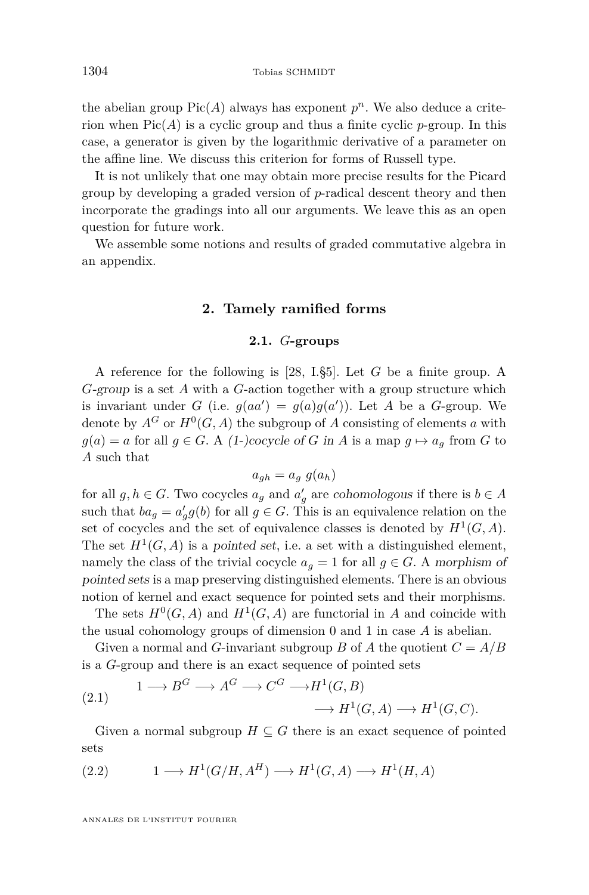the abelian group $\mathrm{Pic}(A)$ always has exponent $p^n$. We also deduce a criterion when $\mathrm{Pic}(A)$ is a cyclic group and thus a finite cyclic $p$-group. In this case, a generator is given by the logarithmic derivative of a parameter on the affine line. We discuss this criterion for forms of Russell type.

It is not unlikely that one may obtain more precise results for the Picard group by developing a graded version of $p$-radical descent theory and then incorporate the gradings into all our arguments. We leave this as an open question for future work.

We assemble some notions and results of graded commutative algebra in an appendix.

## 2. Tamely ramified forms

### 2.1. $G$-groups

A reference for the following is [28, I.§5]. Let $G$ be a finite group. A *$G$-group* is a set $A$ with a $G$-action together with a group structure which is invariant under $G$ (i.e. $g(aa') = g(a)g(a')$). Let $A$ be a $G$-group. We denote by $A^G$ or $H^0(G, A)$ the subgroup of $A$ consisting of elements $a$ with $g(a) = a$ for all $g \in G$. A *(1-)cocycle of $G$ in $A$* is a map $g \mapsto a_g$ from $G$ to $A$ such that

$$a_{gh} = a_g \; g(a_h)$$

for all $g, h \in G$. Two cocycles $a_g$ and $a'_g$ are *cohomologous* if there is $b \in A$ such that $ba_g = a'_g g(b)$ for all $g \in G$. This is an equivalence relation on the set of cocycles and the set of equivalence classes is denoted by $H^1(G, A)$. The set $H^1(G, A)$ is a *pointed set*, i.e. a set with a distinguished element, namely the class of the trivial cocycle $a_g = 1$ for all $g \in G$. A *morphism of pointed sets* is a map preserving distinguished elements. There is an obvious notion of kernel and exact sequence for pointed sets and their morphisms.

The sets $H^0(G, A)$ and $H^1(G, A)$ are functorial in $A$ and coincide with the usual cohomology groups of dimension 0 and 1 in case $A$ is abelian.

Given a normal and $G$-invariant subgroup $B$ of $A$ the quotient $C = A/B$ is a $G$-group and there is an exact sequence of pointed sets

$$(2.1) \qquad \begin{aligned} 1 \longrightarrow B^G \longrightarrow A^G \longrightarrow C^G \longrightarrow & H^1(G, B) \\ & \longrightarrow H^1(G, A) \longrightarrow H^1(G, C). \end{aligned}$$

Given a normal subgroup $H \subseteq G$ there is an exact sequence of pointed sets

$$(2.2) \qquad 1 \longrightarrow H^1(G/H, A^H) \longrightarrow H^1(G, A) \longrightarrow H^1(H, A)$$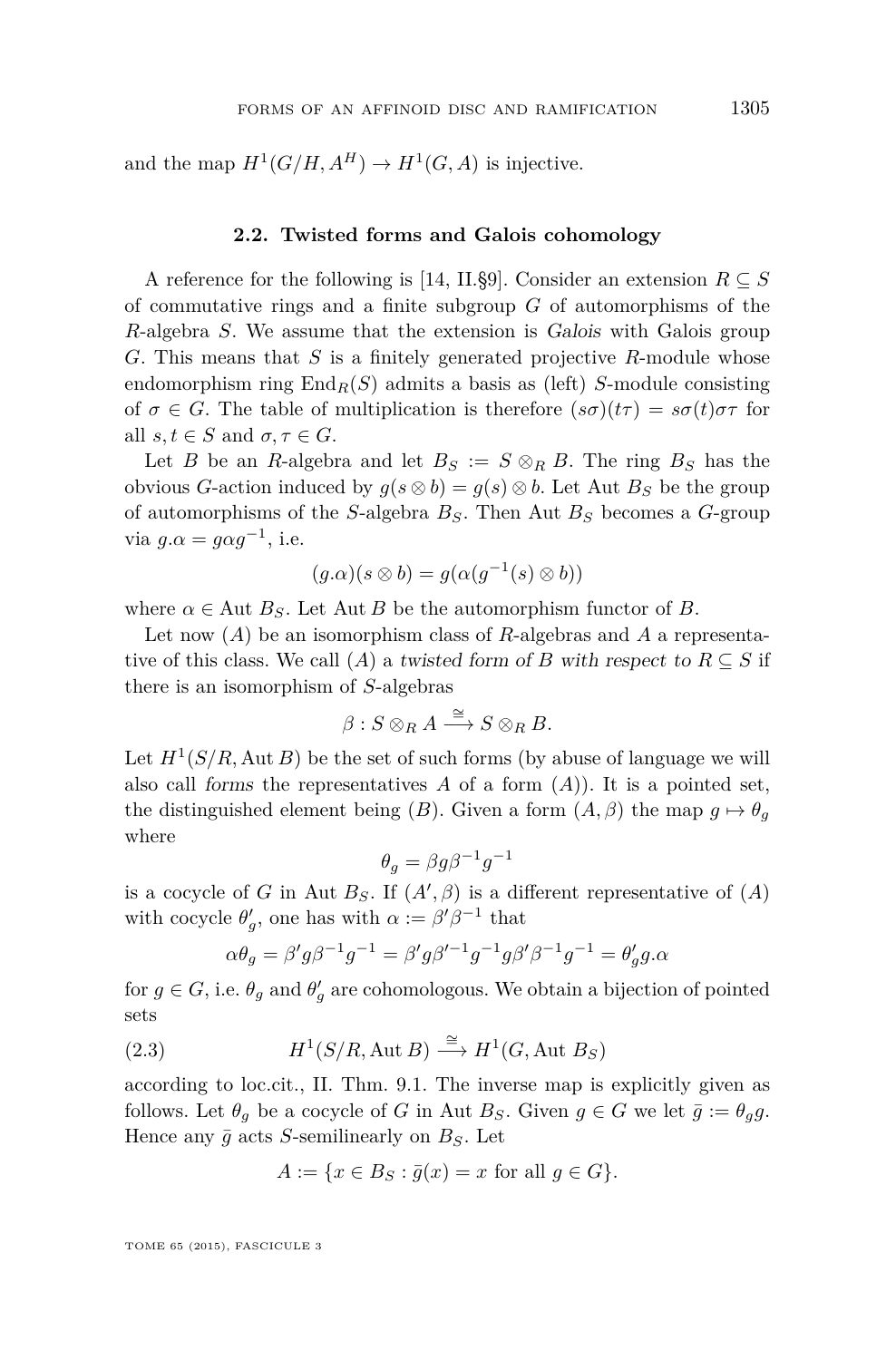and the map $H^1(G/H, A^H) \to H^1(G, A)$ is injective.

### 2.2. Twisted forms and Galois cohomology

A reference for the following is [14, II.§9]. Consider an extension $R \subseteq S$ of commutative rings and a finite subgroup $G$ of automorphisms of the $R$-algebra $S$. We assume that the extension is *Galois* with Galois group $G$. This means that $S$ is a finitely generated projective $R$-module whose endomorphism ring $\mathrm{End}_R(S)$ admits a basis as (left) $S$-module consisting of $\sigma \in G$. The table of multiplication is therefore $(s\sigma)(t\tau) = s\sigma(t)\sigma\tau$ for all $s, t \in S$ and $\sigma, \tau \in G$.

Let $B$ be an $R$-algebra and let $B_S := S \otimes_R B$. The ring $B_S$ has the obvious $G$-action induced by $g(s \otimes b) = g(s) \otimes b$. Let $\mathrm{Aut}\, B_S$ be the group of automorphisms of the $S$-algebra $B_S$. Then $\mathrm{Aut}\, B_S$ becomes a $G$-group via $g.\alpha = g\alpha g^{-1}$, i.e.

$$(g.\alpha)(s \otimes b) = g(\alpha(g^{-1}(s) \otimes b))$$

where $\alpha \in \mathrm{Aut}\, B_S$. Let $\mathrm{Aut}\, B$ be the automorphism functor of $B$.

Let now $(A)$ be an isomorphism class of $R$-algebras and $A$ a representative of this class. We call $(A)$ a *twisted form of $B$ with respect to $R \subseteq S$* if there is an isomorphism of $S$-algebras

$$\beta : S \otimes_R A \xrightarrow{\cong} S \otimes_R B.$$

Let $H^1(S/R, \mathrm{Aut}\, B)$ be the set of such forms (by abuse of language we will also call *forms* the representatives $A$ of a form $(A)$). It is a pointed set, the distinguished element being $(B)$. Given a form $(A, \beta)$ the map $g \mapsto \theta_g$ where

$$\theta_g = \beta g \beta^{-1} g^{-1}$$

is a cocycle of $G$ in $\mathrm{Aut}\, B_S$. If $(A', \beta)$ is a different representative of $(A)$ with cocycle $\theta'_g$, one has with $\alpha := \beta'\beta^{-1}$ that

$$\alpha\theta_g = \beta' g \beta^{-1} g^{-1} = \beta' g \beta'^{-1} g^{-1} g \beta' \beta^{-1} g^{-1} = \theta'_g g.\alpha$$

for $g \in G$, i.e. $\theta_g$ and $\theta'_g$ are cohomologous. We obtain a bijection of pointed sets

$$H^1(S/R, \mathrm{Aut}\, B) \xrightarrow{\cong} H^1(G, \mathrm{Aut}\, B_S) \tag{2.3}$$

according to loc.cit., II. Thm. 9.1. The inverse map is explicitly given as follows. Let $\theta_g$ be a cocycle of $G$ in $\mathrm{Aut}\, B_S$. Given $g \in G$ we let $\bar{g} := \theta_g g$. Hence any $\bar{g}$ acts $S$-semilinearly on $B_S$. Let

$$A := \{x \in B_S : \bar{g}(x) = x \text{ for all } g \in G\}.$$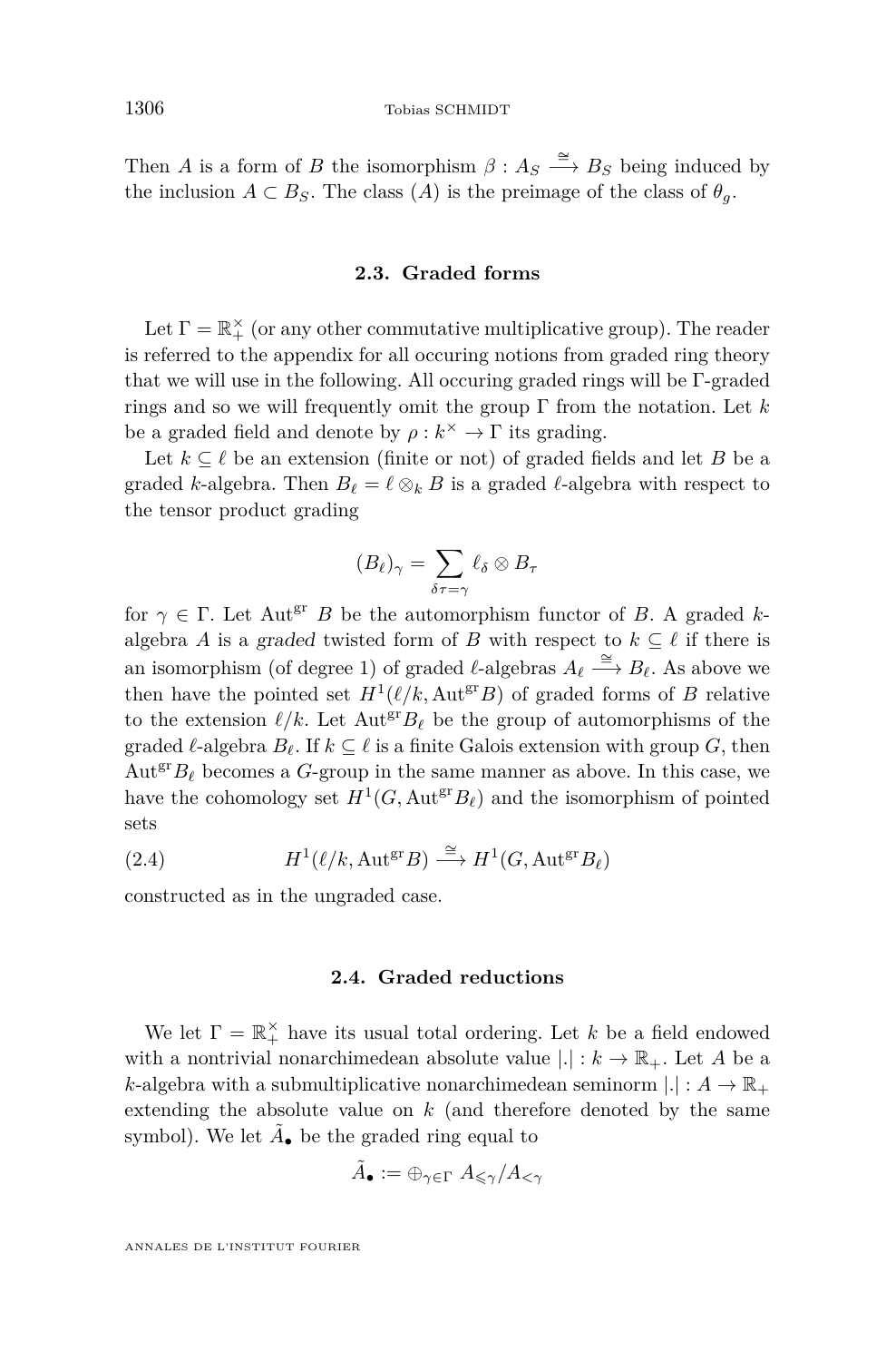Then $A$ is a form of $B$ the isomorphism $\beta : A_S \xrightarrow{\cong} B_S$ being induced by the inclusion $A \subset B_S$. The class $(A)$ is the preimage of the class of $\theta_g$.

### 2.3. Graded forms

Let $\Gamma = \mathbb{R}_+^\times$ (or any other commutative multiplicative group). The reader is referred to the appendix for all occuring notions from graded ring theory that we will use in the following. All occuring graded rings will be $\Gamma$-graded rings and so we will frequently omit the group $\Gamma$ from the notation. Let $k$ be a graded field and denote by $\rho : k^\times \to \Gamma$ its grading.

Let $k \subseteq \ell$ be an extension (finite or not) of graded fields and let $B$ be a graded $k$-algebra. Then $B_\ell = \ell \otimes_k B$ is a graded $\ell$-algebra with respect to the tensor product grading

$$(B_\ell)_\gamma = \sum_{\delta\tau=\gamma} \ell_\delta \otimes B_\tau$$

for $\gamma \in \Gamma$. Let $\mathrm{Aut}^{\mathrm{gr}}\, B$ be the automorphism functor of $B$. A graded $k$-algebra $A$ is a *graded* twisted form of $B$ with respect to $k \subseteq \ell$ if there is an isomorphism (of degree 1) of graded $\ell$-algebras $A_\ell \xrightarrow{\cong} B_\ell$. As above we then have the pointed set $H^1(\ell/k, \mathrm{Aut}^{\mathrm{gr}} B)$ of graded forms of $B$ relative to the extension $\ell/k$. Let $\mathrm{Aut}^{\mathrm{gr}} B_\ell$ be the group of automorphisms of the graded $\ell$-algebra $B_\ell$. If $k \subseteq \ell$ is a finite Galois extension with group $G$, then $\mathrm{Aut}^{\mathrm{gr}} B_\ell$ becomes a $G$-group in the same manner as above. In this case, we have the cohomology set $H^1(G, \mathrm{Aut}^{\mathrm{gr}} B_\ell)$ and the isomorphism of pointed sets

$$H^1(\ell/k, \mathrm{Aut}^{\mathrm{gr}} B) \xrightarrow{\cong} H^1(G, \mathrm{Aut}^{\mathrm{gr}} B_\ell) \tag{2.4}$$

constructed as in the ungraded case.

### 2.4. Graded reductions

We let $\Gamma = \mathbb{R}_+^\times$ have its usual total ordering. Let $k$ be a field endowed with a nontrivial nonarchimedean absolute value $|.| : k \to \mathbb{R}_+$. Let $A$ be a $k$-algebra with a submultiplicative nonarchimedean seminorm $|.| : A \to \mathbb{R}_+$ extending the absolute value on $k$ (and therefore denoted by the same symbol). We let $\tilde{A}_\bullet$ be the graded ring equal to

$$\tilde{A}_\bullet := \oplus_{\gamma \in \Gamma}\, A_{\leqslant\gamma}/A_{<\gamma}$$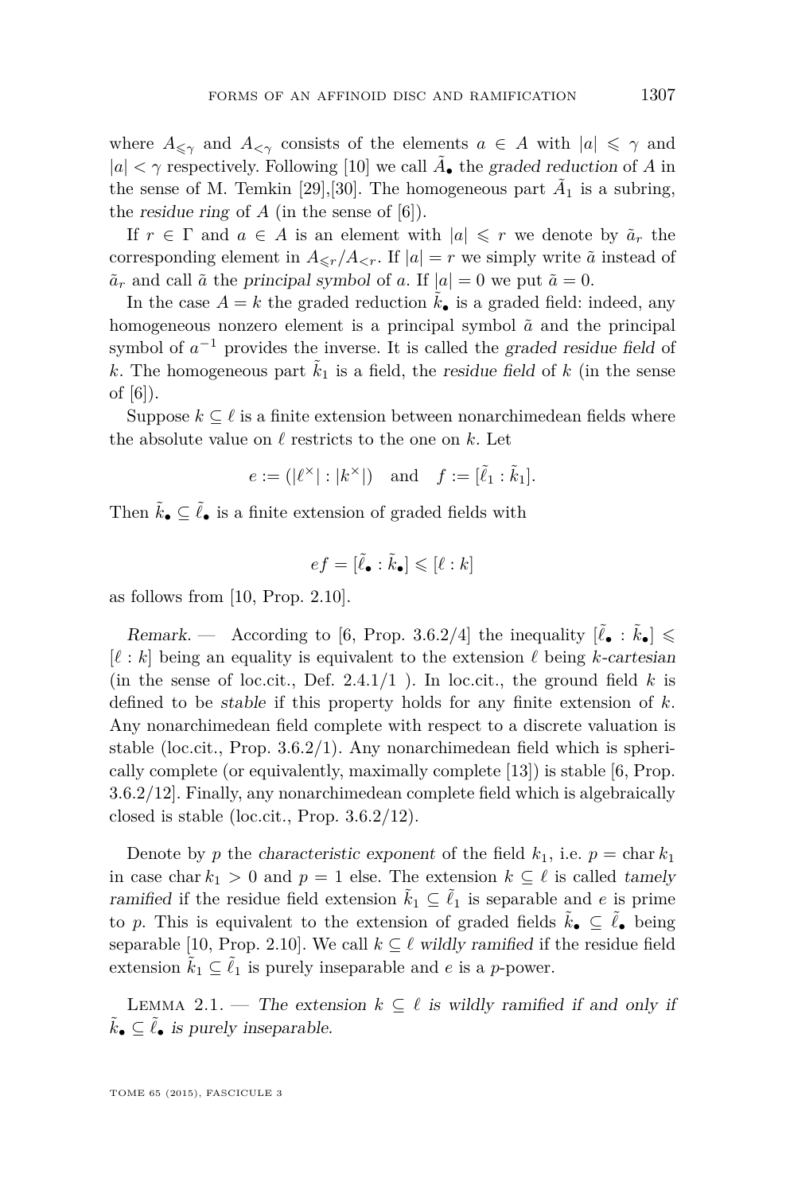where $A_{\leqslant\gamma}$ and $A_{<\gamma}$ consists of the elements $a \in A$ with $|a| \leqslant \gamma$ and $|a| < \gamma$ respectively. Following [10] we call $\tilde{A}_\bullet$ the *graded reduction* of $A$ in the sense of M. Temkin [29],[30]. The homogeneous part $\tilde{A}_1$ is a subring, the *residue ring* of $A$ (in the sense of [6]).

If $r \in \Gamma$ and $a \in A$ is an element with $|a| \leqslant r$ we denote by $\tilde{a}_r$ the corresponding element in $A_{\leqslant r}/A_{<r}$. If $|a| = r$ we simply write $\tilde{a}$ instead of $\tilde{a}_r$ and call $\tilde{a}$ the *principal symbol* of $a$. If $|a| = 0$ we put $\tilde{a} = 0$.

In the case $A = k$ the graded reduction $\tilde{k}_\bullet$ is a graded field: indeed, any homogeneous nonzero element is a principal symbol $\tilde{a}$ and the principal symbol of $a^{-1}$ provides the inverse. It is called the *graded residue field* of $k$. The homogeneous part $\tilde{k}_1$ is a field, the *residue field* of $k$ (in the sense of [6]).

Suppose $k \subseteq \ell$ is a finite extension between nonarchimedean fields where the absolute value on $\ell$ restricts to the one on $k$. Let

$$e := (|\ell^\times| : |k^\times|) \quad \text{and} \quad f := [\tilde{\ell}_1 : \tilde{k}_1].$$

Then $\tilde{k}_\bullet \subseteq \tilde{\ell}_\bullet$ is a finite extension of graded fields with

$$ef = [\tilde{\ell}_\bullet : \tilde{k}_\bullet] \leqslant [\ell : k]$$

as follows from [10, Prop. 2.10].

*Remark.* — According to [6, Prop. 3.6.2/4] the inequality $[\tilde{\ell}_\bullet : \tilde{k}_\bullet] \leqslant [\ell : k]$ being an equality is equivalent to the extension $\ell$ being *$k$-cartesian* (in the sense of loc.cit., Def. 2.4.1/1 ). In loc.cit., the ground field $k$ is defined to be *stable* if this property holds for any finite extension of $k$. Any nonarchimedean field complete with respect to a discrete valuation is stable (loc.cit., Prop. 3.6.2/1). Any nonarchimedean field which is spherically complete (or equivalently, maximally complete [13]) is stable [6, Prop. 3.6.2/12]. Finally, any nonarchimedean complete field which is algebraically closed is stable (loc.cit., Prop. 3.6.2/12).

Denote by $p$ the *characteristic exponent* of the field $k_1$, i.e. $p = \operatorname{char} k_1$ in case $\operatorname{char} k_1 > 0$ and $p = 1$ else. The extension $k \subseteq \ell$ is called *tamely ramified* if the residue field extension $\tilde{k}_1 \subseteq \tilde{\ell}_1$ is separable and $e$ is prime to $p$. This is equivalent to the extension of graded fields $\tilde{k}_\bullet \subseteq \tilde{\ell}_\bullet$ being separable [10, Prop. 2.10]. We call $k \subseteq \ell$ *wildly ramified* if the residue field extension $\tilde{k}_1 \subseteq \tilde{\ell}_1$ is purely inseparable and $e$ is a $p$-power.

Lemma 2.1. — *The extension $k \subseteq \ell$ is wildly ramified if and only if $\tilde{k}_\bullet \subseteq \tilde{\ell}_\bullet$ is purely inseparable.*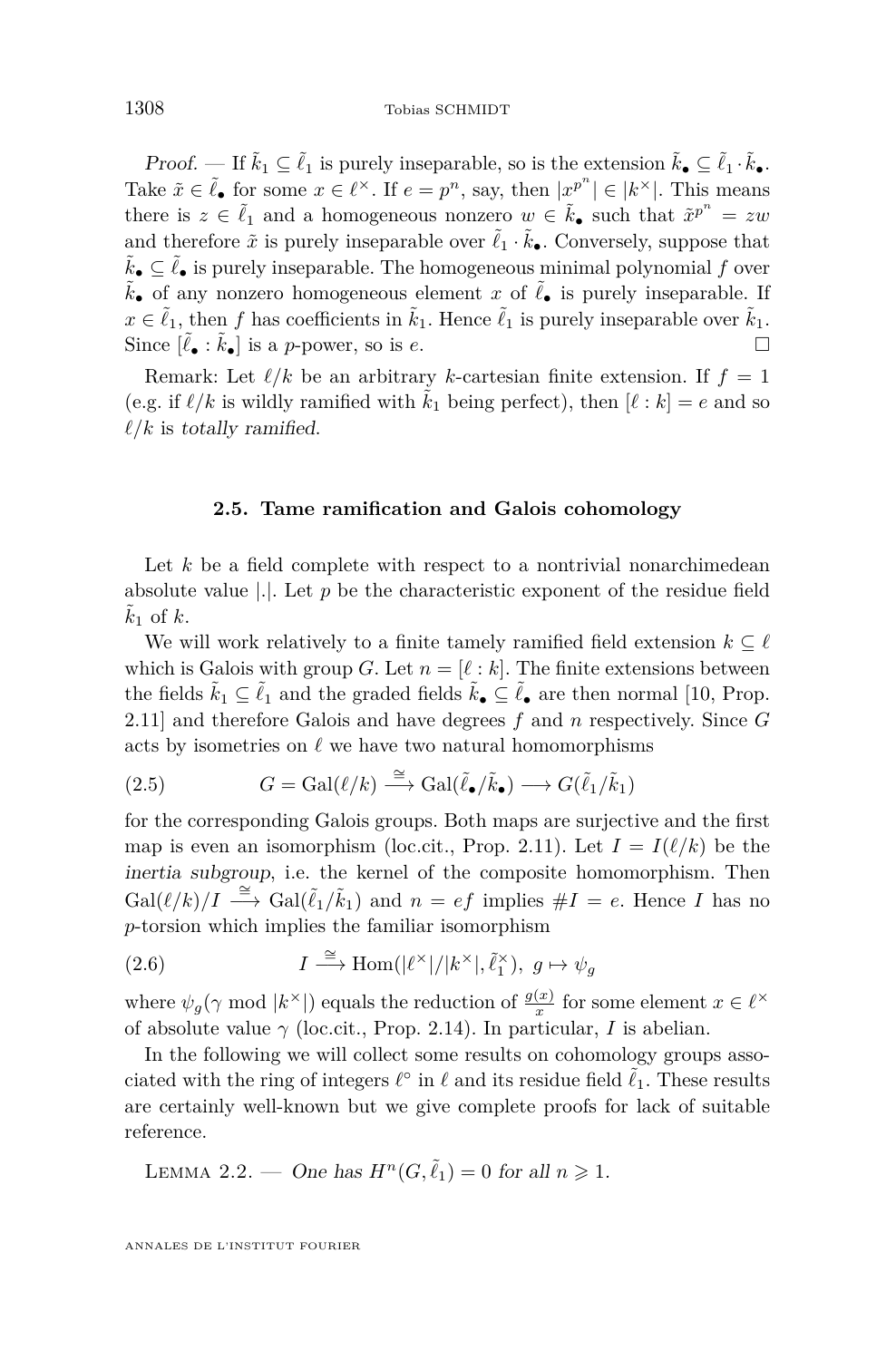*Proof.* — If $\tilde{k}_1 \subseteq \tilde{\ell}_1$ is purely inseparable, so is the extension $\tilde{k}_\bullet \subseteq \tilde{\ell}_1 \cdot \tilde{k}_\bullet$. Take $\tilde{x} \in \tilde{\ell}_\bullet$ for some $x \in \ell^\times$. If $e = p^n$, say, then $|x^{p^n}| \in |k^\times|$. This means there is $z \in \tilde{\ell}_1$ and a homogeneous nonzero $w \in \tilde{k}_\bullet$ such that $\tilde{x}^{p^n} = zw$ and therefore $\tilde{x}$ is purely inseparable over $\tilde{\ell}_1 \cdot \tilde{k}_\bullet$. Conversely, suppose that $\tilde{k}_\bullet \subseteq \tilde{\ell}_\bullet$ is purely inseparable. The homogeneous minimal polynomial $f$ over $\tilde{k}_\bullet$ of any nonzero homogeneous element $x$ of $\tilde{\ell}_\bullet$ is purely inseparable. If $x \in \tilde{\ell}_1$, then $f$ has coefficients in $\tilde{k}_1$. Hence $\tilde{\ell}_1$ is purely inseparable over $\tilde{k}_1$. Since $[\tilde{\ell}_\bullet : \tilde{k}_\bullet]$ is a $p$-power, so is $e$. □

Remark: Let $\ell/k$ be an arbitrary $k$-cartesian finite extension. If $f = 1$ (e.g. if $\ell/k$ is wildly ramified with $\tilde{k}_1$ being perfect), then $[\ell : k] = e$ and so $\ell/k$ is *totally ramified*.

### 2.5. Tame ramification and Galois cohomology

Let $k$ be a field complete with respect to a nontrivial nonarchimedean absolute value $|.|$. Let $p$ be the characteristic exponent of the residue field $\tilde{k}_1$ of $k$.

We will work relatively to a finite tamely ramified field extension $k \subseteq \ell$ which is Galois with group $G$. Let $n = [\ell : k]$. The finite extensions between the fields $\tilde{k}_1 \subseteq \tilde{\ell}_1$ and the graded fields $\tilde{k}_\bullet \subseteq \tilde{\ell}_\bullet$ are then normal [10, Prop. 2.11] and therefore Galois and have degrees $f$ and $n$ respectively. Since $G$ acts by isometries on $\ell$ we have two natural homomorphisms

$$G = \mathrm{Gal}(\ell/k) \xrightarrow{\cong} \mathrm{Gal}(\tilde{\ell}_\bullet/\tilde{k}_\bullet) \longrightarrow G(\tilde{\ell}_1/\tilde{k}_1) \tag{2.5}$$

for the corresponding Galois groups. Both maps are surjective and the first map is even an isomorphism (loc.cit., Prop. 2.11). Let $I = I(\ell/k)$ be the *inertia subgroup*, i.e. the kernel of the composite homomorphism. Then $\mathrm{Gal}(\ell/k)/I \xrightarrow{\cong} \mathrm{Gal}(\tilde{\ell}_1/\tilde{k}_1)$ and $n = ef$ implies $\#I = e$. Hence $I$ has no $p$-torsion which implies the familiar isomorphism

$$I \xrightarrow{\cong} \mathrm{Hom}(|\ell^\times|/|k^\times|, \tilde{\ell}_1^\times),\ g \mapsto \psi_g \tag{2.6}$$

where $\psi_g(\gamma \bmod |k^\times|)$ equals the reduction of $\frac{g(x)}{x}$ for some element $x \in \ell^\times$ of absolute value $\gamma$ (loc.cit., Prop. 2.14). In particular, $I$ is abelian.

In the following we will collect some results on cohomology groups associated with the ring of integers $\ell^\circ$ in $\ell$ and its residue field $\tilde{\ell}_1$. These results are certainly well-known but we give complete proofs for lack of suitable reference.

Lemma 2.2. — *One has $H^n(G, \tilde{\ell}_1) = 0$ for all $n \geqslant 1$.*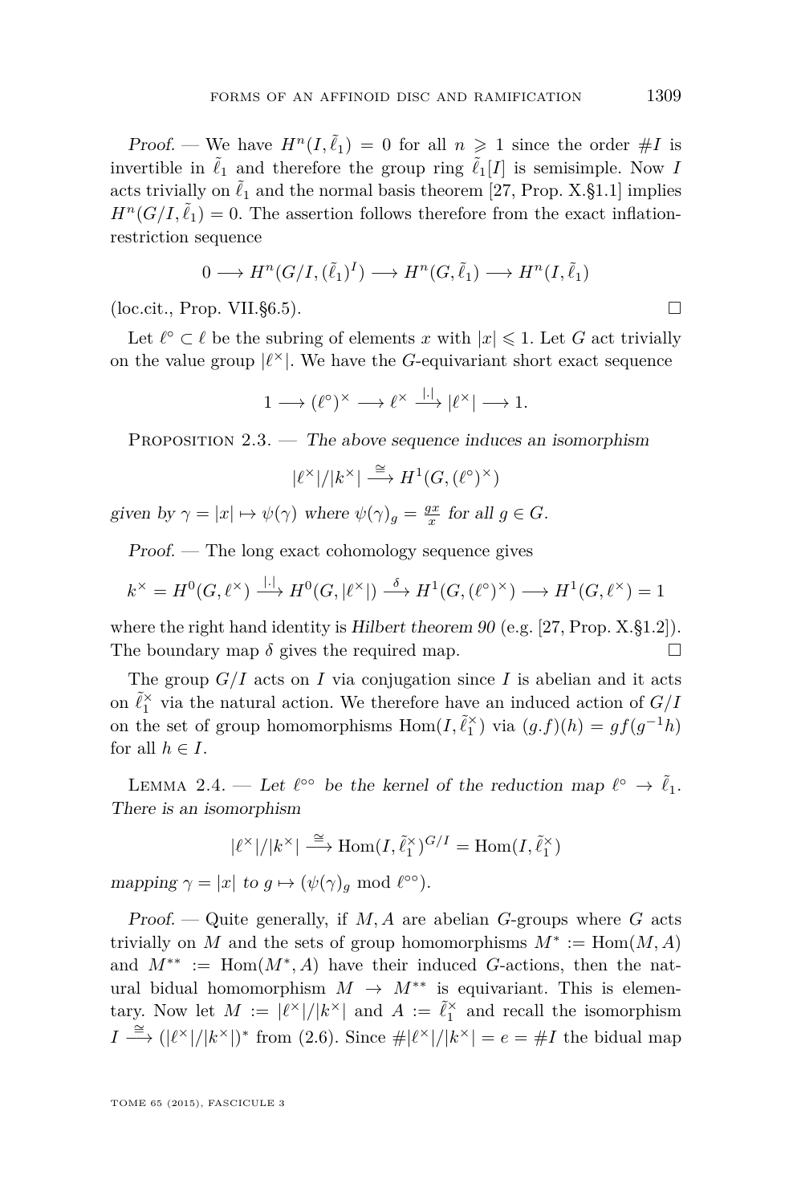*Proof.* — We have $H^n(I, \tilde{\ell}_1) = 0$ for all $n \geqslant 1$ since the order $\#I$ is invertible in $\tilde{\ell}_1$ and therefore the group ring $\tilde{\ell}_1[I]$ is semisimple. Now $I$ acts trivially on $\tilde{\ell}_1$ and the normal basis theorem [27, Prop. X.§1.1] implies $H^n(G/I, \tilde{\ell}_1) = 0$. The assertion follows therefore from the exact inflation-restriction sequence

$$0 \longrightarrow H^n(G/I, (\tilde{\ell}_1)^I) \longrightarrow H^n(G, \tilde{\ell}_1) \longrightarrow H^n(I, \tilde{\ell}_1)$$

(loc.cit., Prop. VII.§6.5). $\square$

Let $\ell^\circ \subset \ell$ be the subring of elements $x$ with $|x| \leqslant 1$. Let $G$ act trivially on the value group $|\ell^\times|$. We have the $G$-equivariant short exact sequence

$$1 \longrightarrow (\ell^\circ)^\times \longrightarrow \ell^\times \xrightarrow{|.|} |\ell^\times| \longrightarrow 1.$$

Proposition 2.3. — *The above sequence induces an isomorphism*

$$|\ell^\times|/|k^\times| \xrightarrow{\cong} H^1(G, (\ell^\circ)^\times)$$

*given by $\gamma = |x| \mapsto \psi(\gamma)$ where $\psi(\gamma)_g = \frac{gx}{x}$ for all $g \in G$.*

*Proof.* — The long exact cohomology sequence gives

$$k^\times = H^0(G, \ell^\times) \xrightarrow{|.|} H^0(G, |\ell^\times|) \xrightarrow{\delta} H^1(G, (\ell^\circ)^\times) \longrightarrow H^1(G, \ell^\times) = 1$$

where the right hand identity is *Hilbert theorem 90* (e.g. [27, Prop. X.§1.2]). The boundary map $\delta$ gives the required map. $\square$

The group $G/I$ acts on $I$ via conjugation since $I$ is abelian and it acts on $\tilde{\ell}_1^\times$ via the natural action. We therefore have an induced action of $G/I$ on the set of group homomorphisms $\mathrm{Hom}(I, \tilde{\ell}_1^\times)$ via $(g.f)(h) = gf(g^{-1}h)$ for all $h \in I$.

Lemma 2.4. — *Let $\ell^{\circ\circ}$ be the kernel of the reduction map $\ell^\circ \to \tilde{\ell}_1$. There is an isomorphism*

$$|\ell^\times|/|k^\times| \xrightarrow{\cong} \mathrm{Hom}(I, \tilde{\ell}_1^\times)^{G/I} = \mathrm{Hom}(I, \tilde{\ell}_1^\times)$$

*mapping $\gamma = |x|$ to $g \mapsto (\psi(\gamma)_g \bmod \ell^{\circ\circ})$.*

*Proof.* — Quite generally, if $M, A$ are abelian $G$-groups where $G$ acts trivially on $M$ and the sets of group homomorphisms $M^* := \mathrm{Hom}(M, A)$ and $M^{**} := \mathrm{Hom}(M^*, A)$ have their induced $G$-actions, then the natural bidual homomorphism $M \to M^{**}$ is equivariant. This is elementary. Now let $M := |\ell^\times|/|k^\times|$ and $A := \tilde{\ell}_1^\times$ and recall the isomorphism $I \xrightarrow{\cong} (|\ell^\times|/|k^\times|)^*$ from (2.6). Since $\#|\ell^\times|/|k^\times| = e = \#I$ the bidual map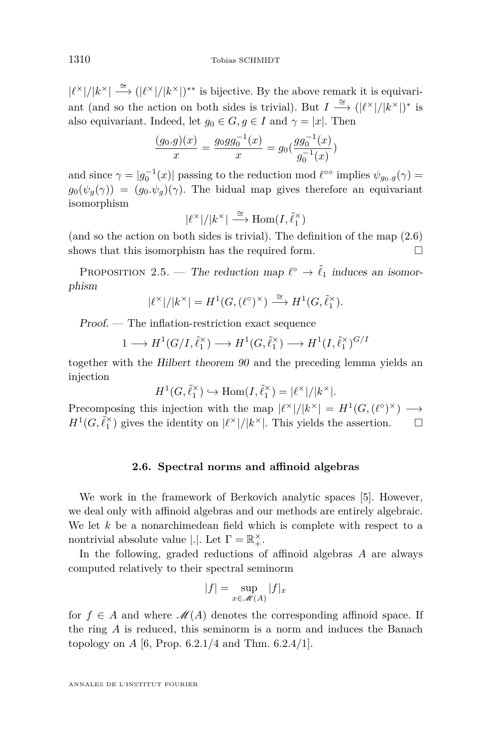$|\ell^\times|/|k^\times| \xrightarrow{\cong} (|\ell^\times|/|k^\times|)^{**}$ is bijective. By the above remark it is equivariant (and so the action on both sides is trivial). But $I \xrightarrow{\cong} (|\ell^\times|/|k^\times|)^*$ is also equivariant. Indeed, let $g_0 \in G, g \in I$ and $\gamma = |x|$. Then

$$\frac{(g_0.g)(x)}{x} = \frac{g_0 g g_0^{-1}(x)}{x} = g_0 (\frac{g g_0^{-1}(x)}{g_0^{-1}(x)})$$

and since $\gamma = |g_0^{-1}(x)|$ passing to the reduction mod $\ell^{\circ\circ}$ implies $\psi_{g_0.g}(\gamma) = g_0(\psi_g(\gamma)) = (g_0.\psi_g)(\gamma)$. The bidual map gives therefore an equivariant isomorphism

$$|\ell^\times|/|k^\times| \xrightarrow{\cong} \mathrm{Hom}(I, \tilde{\ell}_1^\times)$$

(and so the action on both sides is trivial). The definition of the map (2.6) shows that this isomorphism has the required form. $\square$

Proposition 2.5. — *The reduction map $\ell^\circ \to \tilde{\ell}_1$ induces an isomorphism*

$$|\ell^\times|/|k^\times| = H^1(G, (\ell^\circ)^\times) \xrightarrow{\cong} H^1(G, \tilde{\ell}_1^\times).$$

*Proof.* — The inflation-restriction exact sequence

$$1 \longrightarrow H^1(G/I, \tilde{\ell}_1^\times) \longrightarrow H^1(G, \tilde{\ell}_1^\times) \longrightarrow H^1(I, \tilde{\ell}_1^\times)^{G/I}$$

together with the *Hilbert theorem 90* and the preceding lemma yields an injection

$$H^1(G, \tilde{\ell}_1^\times) \hookrightarrow \mathrm{Hom}(I, \tilde{\ell}_1^\times) = |\ell^\times|/|k^\times|.$$

Precomposing this injection with the map $|\ell^\times|/|k^\times| = H^1(G, (\ell^\circ)^\times) \longrightarrow H^1(G, \tilde{\ell}_1^\times)$ gives the identity on $|\ell^\times|/|k^\times|$. This yields the assertion. $\square$

### 2.6. Spectral norms and affinoid algebras

We work in the framework of Berkovich analytic spaces [5]. However, we deal only with affinoid algebras and our methods are entirely algebraic. We let $k$ be a nonarchimedean field which is complete with respect to a nontrivial absolute value $|.|$. Let $\Gamma = \mathbb{R}_+^\times$.

In the following, graded reductions of affinoid algebras $A$ are always computed relatively to their spectral seminorm

$$|f| = \sup_{x \in \mathscr{M}(A)} |f|_x$$

for $f \in A$ and where $\mathscr{M}(A)$ denotes the corresponding affinoid space. If the ring $A$ is reduced, this seminorm is a norm and induces the Banach topology on $A$ [6, Prop. 6.2.1/4 and Thm. 6.2.4/1].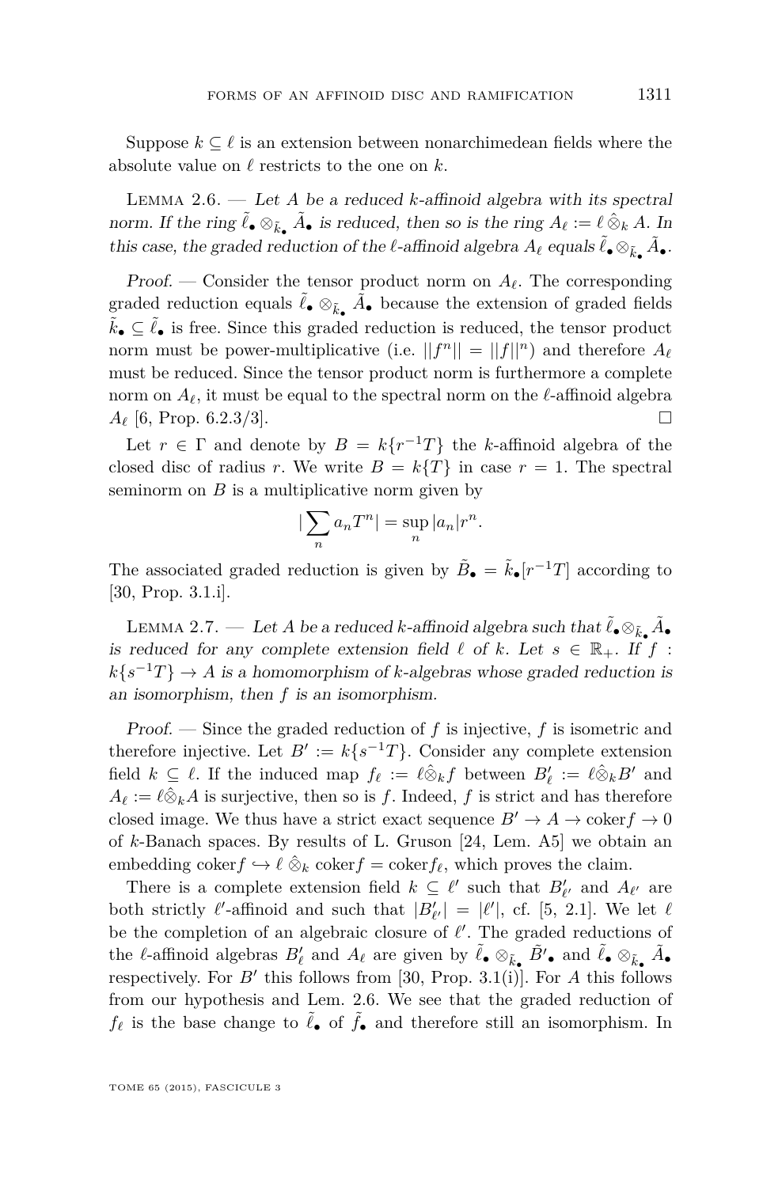Suppose $k \subseteq \ell$ is an extension between nonarchimedean fields where the absolute value on $\ell$ restricts to the one on $k$.

Lemma 2.6. — *Let $A$ be a reduced $k$-affinoid algebra with its spectral norm. If the ring $\tilde{\ell}_\bullet \otimes_{\tilde{k}_\bullet} \tilde{A}_\bullet$ is reduced, then so is the ring $A_\ell := \ell \hat{\otimes}_k A$. In this case, the graded reduction of the $\ell$-affinoid algebra $A_\ell$ equals $\tilde{\ell}_\bullet \otimes_{\tilde{k}_\bullet} \tilde{A}_\bullet$.*

*Proof.* — Consider the tensor product norm on $A_\ell$. The corresponding graded reduction equals $\tilde{\ell}_\bullet \otimes_{\tilde{k}_\bullet} \tilde{A}_\bullet$ because the extension of graded fields $\tilde{k}_\bullet \subseteq \tilde{\ell}_\bullet$ is free. Since this graded reduction is reduced, the tensor product norm must be power-multiplicative (i.e. $||f^n|| = ||f||^n$) and therefore $A_\ell$ must be reduced. Since the tensor product norm is furthermore a complete norm on $A_\ell$, it must be equal to the spectral norm on the $\ell$-affinoid algebra $A_\ell$ [6, Prop. 6.2.3/3]. □

Let $r \in \Gamma$ and denote by $B = k\{r^{-1}T\}$ the $k$-affinoid algebra of the closed disc of radius $r$. We write $B = k\{T\}$ in case $r = 1$. The spectral seminorm on $B$ is a multiplicative norm given by

$$|\sum_n a_n T^n| = \sup_n |a_n| r^n.$$

The associated graded reduction is given by $\tilde{B}_\bullet = \tilde{k}_\bullet[r^{-1}T]$ according to [30, Prop. 3.1.i].

Lemma 2.7. — *Let $A$ be a reduced $k$-affinoid algebra such that $\tilde{\ell}_\bullet \otimes_{\tilde{k}_\bullet} \tilde{A}_\bullet$ is reduced for any complete extension field $\ell$ of $k$. Let $s \in \mathbb{R}_+$. If $f : k\{s^{-1}T\} \to A$ is a homomorphism of $k$-algebras whose graded reduction is an isomorphism, then $f$ is an isomorphism.*

*Proof.* — Since the graded reduction of $f$ is injective, $f$ is isometric and therefore injective. Let $B' := k\{s^{-1}T\}$. Consider any complete extension field $k \subseteq \ell$. If the induced map $f_\ell := \ell \hat{\otimes}_k f$ between $B'_\ell := \ell \hat{\otimes}_k B'$ and $A_\ell := \ell \hat{\otimes}_k A$ is surjective, then so is $f$. Indeed, $f$ is strict and has therefore closed image. We thus have a strict exact sequence $B' \to A \to \mathrm{coker} f \to 0$ of $k$-Banach spaces. By results of L. Gruson [24, Lem. A5] we obtain an embedding $\mathrm{coker} f \hookrightarrow \ell \hat{\otimes}_k \mathrm{coker} f = \mathrm{coker} f_\ell$, which proves the claim.

There is a complete extension field $k \subseteq \ell'$ such that $B'_{\ell'}$ and $A_{\ell'}$ are both strictly $\ell'$-affinoid and such that $|B'_{\ell'}| = |\ell'|$, cf. [5, 2.1]. We let $\ell$ be the completion of an algebraic closure of $\ell'$. The graded reductions of the $\ell$-affinoid algebras $B'_\ell$ and $A_\ell$ are given by $\tilde{\ell}_\bullet \otimes_{\tilde{k}_\bullet} \tilde{B'}_\bullet$ and $\tilde{\ell}_\bullet \otimes_{\tilde{k}_\bullet} \tilde{A}_\bullet$ respectively. For $B'$ this follows from [30, Prop. 3.1(i)]. For $A$ this follows from our hypothesis and Lem. 2.6. We see that the graded reduction of $f_\ell$ is the base change to $\tilde{\ell}_\bullet$ of $\tilde{f}_\bullet$ and therefore still an isomorphism. In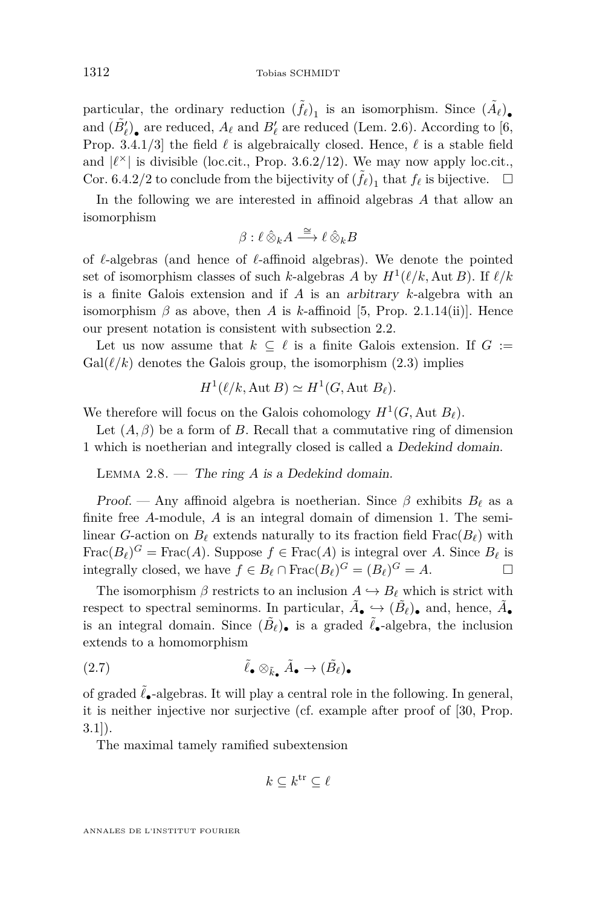particular, the ordinary reduction $(\tilde{f}_\ell)_1$ is an isomorphism. Since $(\tilde{A}_\ell)_\bullet$ and $(\tilde{B}'_\ell)_\bullet$ are reduced, $A_\ell$ and $B'_\ell$ are reduced (Lem. 2.6). According to [6, Prop. 3.4.1/3] the field $\ell$ is algebraically closed. Hence, $\ell$ is a stable field and $|\ell^\times|$ is divisible (loc.cit., Prop. 3.6.2/12). We may now apply loc.cit., Cor. 6.4.2/2 to conclude from the bijectivity of $(\tilde{f}_\ell)_1$ that $f_\ell$ is bijective. $\square$

In the following we are interested in affinoid algebras $A$ that allow an isomorphism

$$\beta : \ell \hat{\otimes}_k A \xrightarrow{\cong} \ell \hat{\otimes}_k B$$

of $\ell$-algebras (and hence of $\ell$-affinoid algebras). We denote the pointed set of isomorphism classes of such $k$-algebras $A$ by $H^1(\ell/k, \operatorname{Aut} B)$. If $\ell/k$ is a finite Galois extension and if $A$ is an *arbitrary* $k$-algebra with an isomorphism $\beta$ as above, then $A$ is $k$-affinoid [5, Prop. 2.1.14(ii)]. Hence our present notation is consistent with subsection 2.2.

Let us now assume that $k \subseteq \ell$ is a finite Galois extension. If $G := \operatorname{Gal}(\ell/k)$ denotes the Galois group, the isomorphism (2.3) implies

$$H^1(\ell/k, \operatorname{Aut} B) \simeq H^1(G, \operatorname{Aut} B_\ell).$$

We therefore will focus on the Galois cohomology $H^1(G, \operatorname{Aut} B_\ell)$.

Let $(A, \beta)$ be a form of $B$. Recall that a commutative ring of dimension 1 which is noetherian and integrally closed is called a *Dedekind domain*.

Lemma 2.8. — *The ring $A$ is a Dedekind domain.*

*Proof.* — Any affinoid algebra is noetherian. Since $\beta$ exhibits $B_\ell$ as a finite free $A$-module, $A$ is an integral domain of dimension 1. The semilinear $G$-action on $B_\ell$ extends naturally to its fraction field $\operatorname{Frac}(B_\ell)$ with $\operatorname{Frac}(B_\ell)^G = \operatorname{Frac}(A)$. Suppose $f \in \operatorname{Frac}(A)$ is integral over $A$. Since $B_\ell$ is integrally closed, we have $f \in B_\ell \cap \operatorname{Frac}(B_\ell)^G = (B_\ell)^G = A$. $\square$

The isomorphism $\beta$ restricts to an inclusion $A \hookrightarrow B_\ell$ which is strict with respect to spectral seminorms. In particular, $\tilde{A}_\bullet \hookrightarrow (\tilde{B}_\ell)_\bullet$ and, hence, $\tilde{A}_\bullet$ is an integral domain. Since $(\tilde{B}_\ell)_\bullet$ is a graded $\tilde{\ell}_\bullet$-algebra, the inclusion extends to a homomorphism

$$\tilde{\ell}_\bullet \otimes_{\tilde{k}_\bullet} \tilde{A}_\bullet \to (\tilde{B}_\ell)_\bullet \tag{2.7}$$

of graded $\tilde{\ell}_\bullet$-algebras. It will play a central role in the following. In general, it is neither injective nor surjective (cf. example after proof of [30, Prop. 3.1]).

The maximal tamely ramified subextension

$$k \subseteq k^{\mathrm{tr}} \subseteq \ell$$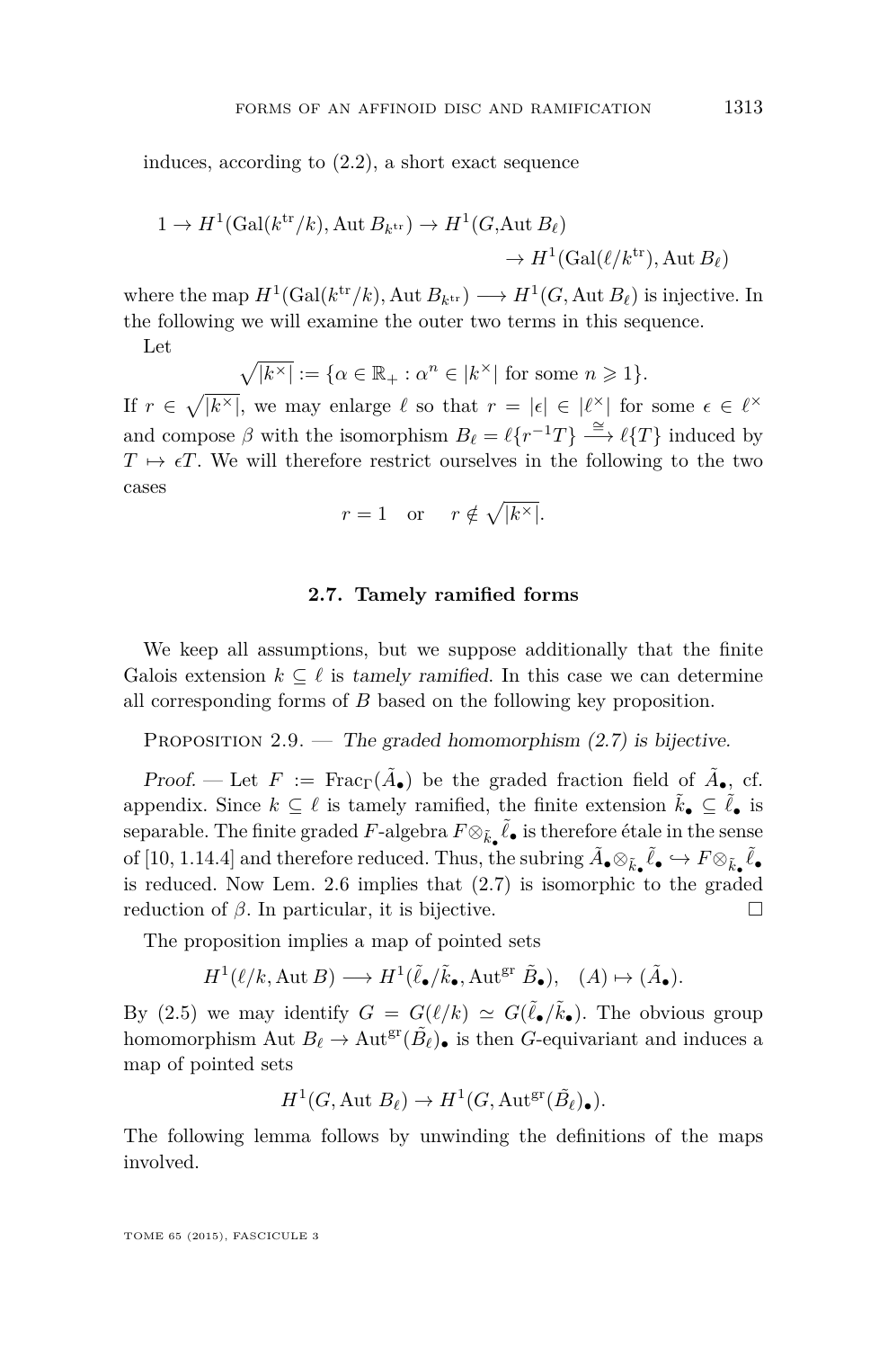induces, according to (2.2), a short exact sequence

$$1 \to H^1(\mathrm{Gal}(k^{\mathrm{tr}}/k), \mathrm{Aut}\, B_{k^{\mathrm{tr}}}) \to H^1(G, \mathrm{Aut}\, B_\ell) \\ \to H^1(\mathrm{Gal}(\ell/k^{\mathrm{tr}}), \mathrm{Aut}\, B_\ell)$$

where the map $H^1(\mathrm{Gal}(k^{\mathrm{tr}}/k), \mathrm{Aut}\, B_{k^{\mathrm{tr}}}) \longrightarrow H^1(G, \mathrm{Aut}\, B_\ell)$ is injective. In the following we will examine the outer two terms in this sequence.

Let

$$\sqrt{|k^\times|} := \{\alpha \in \mathbb{R}_+ : \alpha^n \in |k^\times| \text{ for some } n \geqslant 1\}.$$

If $r \in \sqrt{|k^\times|}$, we may enlarge $\ell$ so that $r = |\epsilon| \in |\ell^\times|$ for some $\epsilon \in \ell^\times$ and compose $\beta$ with the isomorphism $B_\ell = \ell\{r^{-1}T\} \xrightarrow{\cong} \ell\{T\}$ induced by $T \mapsto \epsilon T$. We will therefore restrict ourselves in the following to the two cases

$$r = 1 \quad \text{or} \quad r \notin \sqrt{|k^\times|}.$$

### 2.7. Tamely ramified forms

We keep all assumptions, but we suppose additionally that the finite Galois extension $k \subseteq \ell$ is *tamely ramified*. In this case we can determine all corresponding forms of $B$ based on the following key proposition.

Proposition 2.9. — *The graded homomorphism (2.7) is bijective.*

*Proof.* — Let $F := \mathrm{Frac}_\Gamma(\tilde{A}_\bullet)$ be the graded fraction field of $\tilde{A}_\bullet$, cf. appendix. Since $k \subseteq \ell$ is tamely ramified, the finite extension $\tilde{k}_\bullet \subseteq \tilde{\ell}_\bullet$ is separable. The finite graded $F$-algebra $F \otimes_{\tilde{k}_\bullet} \tilde{\ell}_\bullet$ is therefore étale in the sense of [10, 1.14.4] and therefore reduced. Thus, the subring $\tilde{A}_\bullet \otimes_{\tilde{k}_\bullet} \tilde{\ell}_\bullet \hookrightarrow F \otimes_{\tilde{k}_\bullet} \tilde{\ell}_\bullet$ is reduced. Now Lem. 2.6 implies that (2.7) is isomorphic to the graded reduction of $\beta$. In particular, it is bijective. □

The proposition implies a map of pointed sets

$$H^1(\ell/k, \mathrm{Aut}\, B) \longrightarrow H^1(\tilde{\ell}_\bullet/\tilde{k}_\bullet, \mathrm{Aut}^{\mathrm{gr}}\, \tilde{B}_\bullet), \quad (A) \mapsto (\tilde{A}_\bullet).$$

By (2.5) we may identify $G = G(\ell/k) \simeq G(\tilde{\ell}_\bullet/\tilde{k}_\bullet)$. The obvious group homomorphism $\mathrm{Aut}\, B_\ell \to \mathrm{Aut}^{\mathrm{gr}}(\tilde{B}_\ell)_\bullet$ is then $G$-equivariant and induces a map of pointed sets

$$H^1(G, \mathrm{Aut}\, B_\ell) \to H^1(G, \mathrm{Aut}^{\mathrm{gr}}(\tilde{B}_\ell)_\bullet).$$

The following lemma follows by unwinding the definitions of the maps involved.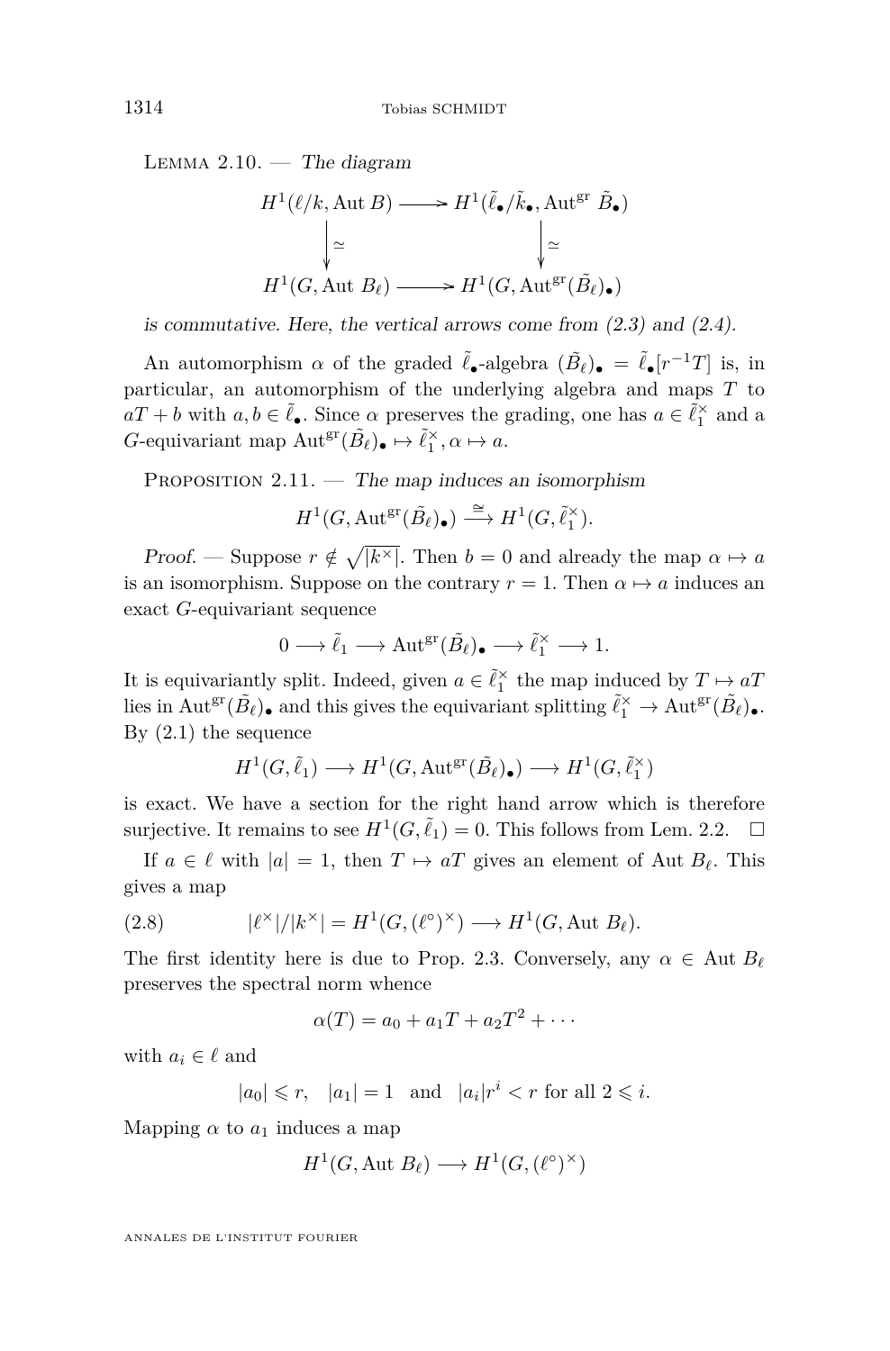Lemma 2.10. — *The diagram*

$$\begin{array}{ccc} H^1(\ell/k, \mathrm{Aut}\, B) & \longrightarrow & H^1(\tilde{\ell}_\bullet/\tilde{k}_\bullet, \mathrm{Aut}^{\mathrm{gr}}\, \tilde{B}_\bullet) \\ \downarrow \simeq & & \downarrow \simeq \\ H^1(G, \mathrm{Aut}\, B_\ell) & \longrightarrow & H^1(G, \mathrm{Aut}^{\mathrm{gr}}(\tilde{B}_\ell)_\bullet) \end{array}$$

*is commutative. Here, the vertical arrows come from (2.3) and (2.4).*

An automorphism $\alpha$ of the graded $\tilde{\ell}_\bullet$-algebra $(\tilde{B}_\ell)_\bullet = \tilde{\ell}_\bullet[r^{-1}T]$ is, in particular, an automorphism of the underlying algebra and maps $T$ to $aT + b$ with $a, b \in \tilde{\ell}_\bullet$. Since $\alpha$ preserves the grading, one has $a \in \tilde{\ell}_1^\times$ and a $G$-equivariant map $\mathrm{Aut}^{\mathrm{gr}}(\tilde{B}_\ell)_\bullet \mapsto \tilde{\ell}_1^\times, \alpha \mapsto a$.

Proposition 2.11. — *The map induces an isomorphism*

$$H^1(G, \mathrm{Aut}^{\mathrm{gr}}(\tilde{B}_\ell)_\bullet) \xrightarrow{\cong} H^1(G, \tilde{\ell}_1^\times).$$

*Proof.* — Suppose $r \notin \sqrt{|k^\times|}$. Then $b = 0$ and already the map $\alpha \mapsto a$ is an isomorphism. Suppose on the contrary $r = 1$. Then $\alpha \mapsto a$ induces an exact $G$-equivariant sequence

$$0 \longrightarrow \tilde{\ell}_1 \longrightarrow \mathrm{Aut}^{\mathrm{gr}}(\tilde{B}_\ell)_\bullet \longrightarrow \tilde{\ell}_1^\times \longrightarrow 1.$$

It is equivariantly split. Indeed, given $a \in \tilde{\ell}_1^\times$ the map induced by $T \mapsto aT$ lies in $\mathrm{Aut}^{\mathrm{gr}}(\tilde{B}_\ell)_\bullet$ and this gives the equivariant splitting $\tilde{\ell}_1^\times \to \mathrm{Aut}^{\mathrm{gr}}(\tilde{B}_\ell)_\bullet$. By (2.1) the sequence

$$H^1(G, \tilde{\ell}_1) \longrightarrow H^1(G, \mathrm{Aut}^{\mathrm{gr}}(\tilde{B}_\ell)_\bullet) \longrightarrow H^1(G, \tilde{\ell}_1^\times)$$

is exact. We have a section for the right hand arrow which is therefore surjective. It remains to see $H^1(G, \tilde{\ell}_1) = 0$. This follows from Lem. 2.2. $\square$

If $a \in \ell$ with $|a| = 1$, then $T \mapsto aT$ gives an element of $\mathrm{Aut}\, B_\ell$. This gives a map

$$|\ell^\times|/|k^\times| = H^1(G, (\ell^\circ)^\times) \longrightarrow H^1(G, \mathrm{Aut}\, B_\ell). \tag{2.8}$$

The first identity here is due to Prop. 2.3. Conversely, any $\alpha \in \mathrm{Aut}\, B_\ell$ preserves the spectral norm whence

$$\alpha(T) = a_0 + a_1 T + a_2 T^2 + \cdots$$

with $a_i \in \ell$ and

$$|a_0| \leqslant r, \quad |a_1| = 1 \quad \text{and} \quad |a_i| r^i < r \text{ for all } 2 \leqslant i.$$

Mapping $\alpha$ to $a_1$ induces a map

$$H^1(G, \mathrm{Aut}\, B_\ell) \longrightarrow H^1(G, (\ell^\circ)^\times)$$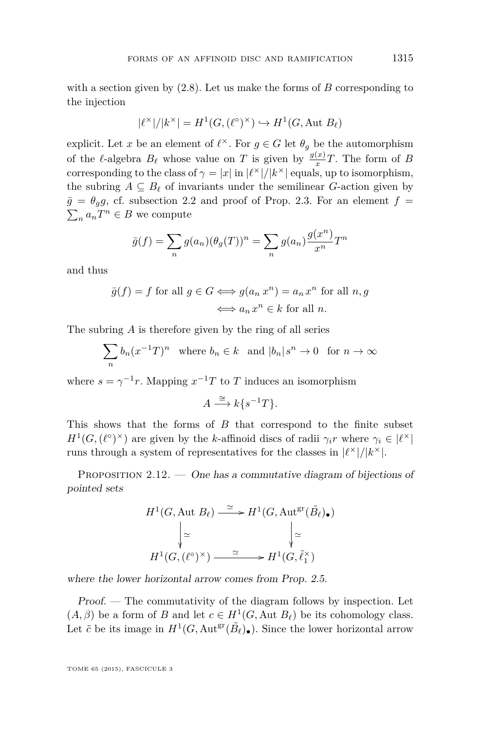with a section given by (2.8). Let us make the forms of $B$ corresponding to the injection

$$|\ell^\times|/|k^\times| = H^1(G,(\ell^\circ)^\times) \hookrightarrow H^1(G,\mathrm{Aut}\ B_\ell)$$

explicit. Let $x$ be an element of $\ell^\times$. For $g \in G$ let $\theta_g$ be the automorphism of the $\ell$-algebra $B_\ell$ whose value on $T$ is given by $\frac{g(x)}{x}T$. The form of $B$ corresponding to the class of $\gamma = |x|$ in $|\ell^\times|/|k^\times|$ equals, up to isomorphism, the subring $A \subseteq B_\ell$ of invariants under the semilinear $G$-action given by $\bar{g} = \theta_g g$, cf. subsection 2.2 and proof of Prop. 2.3. For an element $f = \sum_n a_n T^n \in B$ we compute

$$\bar{g}(f) = \sum_n g(a_n)(\theta_g(T))^n = \sum_n g(a_n)\frac{g(x^n)}{x^n}T^n$$

and thus

$$\begin{aligned} \bar{g}(f) = f \text{ for all } g \in G &\Longleftrightarrow g(a_n\, x^n) = a_n\, x^n \text{ for all } n, g \\ &\Longleftrightarrow a_n\, x^n \in k \text{ for all } n. \end{aligned}$$

The subring $A$ is therefore given by the ring of all series

$$\sum_n b_n(x^{-1}T)^n \quad \text{where } b_n \in k \quad \text{and } |b_n|\, s^n \to 0 \quad \text{for } n \to \infty$$

where $s = \gamma^{-1}r$. Mapping $x^{-1}T$ to $T$ induces an isomorphism

$$A \xrightarrow{\cong} k\{s^{-1}T\}.$$

This shows that the forms of $B$ that correspond to the finite subset $H^1(G,(\ell^\circ)^\times)$ are given by the $k$-affinoid discs of radii $\gamma_i r$ where $\gamma_i \in |\ell^\times|$ runs through a system of representatives for the classes in $|\ell^\times|/|k^\times|$.

Proposition 2.12. — *One has a commutative diagram of bijections of pointed sets*

$$\begin{array}{ccc} H^1(G,\mathrm{Aut}\ B_\ell) & \xrightarrow{\ \simeq\ } & H^1(G,\mathrm{Aut}^{\mathrm{gr}}(\tilde{B}_\ell)_\bullet) \\ \big\downarrow{\simeq} & & \big\downarrow{\simeq} \\ H^1(G,(\ell^\circ)^\times) & \xrightarrow{\ \simeq\ } & H^1(G,\tilde{\ell}_1^\times) \end{array}$$

*where the lower horizontal arrow comes from Prop. 2.5.*

*Proof.* — The commutativity of the diagram follows by inspection. Let $(A,\beta)$ be a form of $B$ and let $c \in H^1(G,\mathrm{Aut}\ B_\ell)$ be its cohomology class. Let $\tilde{c}$ be its image in $H^1(G,\mathrm{Aut}^{\mathrm{gr}}(\tilde{B}_\ell)_\bullet)$. Since the lower horizontal arrow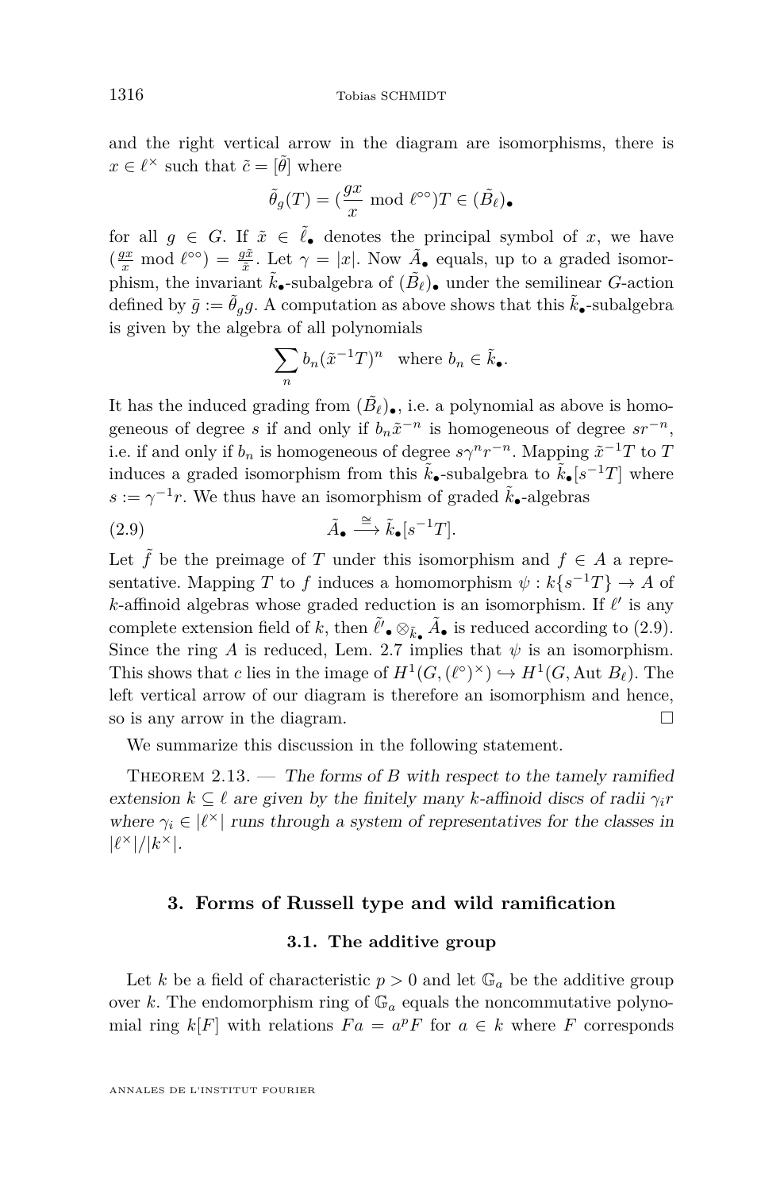and the right vertical arrow in the diagram are isomorphisms, there is $x \in \ell^\times$ such that $\tilde{c} = [\tilde{\theta}]$ where

$$\tilde{\theta}_g(T) = (\frac{gx}{x} \bmod \ell^{\circ\circ})T \in (\tilde{B}_\ell)_\bullet$$

for all $g \in G$. If $\tilde{x} \in \tilde{\ell}_\bullet$ denotes the principal symbol of $x$, we have $(\frac{gx}{x} \bmod \ell^{\circ\circ}) = \frac{g\tilde{x}}{\tilde{x}}$. Let $\gamma = |x|$. Now $\tilde{A}_\bullet$ equals, up to a graded isomorphism, the invariant $\tilde{k}_\bullet$-subalgebra of $(\tilde{B}_\ell)_\bullet$ under the semilinear $G$-action defined by $\bar{g} := \tilde{\theta}_g g$. A computation as above shows that this $\tilde{k}_\bullet$-subalgebra is given by the algebra of all polynomials

$$\sum_n b_n(\tilde{x}^{-1}T)^n \quad \text{where } b_n \in \tilde{k}_\bullet.$$

It has the induced grading from $(\tilde{B}_\ell)_\bullet$, i.e. a polynomial as above is homogeneous of degree $s$ if and only if $b_n\tilde{x}^{-n}$ is homogeneous of degree $sr^{-n}$, i.e. if and only if $b_n$ is homogeneous of degree $s\gamma^n r^{-n}$. Mapping $\tilde{x}^{-1}T$ to $T$ induces a graded isomorphism from this $\tilde{k}_\bullet$-subalgebra to $\tilde{k}_\bullet[s^{-1}T]$ where $s := \gamma^{-1}r$. We thus have an isomorphism of graded $\tilde{k}_\bullet$-algebras

$$\tilde{A}_\bullet \xrightarrow{\cong} \tilde{k}_\bullet[s^{-1}T]. \tag{2.9}$$

Let $\tilde{f}$ be the preimage of $T$ under this isomorphism and $f \in A$ a representative. Mapping $T$ to $f$ induces a homomorphism $\psi : k\{s^{-1}T\} \to A$ of $k$-affinoid algebras whose graded reduction is an isomorphism. If $\ell'$ is any complete extension field of $k$, then $\tilde{\ell'}_\bullet \otimes_{\tilde{k}_\bullet} \tilde{A}_\bullet$ is reduced according to (2.9). Since the ring $A$ is reduced, Lem. 2.7 implies that $\psi$ is an isomorphism. This shows that $c$ lies in the image of $H^1(G, (\ell^\circ)^\times) \hookrightarrow H^1(G, \operatorname{Aut} B_\ell)$. The left vertical arrow of our diagram is therefore an isomorphism and hence, so is any arrow in the diagram. □

We summarize this discussion in the following statement.

Theorem 2.13. — *The forms of $B$ with respect to the tamely ramified extension $k \subseteq \ell$ are given by the finitely many $k$-affinoid discs of radii $\gamma_i r$ where $\gamma_i \in |\ell^\times|$ runs through a system of representatives for the classes in $|\ell^\times|/|k^\times|$.*

## 3. Forms of Russell type and wild ramification

### 3.1. The additive group

Let $k$ be a field of characteristic $p > 0$ and let $\mathbb{G}_a$ be the additive group over $k$. The endomorphism ring of $\mathbb{G}_a$ equals the noncommutative polynomial ring $k[F]$ with relations $Fa = a^pF$ for $a \in k$ where $F$ corresponds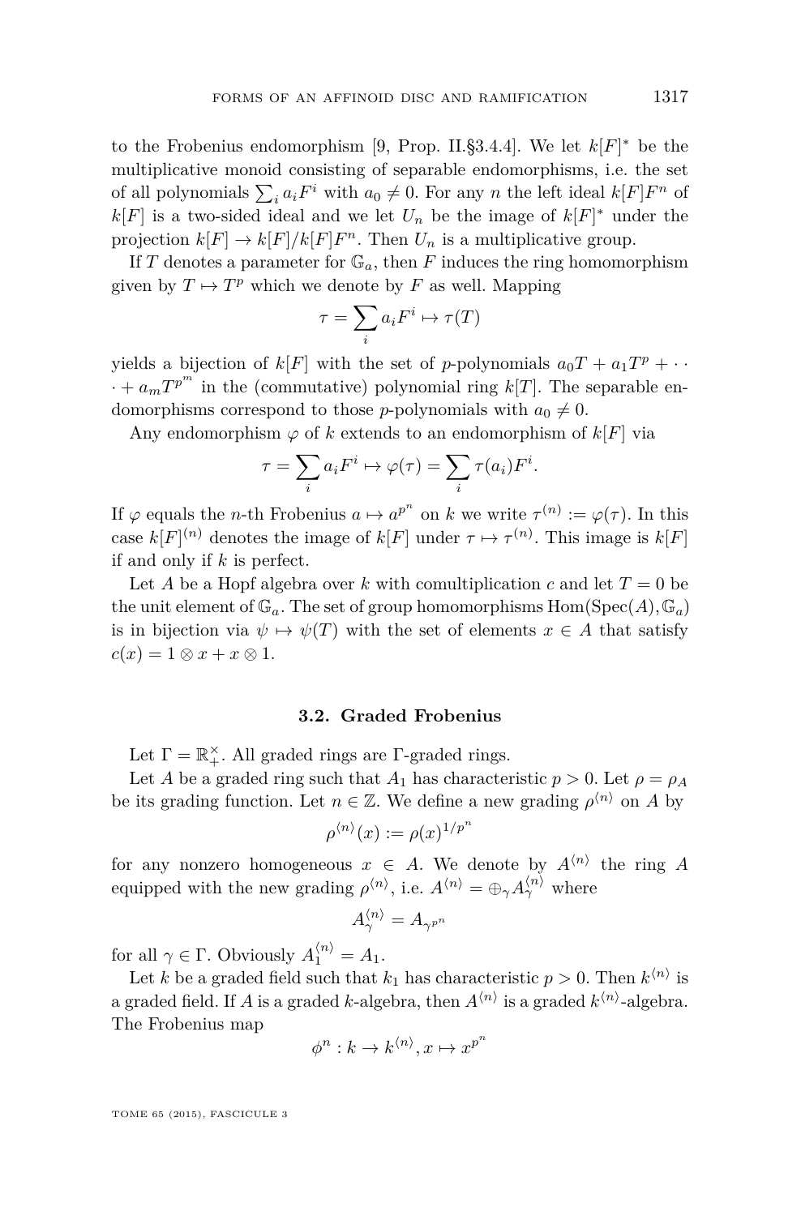to the Frobenius endomorphism [9, Prop. II.§3.4.4]. We let $k[F]^*$ be the multiplicative monoid consisting of separable endomorphisms, i.e. the set of all polynomials $\sum_i a_i F^i$ with $a_0 \neq 0$. For any $n$ the left ideal $k[F]F^n$ of $k[F]$ is a two-sided ideal and we let $U_n$ be the image of $k[F]^*$ under the projection $k[F] \to k[F]/k[F]F^n$. Then $U_n$ is a multiplicative group.

If $T$ denotes a parameter for $\mathbb{G}_a$, then $F$ induces the ring homomorphism given by $T \mapsto T^p$ which we denote by $F$ as well. Mapping

$$\tau = \sum_i a_i F^i \mapsto \tau(T)$$

yields a bijection of $k[F]$ with the set of $p$-polynomials $a_0 T + a_1 T^p + \cdots + a_m T^{p^m}$ in the (commutative) polynomial ring $k[T]$. The separable endomorphisms correspond to those $p$-polynomials with $a_0 \neq 0$.

Any endomorphism $\varphi$ of $k$ extends to an endomorphism of $k[F]$ via

$$\tau = \sum_i a_i F^i \mapsto \varphi(\tau) = \sum_i \tau(a_i) F^i.$$

If $\varphi$ equals the $n$-th Frobenius $a \mapsto a^{p^n}$ on $k$ we write $\tau^{(n)} := \varphi(\tau)$. In this case $k[F]^{(n)}$ denotes the image of $k[F]$ under $\tau \mapsto \tau^{(n)}$. This image is $k[F]$ if and only if $k$ is perfect.

Let $A$ be a Hopf algebra over $k$ with comultiplication $c$ and let $T = 0$ be the unit element of $\mathbb{G}_a$. The set of group homomorphisms $\mathrm{Hom}(\mathrm{Spec}(A), \mathbb{G}_a)$ is in bijection via $\psi \mapsto \psi(T)$ with the set of elements $x \in A$ that satisfy $c(x) = 1 \otimes x + x \otimes 1$.

### 3.2. Graded Frobenius

Let $\Gamma = \mathbb{R}_+^\times$. All graded rings are $\Gamma$-graded rings.

Let $A$ be a graded ring such that $A_1$ has characteristic $p > 0$. Let $\rho = \rho_A$ be its grading function. Let $n \in \mathbb{Z}$. We define a new grading $\rho^{\langle n \rangle}$ on $A$ by

$$\rho^{\langle n \rangle}(x) := \rho(x)^{1/p^n}$$

for any nonzero homogeneous $x \in A$. We denote by $A^{\langle n \rangle}$ the ring $A$ equipped with the new grading $\rho^{\langle n \rangle}$, i.e. $A^{\langle n \rangle} = \oplus_\gamma A_\gamma^{\langle n \rangle}$ where

$$A_\gamma^{\langle n \rangle} = A_{\gamma^{p^n}}$$

for all $\gamma \in \Gamma$. Obviously $A_1^{\langle n \rangle} = A_1$.

Let $k$ be a graded field such that $k_1$ has characteristic $p > 0$. Then $k^{\langle n \rangle}$ is a graded field. If $A$ is a graded $k$-algebra, then $A^{\langle n \rangle}$ is a graded $k^{\langle n \rangle}$-algebra. The Frobenius map

$$\phi^n : k \to k^{\langle n \rangle}, x \mapsto x^{p^n}$$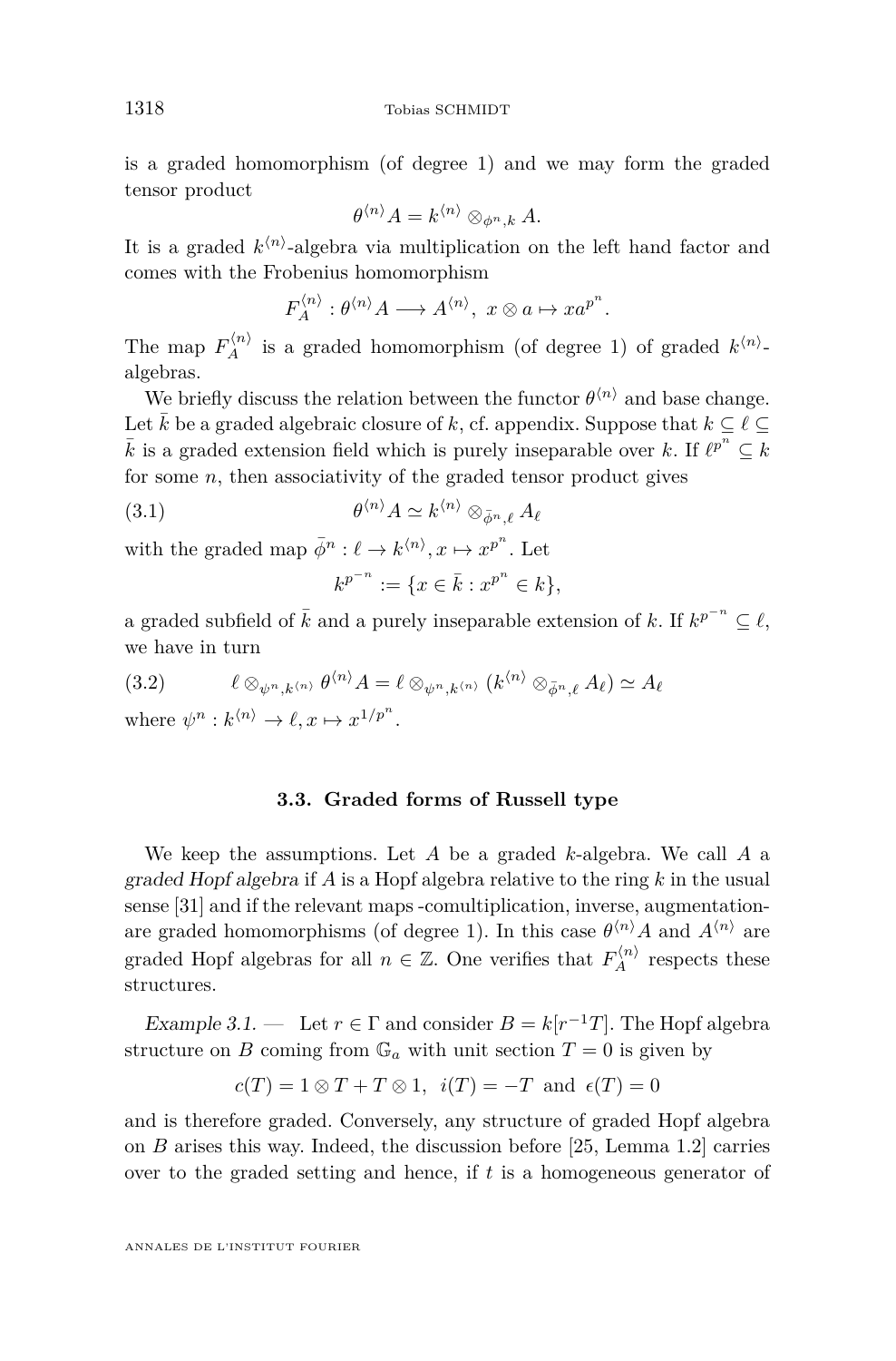is a graded homomorphism (of degree 1) and we may form the graded tensor product

$$\theta^{\langle n\rangle}A = k^{\langle n\rangle} \otimes_{\phi^n,k} A.$$

It is a graded $k^{\langle n\rangle}$-algebra via multiplication on the left hand factor and comes with the Frobenius homomorphism

$$F_A^{\langle n\rangle} : \theta^{\langle n\rangle}A \longrightarrow A^{\langle n\rangle},\ x\otimes a \mapsto xa^{p^n}.$$

The map $F_A^{\langle n\rangle}$ is a graded homomorphism (of degree 1) of graded $k^{\langle n\rangle}$-algebras.

We briefly discuss the relation between the functor $\theta^{\langle n\rangle}$ and base change. Let $\bar{k}$ be a graded algebraic closure of $k$, cf. appendix. Suppose that $k \subseteq \ell \subseteq \bar{k}$ is a graded extension field which is purely inseparable over $k$. If $\ell^{p^n} \subseteq k$ for some $n$, then associativity of the graded tensor product gives

$$\theta^{\langle n\rangle}A \simeq k^{\langle n\rangle} \otimes_{\bar{\phi}^n,\ell} A_\ell \tag{3.1}$$

with the graded map $\bar{\phi}^n : \ell \to k^{\langle n\rangle}, x \mapsto x^{p^n}$. Let

$$k^{p^{-n}} := \{x \in \bar{k} : x^{p^n} \in k\},$$

a graded subfield of $\bar{k}$ and a purely inseparable extension of $k$. If $k^{p^{-n}} \subseteq \ell$, we have in turn

$$\ell \otimes_{\psi^n,k^{\langle n\rangle}} \theta^{\langle n\rangle}A = \ell \otimes_{\psi^n,k^{\langle n\rangle}} (k^{\langle n\rangle} \otimes_{\bar{\phi}^n,\ell} A_\ell) \simeq A_\ell \tag{3.2}$$

where $\psi^n : k^{\langle n\rangle} \to \ell, x \mapsto x^{1/p^n}$.

### 3.3. Graded forms of Russell type

We keep the assumptions. Let $A$ be a graded $k$-algebra. We call $A$ a *graded Hopf algebra* if $A$ is a Hopf algebra relative to the ring $k$ in the usual sense [31] and if the relevant maps -comultiplication, inverse, augmentation- are graded homomorphisms (of degree 1). In this case $\theta^{\langle n\rangle}A$ and $A^{\langle n\rangle}$ are graded Hopf algebras for all $n \in \mathbb{Z}$. One verifies that $F_A^{\langle n\rangle}$ respects these structures.

*Example 3.1.* — Let $r \in \Gamma$ and consider $B = k[r^{-1}T]$. The Hopf algebra structure on $B$ coming from $\mathbb{G}_a$ with unit section $T = 0$ is given by

$$c(T) = 1\otimes T + T\otimes 1,\ \ i(T) = -T \ \text{ and } \ \epsilon(T) = 0$$

and is therefore graded. Conversely, any structure of graded Hopf algebra on $B$ arises this way. Indeed, the discussion before [25, Lemma 1.2] carries over to the graded setting and hence, if $t$ is a homogeneous generator of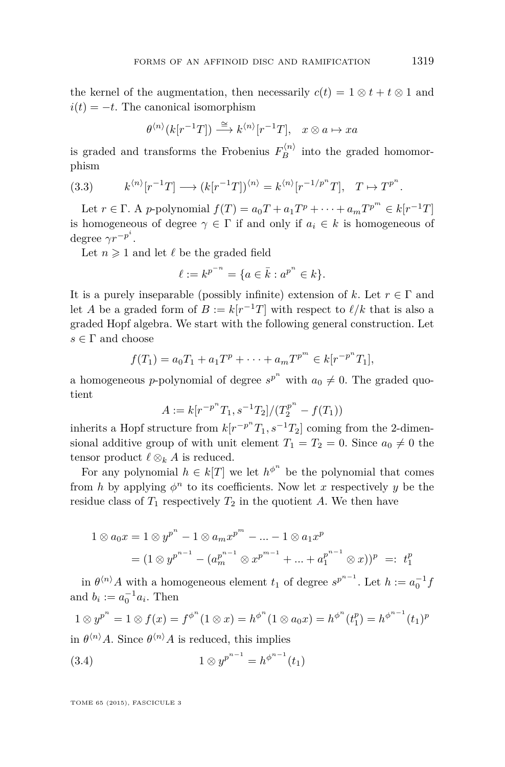the kernel of the augmentation, then necessarily $c(t) = 1 \otimes t + t \otimes 1$ and $i(t) = -t$. The canonical isomorphism

$$\theta^{\langle n\rangle}(k[r^{-1}T]) \xrightarrow{\cong} k^{\langle n\rangle}[r^{-1}T], \quad x \otimes a \mapsto xa$$

is graded and transforms the Frobenius $F_B^{\langle n\rangle}$ into the graded homomorphism

$$k^{\langle n\rangle}[r^{-1}T] \longrightarrow (k[r^{-1}T])^{\langle n\rangle} = k^{\langle n\rangle}[r^{-1/p^n}T], \quad T \mapsto T^{p^n}. \tag{3.3}$$

Let $r \in \Gamma$. A $p$-polynomial $f(T) = a_0T + a_1T^p + \cdots + a_mT^{p^m} \in k[r^{-1}T]$ is homogeneous of degree $\gamma \in \Gamma$ if and only if $a_i \in k$ is homogeneous of degree $\gamma r^{-p^i}$.

Let $n \geqslant 1$ and let $\ell$ be the graded field

$$\ell := k^{p^{-n}} = \{a \in \bar{k} : a^{p^n} \in k\}.$$

It is a purely inseparable (possibly infinite) extension of $k$. Let $r \in \Gamma$ and let $A$ be a graded form of $B := k[r^{-1}T]$ with respect to $\ell/k$ that is also a graded Hopf algebra. We start with the following general construction. Let $s \in \Gamma$ and choose

$$f(T_1) = a_0T_1 + a_1T^p + \cdots + a_mT^{p^m} \in k[r^{-p^n}T_1],$$

a homogeneous $p$-polynomial of degree $s^{p^n}$ with $a_0 \neq 0$. The graded quotient

$$A := k[r^{-p^n}T_1, s^{-1}T_2]/(T_2^{p^n} - f(T_1))$$

inherits a Hopf structure from $k[r^{-p^n}T_1, s^{-1}T_2]$ coming from the 2-dimensional additive group of with unit element $T_1 = T_2 = 0$. Since $a_0 \neq 0$ the tensor product $\ell \otimes_k A$ is reduced.

For any polynomial $h \in k[T]$ we let $h^{\phi^n}$ be the polynomial that comes from $h$ by applying $\phi^n$ to its coefficients. Now let $x$ respectively $y$ be the residue class of $T_1$ respectively $T_2$ in the quotient $A$. We then have

$$\begin{aligned}
1 \otimes a_0x &= 1 \otimes y^{p^n} - 1 \otimes a_mx^{p^m} - \ldots - 1 \otimes a_1x^p \\
&= (1 \otimes y^{p^{n-1}} - (a_m^{p^{n-1}} \otimes x^{p^{m-1}} + \ldots + a_1^{p^{n-1}} \otimes x))^p \ =: \ t_1^p
\end{aligned}$$

in $\theta^{\langle n\rangle}A$ with a homogeneous element $t_1$ of degree $s^{p^{n-1}}$. Let $h := a_0^{-1}f$ and $b_i := a_0^{-1}a_i$. Then

$$1 \otimes y^{p^n} = 1 \otimes f(x) = f^{\phi^n}(1 \otimes x) = h^{\phi^n}(1 \otimes a_0x) = h^{\phi^n}(t_1^p) = h^{\phi^{n-1}}(t_1)^p$$

in $\theta^{\langle n\rangle}A$. Since $\theta^{\langle n\rangle}A$ is reduced, this implies

$$1 \otimes y^{p^{n-1}} = h^{\phi^{n-1}}(t_1) \tag{3.4}$$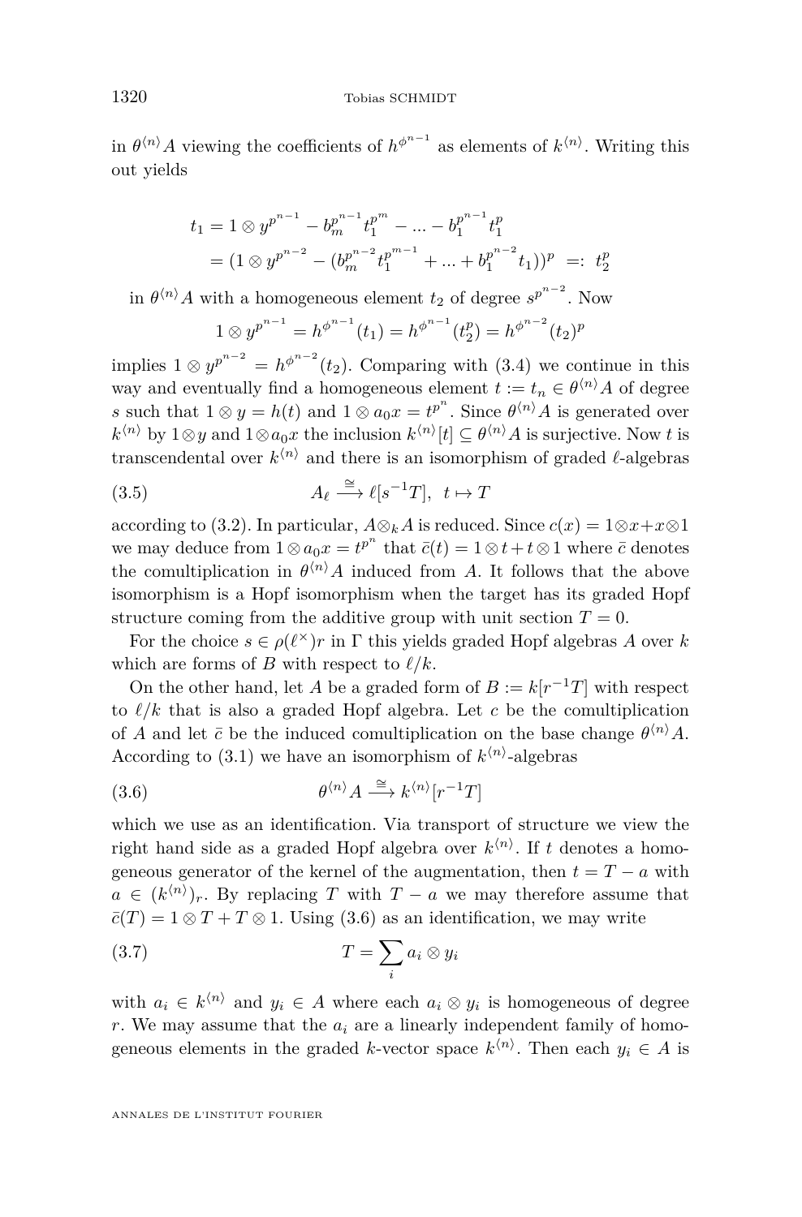in $\theta^{\langle n\rangle}A$ viewing the coefficients of $h^{\phi^{n-1}}$ as elements of $k^{\langle n\rangle}$. Writing this out yields

$$\begin{aligned} t_1 &= 1\otimes y^{p^{n-1}} - b_m^{p^{n-1}} t_1^{p^m} - \dots - b_1^{p^{n-1}} t_1^p \\ &= (1\otimes y^{p^{n-2}} - (b_m^{p^{n-2}} t_1^{p^{m-1}} + \dots + b_1^{p^{n-2}} t_1))^p \;=:\; t_2^p \end{aligned}$$

in $\theta^{\langle n\rangle}A$ with a homogeneous element $t_2$ of degree $s^{p^{n-2}}$. Now

$$1\otimes y^{p^{n-1}} = h^{\phi^{n-1}}(t_1) = h^{\phi^{n-1}}(t_2^p) = h^{\phi^{n-2}}(t_2)^p$$

implies $1\otimes y^{p^{n-2}} = h^{\phi^{n-2}}(t_2)$. Comparing with (3.4) we continue in this way and eventually find a homogeneous element $t := t_n \in \theta^{\langle n\rangle}A$ of degree $s$ such that $1\otimes y = h(t)$ and $1\otimes a_0 x = t^{p^n}$. Since $\theta^{\langle n\rangle}A$ is generated over $k^{\langle n\rangle}$ by $1\otimes y$ and $1\otimes a_0 x$ the inclusion $k^{\langle n\rangle}[t]\subseteq \theta^{\langle n\rangle}A$ is surjective. Now $t$ is transcendental over $k^{\langle n\rangle}$ and there is an isomorphism of graded $\ell$-algebras

$$A_\ell \xrightarrow{\cong} \ell[s^{-1}T],\;\; t\mapsto T \tag{3.5}$$

according to (3.2). In particular, $A\otimes_k A$ is reduced. Since $c(x) = 1\otimes x + x\otimes 1$ we may deduce from $1\otimes a_0 x = t^{p^n}$ that $\bar{c}(t) = 1\otimes t + t\otimes 1$ where $\bar{c}$ denotes the comultiplication in $\theta^{\langle n\rangle}A$ induced from $A$. It follows that the above isomorphism is a Hopf isomorphism when the target has its graded Hopf structure coming from the additive group with unit section $T=0$.

For the choice $s\in\rho(\ell^\times)r$ in $\Gamma$ this yields graded Hopf algebras $A$ over $k$ which are forms of $B$ with respect to $\ell/k$.

On the other hand, let $A$ be a graded form of $B := k[r^{-1}T]$ with respect to $\ell/k$ that is also a graded Hopf algebra. Let $c$ be the comultiplication of $A$ and let $\bar{c}$ be the induced comultiplication on the base change $\theta^{\langle n\rangle}A$. According to (3.1) we have an isomorphism of $k^{\langle n\rangle}$-algebras

$$\theta^{\langle n\rangle}A \xrightarrow{\cong} k^{\langle n\rangle}[r^{-1}T] \tag{3.6}$$

which we use as an identification. Via transport of structure we view the right hand side as a graded Hopf algebra over $k^{\langle n\rangle}$. If $t$ denotes a homogeneous generator of the kernel of the augmentation, then $t = T - a$ with $a\in (k^{\langle n\rangle})_r$. By replacing $T$ with $T-a$ we may therefore assume that $\bar{c}(T) = 1\otimes T + T\otimes 1$. Using (3.6) as an identification, we may write

$$T = \sum_i a_i\otimes y_i \tag{3.7}$$

with $a_i\in k^{\langle n\rangle}$ and $y_i\in A$ where each $a_i\otimes y_i$ is homogeneous of degree $r$. We may assume that the $a_i$ are a linearly independent family of homogeneous elements in the graded $k$-vector space $k^{\langle n\rangle}$. Then each $y_i\in A$ is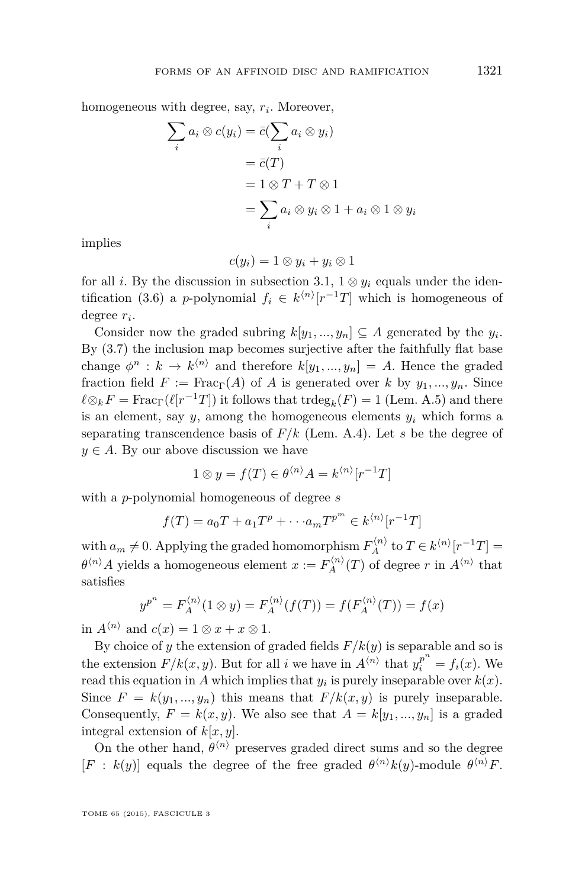homogeneous with degree, say, $r_i$. Moreover,

$$\begin{aligned}\sum_i a_i \otimes c(y_i) &= \bar{c}(\sum_i a_i \otimes y_i)\\ &= \bar{c}(T)\\ &= 1\otimes T + T\otimes 1\\ &= \sum_i a_i\otimes y_i\otimes 1 + a_i \otimes 1\otimes y_i\end{aligned}$$

implies

$$c(y_i) = 1\otimes y_i + y_i \otimes 1$$

for all $i$. By the discussion in subsection 3.1, $1\otimes y_i$ equals under the identification (3.6) a $p$-polynomial $f_i \in k^{\langle n\rangle}[r^{-1}T]$ which is homogeneous of degree $r_i$.

Consider now the graded subring $k[y_1,...,y_n] \subseteq A$ generated by the $y_i$. By (3.7) the inclusion map becomes surjective after the faithfully flat base change $\phi^n : k \to k^{\langle n\rangle}$ and therefore $k[y_1,...,y_n] = A$. Hence the graded fraction field $F := \mathrm{Frac}_\Gamma(A)$ of $A$ is generated over $k$ by $y_1,...,y_n$. Since $\ell\otimes_k F = \mathrm{Frac}_\Gamma(\ell[r^{-1}T])$ it follows that $\mathrm{trdeg}_k(F) = 1$ (Lem. A.5) and there is an element, say $y$, among the homogeneous elements $y_i$ which forms a separating transcendence basis of $F/k$ (Lem. A.4). Let $s$ be the degree of $y \in A$. By our above discussion we have

$$1\otimes y = f(T) \in \theta^{\langle n\rangle}A = k^{\langle n\rangle}[r^{-1}T]$$

with a $p$-polynomial homogeneous of degree $s$

$$f(T) = a_0T + a_1T^p + \cdots a_mT^{p^m} \in k^{\langle n\rangle}[r^{-1}T]$$

with $a_m \neq 0$. Applying the graded homomorphism $F_A^{\langle n\rangle}$ to $T \in k^{\langle n\rangle}[r^{-1}T] = \theta^{\langle n\rangle}A$ yields a homogeneous element $x := F_A^{\langle n\rangle}(T)$ of degree $r$ in $A^{\langle n\rangle}$ that satisfies

$$y^{p^n} = F_A^{\langle n\rangle}(1\otimes y) = F_A^{\langle n\rangle}(f(T)) = f(F_A^{\langle n\rangle}(T)) = f(x)$$

in $A^{\langle n\rangle}$ and $c(x) = 1\otimes x + x\otimes 1$.

By choice of $y$ the extension of graded fields $F/k(y)$ is separable and so is the extension $F/k(x,y)$. But for all $i$ we have in $A^{\langle n\rangle}$ that $y_i^{p^n} = f_i(x)$. We read this equation in $A$ which implies that $y_i$ is purely inseparable over $k(x)$. Since $F = k(y_1,...,y_n)$ this means that $F/k(x,y)$ is purely inseparable. Consequently, $F = k(x,y)$. We also see that $A = k[y_1,...,y_n]$ is a graded integral extension of $k[x,y]$.

On the other hand, $\theta^{\langle n\rangle}$ preserves graded direct sums and so the degree $[F : k(y)]$ equals the degree of the free graded $\theta^{\langle n\rangle}k(y)$-module $\theta^{\langle n\rangle}F$.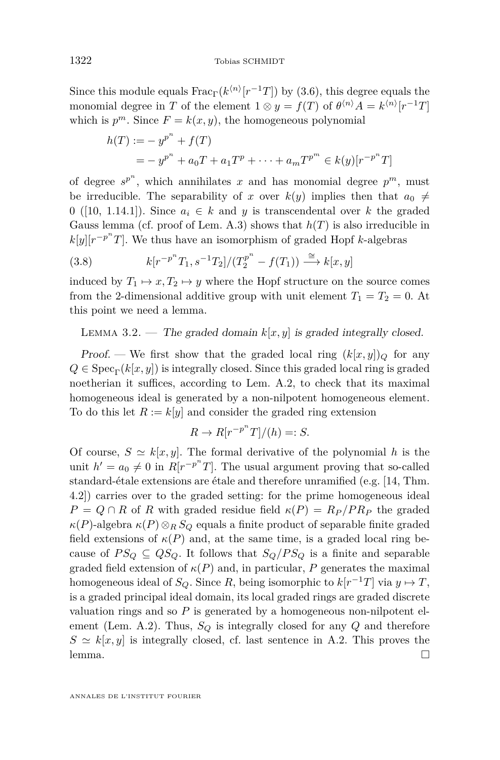Since this module equals $\mathrm{Frac}_\Gamma(k^{\langle n\rangle}[r^{-1}T])$ by (3.6), this degree equals the monomial degree in $T$ of the element $1\otimes y = f(T)$ of $\theta^{\langle n\rangle}A = k^{\langle n\rangle}[r^{-1}T]$ which is $p^m$. Since $F = k(x,y)$, the homogeneous polynomial

$$\begin{aligned} h(T) &:= -\,y^{p^n} + f(T) \\ &= -\,y^{p^n} + a_0T + a_1T^p + \cdots + a_mT^{p^m} \in k(y)[r^{-p^n}T] \end{aligned}$$

of degree $s^{p^n}$, which annihilates $x$ and has monomial degree $p^m$, must be irreducible. The separability of $x$ over $k(y)$ implies then that $a_0 \neq 0$ ([10, 1.14.1]). Since $a_i \in k$ and $y$ is transcendental over $k$ the graded Gauss lemma (cf. proof of Lem. A.3) shows that $h(T)$ is also irreducible in $k[y][r^{-p^n}T]$. We thus have an isomorphism of graded Hopf $k$-algebras

$$k[r^{-p^n}T_1, s^{-1}T_2]/(T_2^{p^n} - f(T_1)) \xrightarrow{\cong} k[x,y] \tag{3.8}$$

induced by $T_1 \mapsto x, T_2 \mapsto y$ where the Hopf structure on the source comes from the 2-dimensional additive group with unit element $T_1 = T_2 = 0$. At this point we need a lemma.

Lemma 3.2. — *The graded domain $k[x,y]$ is graded integrally closed.*

*Proof.* — We first show that the graded local ring $(k[x,y])_Q$ for any $Q \in \mathrm{Spec}_\Gamma(k[x,y])$ is integrally closed. Since this graded local ring is graded noetherian it suffices, according to Lem. A.2, to check that its maximal homogeneous ideal is generated by a non-nilpotent homogeneous element. To do this let $R := k[y]$ and consider the graded ring extension

$$R \to R[r^{-p^n}T]/(h) =: S.$$

Of course, $S \simeq k[x,y]$. The formal derivative of the polynomial $h$ is the unit $h' = a_0 \neq 0$ in $R[r^{-p^n}T]$. The usual argument proving that so-called standard-étale extensions are étale and therefore unramified (e.g. [14, Thm. 4.2]) carries over to the graded setting: for the prime homogeneous ideal $P = Q \cap R$ of $R$ with graded residue field $\kappa(P) = R_P/PR_P$ the graded $\kappa(P)$-algebra $\kappa(P)\otimes_R S_Q$ equals a finite product of separable finite graded field extensions of $\kappa(P)$ and, at the same time, is a graded local ring because of $PS_Q \subseteq QS_Q$. It follows that $S_Q/PS_Q$ is a finite and separable graded field extension of $\kappa(P)$ and, in particular, $P$ generates the maximal homogeneous ideal of $S_Q$. Since $R$, being isomorphic to $k[r^{-1}T]$ via $y \mapsto T$, is a graded principal ideal domain, its local graded rings are graded discrete valuation rings and so $P$ is generated by a homogeneous non-nilpotent element (Lem. A.2). Thus, $S_Q$ is integrally closed for any $Q$ and therefore $S \simeq k[x,y]$ is integrally closed, cf. last sentence in A.2. This proves the lemma. $\square$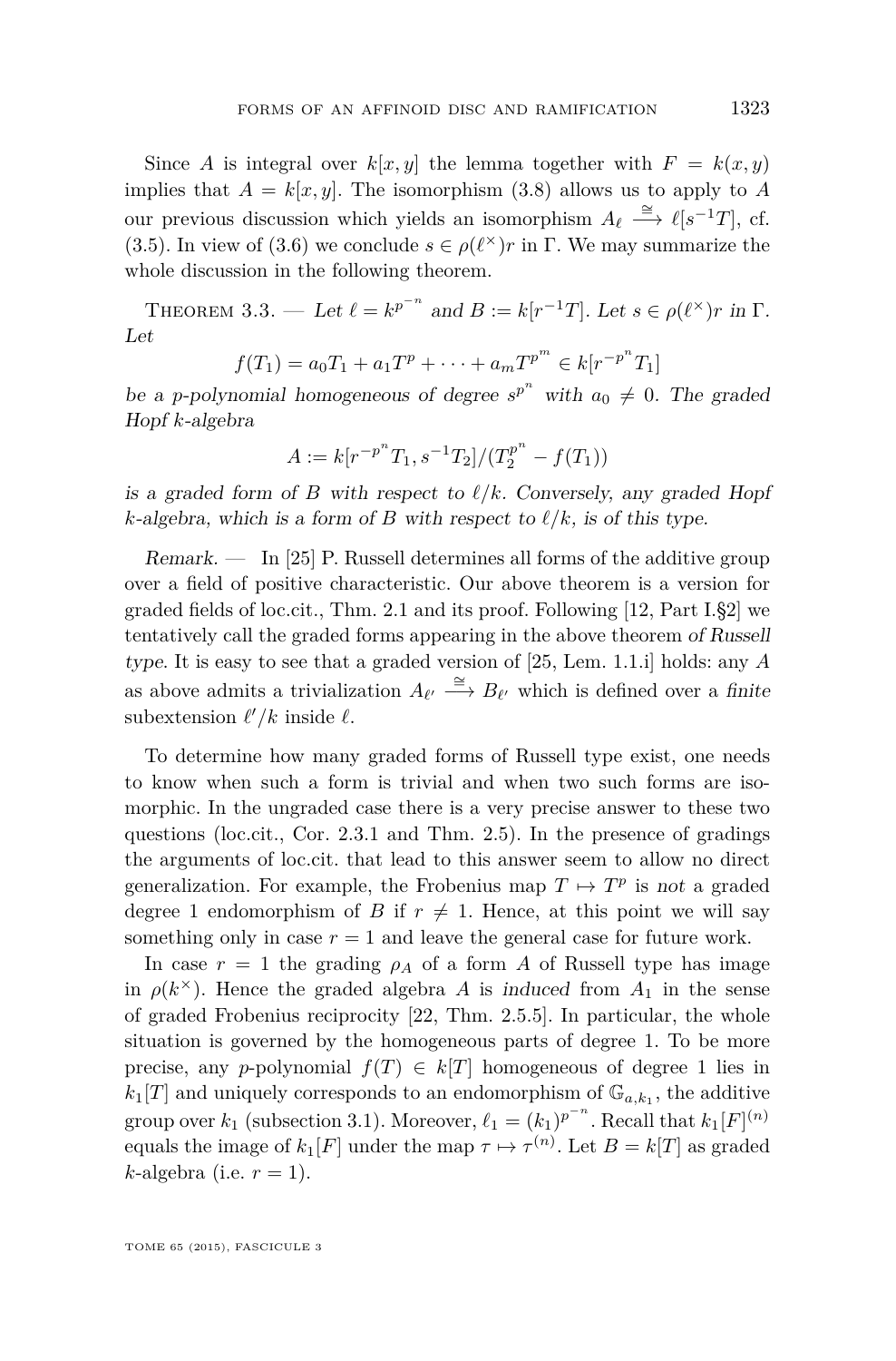Since $A$ is integral over $k[x,y]$ the lemma together with $F = k(x,y)$ implies that $A = k[x,y]$. The isomorphism (3.8) allows us to apply to $A$ our previous discussion which yields an isomorphism $A_\ell \xrightarrow{\cong} \ell[s^{-1}T]$, cf. (3.5). In view of (3.6) we conclude $s \in \rho(\ell^\times)r$ in $\Gamma$. We may summarize the whole discussion in the following theorem.

Theorem 3.3. — *Let $\ell = k^{p^{-n}}$ and $B := k[r^{-1}T]$. Let $s \in \rho(\ell^\times)r$ in $\Gamma$. Let*

$$f(T_1) = a_0 T_1 + a_1 T^p + \cdots + a_m T^{p^m} \in k[r^{-p^n}T_1]$$

*be a $p$-polynomial homogeneous of degree $s^{p^n}$ with $a_0 \neq 0$. The graded Hopf $k$-algebra*

$$A := k[r^{-p^n}T_1, s^{-1}T_2]/(T_2^{p^n} - f(T_1))$$

*is a graded form of $B$ with respect to $\ell/k$. Conversely, any graded Hopf $k$-algebra, which is a form of $B$ with respect to $\ell/k$, is of this type.*

*Remark.* — In [25] P. Russell determines all forms of the additive group over a field of positive characteristic. Our above theorem is a version for graded fields of loc.cit., Thm. 2.1 and its proof. Following [12, Part I.§2] we tentatively call the graded forms appearing in the above theorem *of Russell type*. It is easy to see that a graded version of [25, Lem. 1.1.i] holds: any $A$ as above admits a trivialization $A_{\ell'} \xrightarrow{\cong} B_{\ell'}$ which is defined over a *finite* subextension $\ell'/k$ inside $\ell$.

To determine how many graded forms of Russell type exist, one needs to know when such a form is trivial and when two such forms are isomorphic. In the ungraded case there is a very precise answer to these two questions (loc.cit., Cor. 2.3.1 and Thm. 2.5). In the presence of gradings the arguments of loc.cit. that lead to this answer seem to allow no direct generalization. For example, the Frobenius map $T \mapsto T^p$ is *not* a graded degree 1 endomorphism of $B$ if $r \neq 1$. Hence, at this point we will say something only in case $r = 1$ and leave the general case for future work.

In case $r = 1$ the grading $\rho_A$ of a form $A$ of Russell type has image in $\rho(k^\times)$. Hence the graded algebra $A$ is *induced* from $A_1$ in the sense of graded Frobenius reciprocity [22, Thm. 2.5.5]. In particular, the whole situation is governed by the homogeneous parts of degree 1. To be more precise, any $p$-polynomial $f(T) \in k[T]$ homogeneous of degree 1 lies in $k_1[T]$ and uniquely corresponds to an endomorphism of $\mathbb{G}_{a,k_1}$, the additive group over $k_1$ (subsection 3.1). Moreover, $\ell_1 = (k_1)^{p^{-n}}$. Recall that $k_1[F]^{(n)}$ equals the image of $k_1[F]$ under the map $\tau \mapsto \tau^{(n)}$. Let $B = k[T]$ as graded $k$-algebra (i.e. $r = 1$).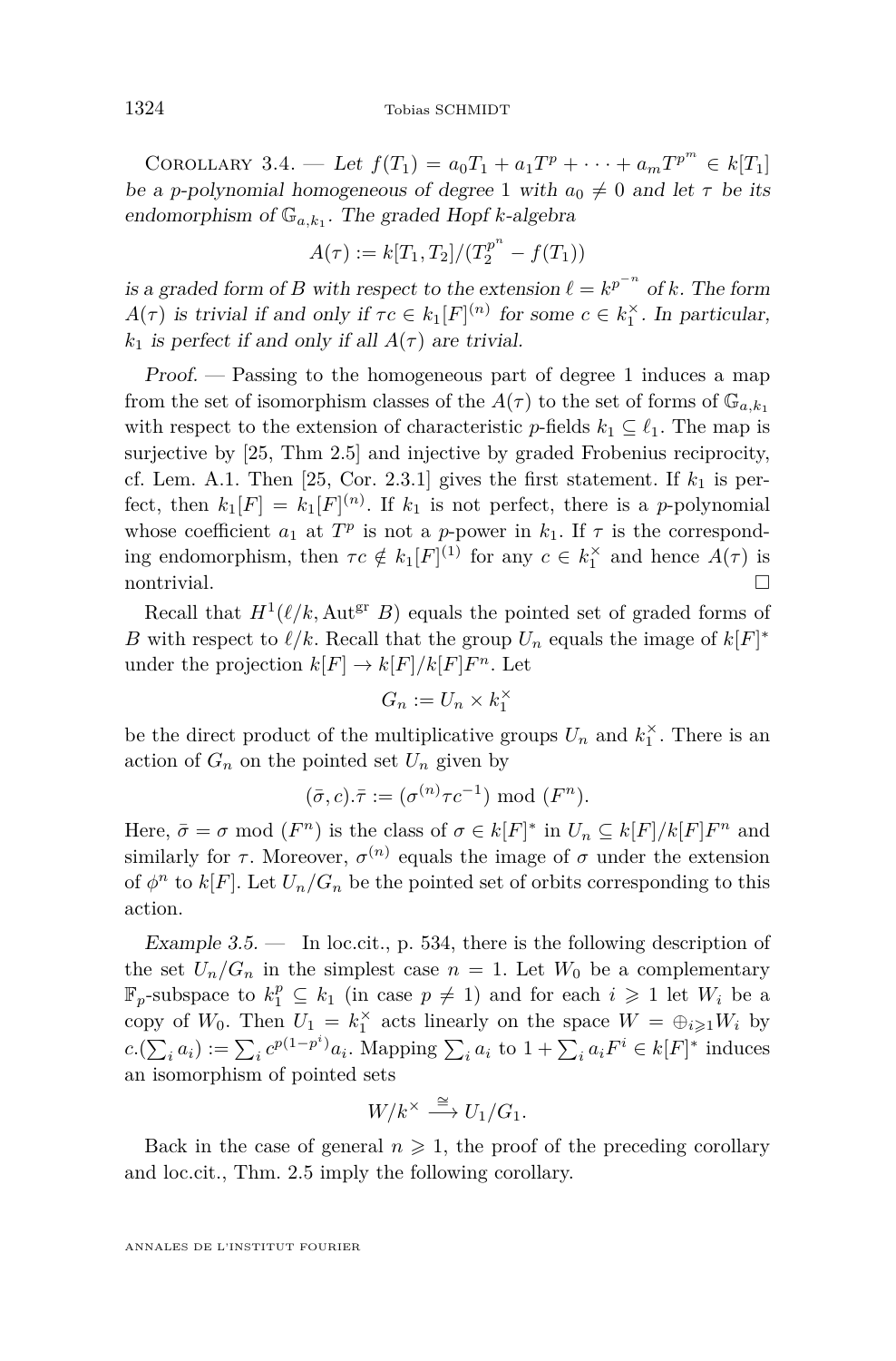Corollary 3.4. — *Let $f(T_1) = a_0T_1 + a_1T^p + \cdots + a_mT^{p^m} \in k[T_1]$ be a $p$-polynomial homogeneous of degree 1 with $a_0 \neq 0$ and let $\tau$ be its endomorphism of $\mathbb{G}_{a,k_1}$. The graded Hopf $k$-algebra*

$$A(\tau) := k[T_1, T_2]/(T_2^{p^n} - f(T_1))$$

*is a graded form of $B$ with respect to the extension $\ell = k^{p^{-n}}$ of $k$. The form $A(\tau)$ is trivial if and only if $\tau c \in k_1[F]^{(n)}$ for some $c \in k_1^\times$. In particular, $k_1$ is perfect if and only if all $A(\tau)$ are trivial.*

*Proof.* — Passing to the homogeneous part of degree 1 induces a map from the set of isomorphism classes of the $A(\tau)$ to the set of forms of $\mathbb{G}_{a,k_1}$ with respect to the extension of characteristic $p$-fields $k_1 \subseteq \ell_1$. The map is surjective by [25, Thm 2.5] and injective by graded Frobenius reciprocity, cf. Lem. A.1. Then [25, Cor. 2.3.1] gives the first statement. If $k_1$ is perfect, then $k_1[F] = k_1[F]^{(n)}$. If $k_1$ is not perfect, there is a $p$-polynomial whose coefficient $a_1$ at $T^p$ is not a $p$-power in $k_1$. If $\tau$ is the corresponding endomorphism, then $\tau c \notin k_1[F]^{(1)}$ for any $c \in k_1^\times$ and hence $A(\tau)$ is nontrivial. $\square$

Recall that $H^1(\ell/k, \mathrm{Aut}^{\mathrm{gr}}\, B)$ equals the pointed set of graded forms of $B$ with respect to $\ell/k$. Recall that the group $U_n$ equals the image of $k[F]^*$ under the projection $k[F] \to k[F]/k[F]F^n$. Let

$$G_n := U_n \times k_1^\times$$

be the direct product of the multiplicative groups $U_n$ and $k_1^\times$. There is an action of $G_n$ on the pointed set $U_n$ given by

$$(\bar{\sigma}, c).\bar{\tau} := (\sigma^{(n)}\tau c^{-1}) \bmod (F^n).$$

Here, $\bar{\sigma} = \sigma \bmod (F^n)$ is the class of $\sigma \in k[F]^*$ in $U_n \subseteq k[F]/k[F]F^n$ and similarly for $\tau$. Moreover, $\sigma^{(n)}$ equals the image of $\sigma$ under the extension of $\phi^n$ to $k[F]$. Let $U_n/G_n$ be the pointed set of orbits corresponding to this action.

*Example 3.5.* — In loc.cit., p. 534, there is the following description of the set $U_n/G_n$ in the simplest case $n = 1$. Let $W_0$ be a complementary $\mathbb{F}_p$-subspace to $k_1^p \subseteq k_1$ (in case $p \neq 1$) and for each $i \geqslant 1$ let $W_i$ be a copy of $W_0$. Then $U_1 = k_1^\times$ acts linearly on the space $W = \oplus_{i \geqslant 1} W_i$ by $c.(\sum_i a_i) := \sum_i c^{p(1-p^i)}a_i$. Mapping $\sum_i a_i$ to $1 + \sum_i a_i F^i \in k[F]^*$ induces an isomorphism of pointed sets

$$W/k^\times \xrightarrow{\cong} U_1/G_1.$$

Back in the case of general $n \geqslant 1$, the proof of the preceding corollary and loc.cit., Thm. 2.5 imply the following corollary.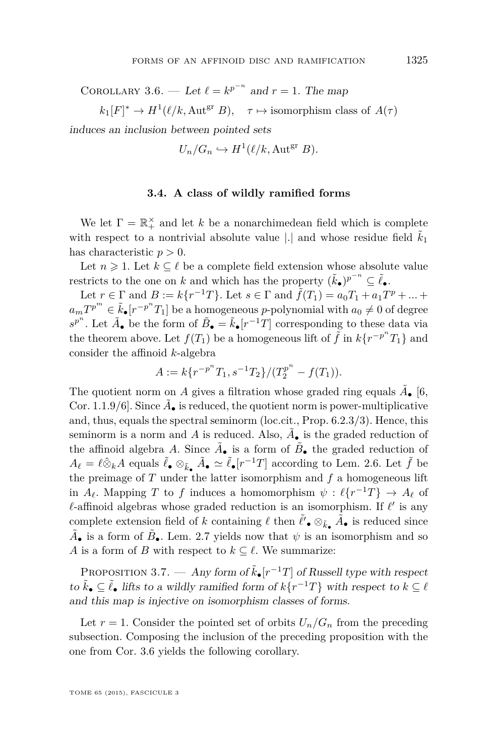Corollary 3.6. — *Let $\ell = k^{p^{-n}}$ and $r = 1$. The map*

$$k_1[F]^* \to H^1(\ell/k, \mathrm{Aut}^{\mathrm{gr}}\, B), \quad \tau \mapsto \text{isomorphism class of } A(\tau)$$

*induces an inclusion between pointed sets*

$$U_n/G_n \hookrightarrow H^1(\ell/k, \mathrm{Aut}^{\mathrm{gr}}\, B).$$

### 3.4. A class of wildly ramified forms

We let $\Gamma = \mathbb{R}_+^\times$ and let $k$ be a nonarchimedean field which is complete with respect to a nontrivial absolute value $|.|$ and whose residue field $\tilde{k}_1$ has characteristic $p > 0$.

Let $n \geqslant 1$. Let $k \subseteq \ell$ be a complete field extension whose absolute value restricts to the one on $k$ and which has the property $(\tilde{k}_\bullet)^{p^{-n}} \subseteq \tilde{\ell}_\bullet$.

Let $r \in \Gamma$ and $B := k\{r^{-1}T\}$. Let $s \in \Gamma$ and $\tilde{f}(T_1) = a_0 T_1 + a_1 T^p + \ldots + a_m T^{p^m} \in \tilde{k}_\bullet[r^{-p^n} T_1]$ be a homogeneous $p$-polynomial with $a_0 \neq 0$ of degree $s^{p^n}$. Let $\tilde{A}_\bullet$ be the form of $\tilde{B}_\bullet = \tilde{k}_\bullet[r^{-1}T]$ corresponding to these data via the theorem above. Let $f(T_1)$ be a homogeneous lift of $\tilde{f}$ in $k\{r^{-p^n} T_1\}$ and consider the affinoid $k$-algebra

$$A := k\{r^{-p^n} T_1, s^{-1} T_2\}/(T_2^{p^n} - f(T_1)).$$

The quotient norm on $A$ gives a filtration whose graded ring equals $\tilde{A}_\bullet$ [6, Cor. 1.1.9/6]. Since $\tilde{A}_\bullet$ is reduced, the quotient norm is power-multiplicative and, thus, equals the spectral seminorm (loc.cit., Prop. 6.2.3/3). Hence, this seminorm is a norm and $A$ is reduced. Also, $\tilde{A}_\bullet$ is the graded reduction of the affinoid algebra $A$. Since $\tilde{A}_\bullet$ is a form of $\tilde{B}_\bullet$ the graded reduction of $A_\ell = \ell \hat{\otimes}_k A$ equals $\tilde{\ell}_\bullet \otimes_{\tilde{k}_\bullet} \tilde{A}_\bullet \simeq \tilde{\ell}_\bullet[r^{-1}T]$ according to Lem. 2.6. Let $\tilde{f}$ be the preimage of $T$ under the latter isomorphism and $f$ a homogeneous lift in $A_\ell$. Mapping $T$ to $f$ induces a homomorphism $\psi : \ell\{r^{-1}T\} \to A_\ell$ of $\ell$-affinoid algebras whose graded reduction is an isomorphism. If $\ell'$ is any complete extension field of $k$ containing $\ell$ then $\tilde{\ell'}_\bullet \otimes_{\tilde{k}_\bullet} \tilde{A}_\bullet$ is reduced since $\tilde{A}_\bullet$ is a form of $\tilde{B}_\bullet$. Lem. 2.7 yields now that $\psi$ is an isomorphism and so $A$ is a form of $B$ with respect to $k \subseteq \ell$. We summarize:

Proposition 3.7. — *Any form of $\tilde{k}_\bullet[r^{-1}T]$ of Russell type with respect to $\tilde{k}_\bullet \subseteq \tilde{\ell}_\bullet$ lifts to a wildly ramified form of $k\{r^{-1}T\}$ with respect to $k \subseteq \ell$ and this map is injective on isomorphism classes of forms.*

Let $r = 1$. Consider the pointed set of orbits $U_n/G_n$ from the preceding subsection. Composing the inclusion of the preceding proposition with the one from Cor. 3.6 yields the following corollary.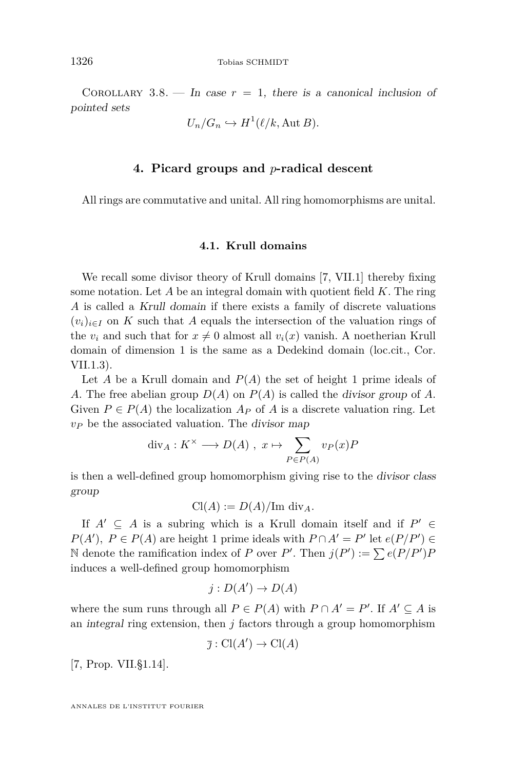Corollary 3.8. — *In case $r = 1$, there is a canonical inclusion of pointed sets*

$$U_n/G_n \hookrightarrow H^1(\ell/k, \mathrm{Aut}\, B).$$

## 4. Picard groups and $p$-radical descent

All rings are commutative and unital. All ring homomorphisms are unital.

### 4.1. Krull domains

We recall some divisor theory of Krull domains [7, VII.1] thereby fixing some notation. Let $A$ be an integral domain with quotient field $K$. The ring $A$ is called a *Krull domain* if there exists a family of discrete valuations $(v_i)_{i\in I}$ on $K$ such that $A$ equals the intersection of the valuation rings of the $v_i$ and such that for $x \neq 0$ almost all $v_i(x)$ vanish. A noetherian Krull domain of dimension 1 is the same as a Dedekind domain (loc.cit., Cor. VII.1.3).

Let $A$ be a Krull domain and $P(A)$ the set of height 1 prime ideals of $A$. The free abelian group $D(A)$ on $P(A)$ is called the *divisor group* of $A$. Given $P \in P(A)$ the localization $A_P$ of $A$ is a discrete valuation ring. Let $v_P$ be the associated valuation. The *divisor map*

$$\mathrm{div}_A : K^\times \longrightarrow D(A)\ ,\ x \mapsto \sum_{P\in P(A)} v_P(x)P$$

is then a well-defined group homomorphism giving rise to the *divisor class group*

$$\mathrm{Cl}(A) := D(A)/\mathrm{Im}\ \mathrm{div}_A.$$

If $A' \subseteq A$ is a subring which is a Krull domain itself and if $P' \in P(A')$, $P \in P(A)$ are height 1 prime ideals with $P \cap A' = P'$ let $e(P/P') \in \mathbb{N}$ denote the ramification index of $P$ over $P'$. Then $j(P') := \sum e(P/P')P$ induces a well-defined group homomorphism

$$j : D(A') \to D(A)$$

where the sum runs through all $P \in P(A)$ with $P \cap A' = P'$. If $A' \subseteq A$ is an *integral* ring extension, then $j$ factors through a group homomorphism

$$\bar{\jmath} : \mathrm{Cl}(A') \to \mathrm{Cl}(A)$$

[7, Prop. VII.§1.14].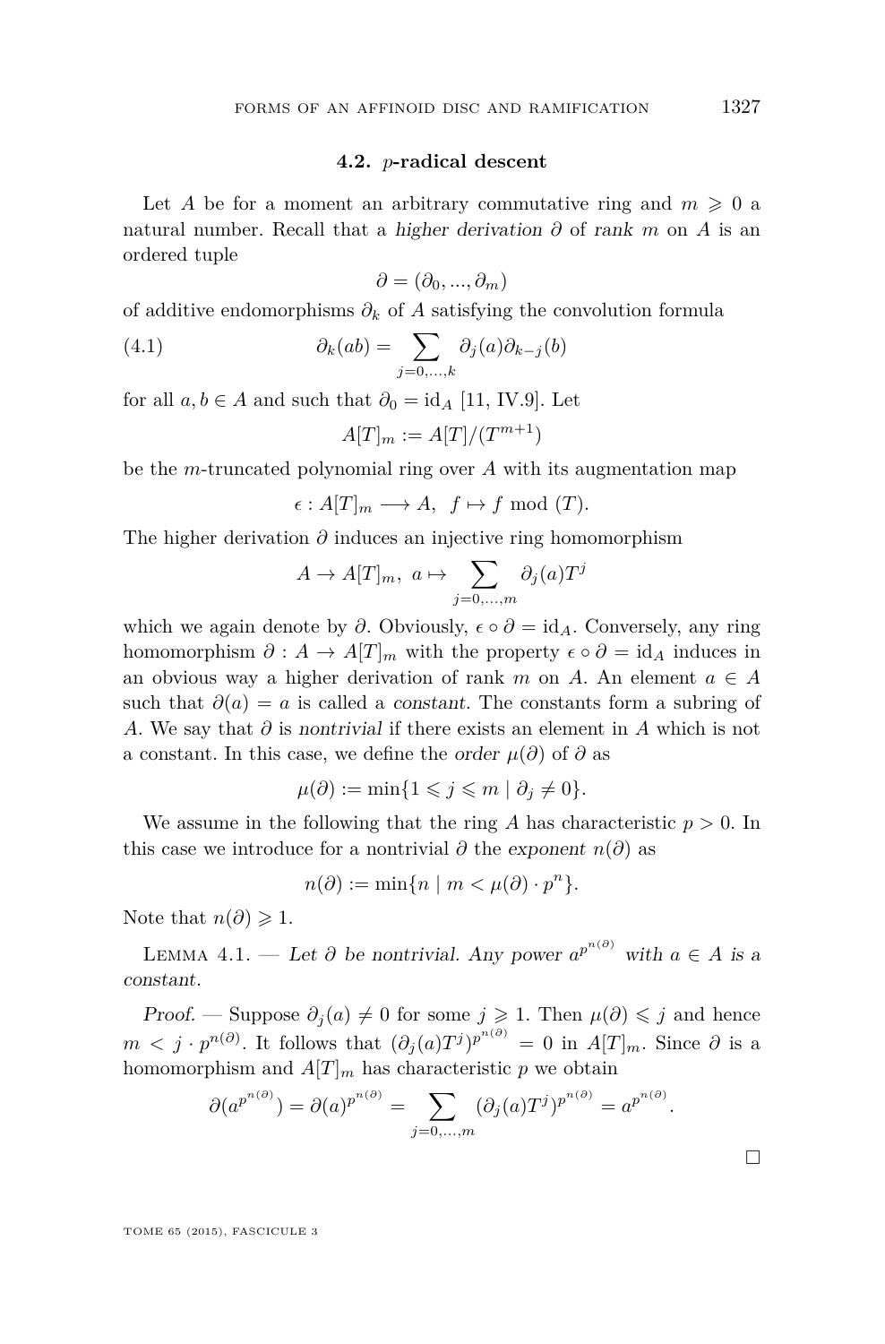### 4.2. $p$-radical descent

Let $A$ be for a moment an arbitrary commutative ring and $m \geqslant 0$ a natural number. Recall that a *higher derivation* $\partial$ of *rank* $m$ on $A$ is an ordered tuple

$$\partial = (\partial_0, ..., \partial_m)$$

of additive endomorphisms $\partial_k$ of $A$ satisfying the convolution formula

$$\partial_k(ab) = \sum_{j=0,...,k} \partial_j(a)\partial_{k-j}(b) \tag{4.1}$$

for all $a, b \in A$ and such that $\partial_0 = \mathrm{id}_A$ [11, IV.9]. Let

$$A[T]_m := A[T]/(T^{m+1})$$

be the $m$-truncated polynomial ring over $A$ with its augmentation map

$$\epsilon : A[T]_m \longrightarrow A, \;\; f \mapsto f \bmod (T).$$

The higher derivation $\partial$ induces an injective ring homomorphism

$$A \to A[T]_m, \;\; a \mapsto \sum_{j=0,...,m} \partial_j(a)T^j$$

which we again denote by $\partial$. Obviously, $\epsilon \circ \partial = \mathrm{id}_A$. Conversely, any ring homomorphism $\partial : A \to A[T]_m$ with the property $\epsilon \circ \partial = \mathrm{id}_A$ induces in an obvious way a higher derivation of rank $m$ on $A$. An element $a \in A$ such that $\partial(a) = a$ is called a *constant*. The constants form a subring of $A$. We say that $\partial$ is *nontrivial* if there exists an element in $A$ which is not a constant. In this case, we define the *order* $\mu(\partial)$ of $\partial$ as

$$\mu(\partial) := \min\{1 \leqslant j \leqslant m \mid \partial_j \neq 0\}.$$

We assume in the following that the ring $A$ has characteristic $p > 0$. In this case we introduce for a nontrivial $\partial$ the *exponent* $n(\partial)$ as

$$n(\partial) := \min\{n \mid m < \mu(\partial) \cdot p^n\}.$$

Note that $n(\partial) \geqslant 1$.

Lemma 4.1. — *Let $\partial$ be nontrivial. Any power $a^{p^{n(\partial)}}$ with $a \in A$ is a constant.*

*Proof.* — Suppose $\partial_j(a) \neq 0$ for some $j \geqslant 1$. Then $\mu(\partial) \leqslant j$ and hence $m < j \cdot p^{n(\partial)}$. It follows that $(\partial_j(a)T^j)^{p^{n(\partial)}} = 0$ in $A[T]_m$. Since $\partial$ is a homomorphism and $A[T]_m$ has characteristic $p$ we obtain

$$\partial(a^{p^{n(\partial)}}) = \partial(a)^{p^{n(\partial)}} = \sum_{j=0,...,m} (\partial_j(a)T^j)^{p^{n(\partial)}} = a^{p^{n(\partial)}}.$$

□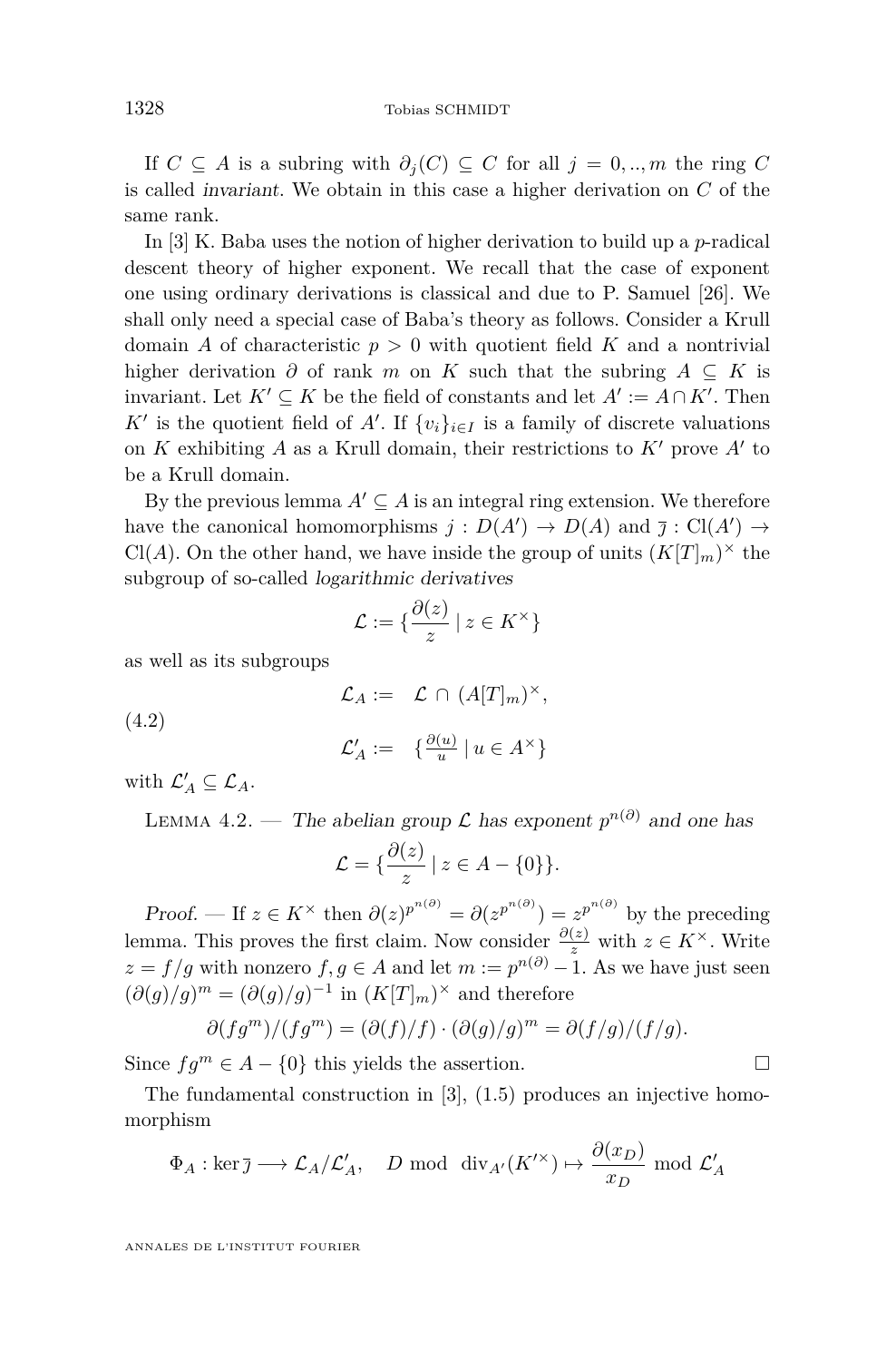If $C \subseteq A$ is a subring with $\partial_j(C) \subseteq C$ for all $j = 0, .., m$ the ring $C$ is called *invariant*. We obtain in this case a higher derivation on $C$ of the same rank.

In [3] K. Baba uses the notion of higher derivation to build up a $p$-radical descent theory of higher exponent. We recall that the case of exponent one using ordinary derivations is classical and due to P. Samuel [26]. We shall only need a special case of Baba's theory as follows. Consider a Krull domain $A$ of characteristic $p > 0$ with quotient field $K$ and a nontrivial higher derivation $\partial$ of rank $m$ on $K$ such that the subring $A \subseteq K$ is invariant. Let $K' \subseteq K$ be the field of constants and let $A' := A \cap K'$. Then $K'$ is the quotient field of $A'$. If $\{v_i\}_{i \in I}$ is a family of discrete valuations on $K$ exhibiting $A$ as a Krull domain, their restrictions to $K'$ prove $A'$ to be a Krull domain.

By the previous lemma $A' \subseteq A$ is an integral ring extension. We therefore have the canonical homomorphisms $j : D(A') \to D(A)$ and $\overline{j} : \mathrm{Cl}(A') \to \mathrm{Cl}(A)$. On the other hand, we have inside the group of units $(K[T]_m)^\times$ the subgroup of so-called *logarithmic derivatives*

$$\mathcal{L} := \{ \frac{\partial(z)}{z} \mid z \in K^\times \}$$

as well as its subgroups

$$\begin{aligned} \mathcal{L}_A &:= \mathcal{L} \cap (A[T]_m)^\times, \\ \mathcal{L}'_A &:= \{ \tfrac{\partial(u)}{u} \mid u \in A^\times \} \end{aligned} \tag{4.2}$$

with $\mathcal{L}'_A \subseteq \mathcal{L}_A$.

Lemma 4.2. — *The abelian group $\mathcal{L}$ has exponent $p^{n(\partial)}$ and one has*

$$\mathcal{L} = \{ \frac{\partial(z)}{z} \mid z \in A - \{0\} \}.$$

*Proof.* — If $z \in K^\times$ then $\partial(z)^{p^{n(\partial)}} = \partial(z^{p^{n(\partial)}}) = z^{p^{n(\partial)}}$ by the preceding lemma. This proves the first claim. Now consider $\frac{\partial(z)}{z}$ with $z \in K^\times$. Write $z = f/g$ with nonzero $f, g \in A$ and let $m := p^{n(\partial)} - 1$. As we have just seen $(\partial(g)/g)^m = (\partial(g)/g)^{-1}$ in $(K[T]_m)^\times$ and therefore

$$\partial(fg^m)/(fg^m) = (\partial(f)/f) \cdot (\partial(g)/g)^m = \partial(f/g)/(f/g).$$

Since $fg^m \in A - \{0\}$ this yields the assertion. $\square$

The fundamental construction in [3], (1.5) produces an injective homomorphism

$$\Phi_A : \ker \overline{j} \longrightarrow \mathcal{L}_A / \mathcal{L}'_A, \quad D \bmod \operatorname{div}_{A'}(K'^\times) \mapsto \frac{\partial(x_D)}{x_D} \bmod \mathcal{L}'_A$$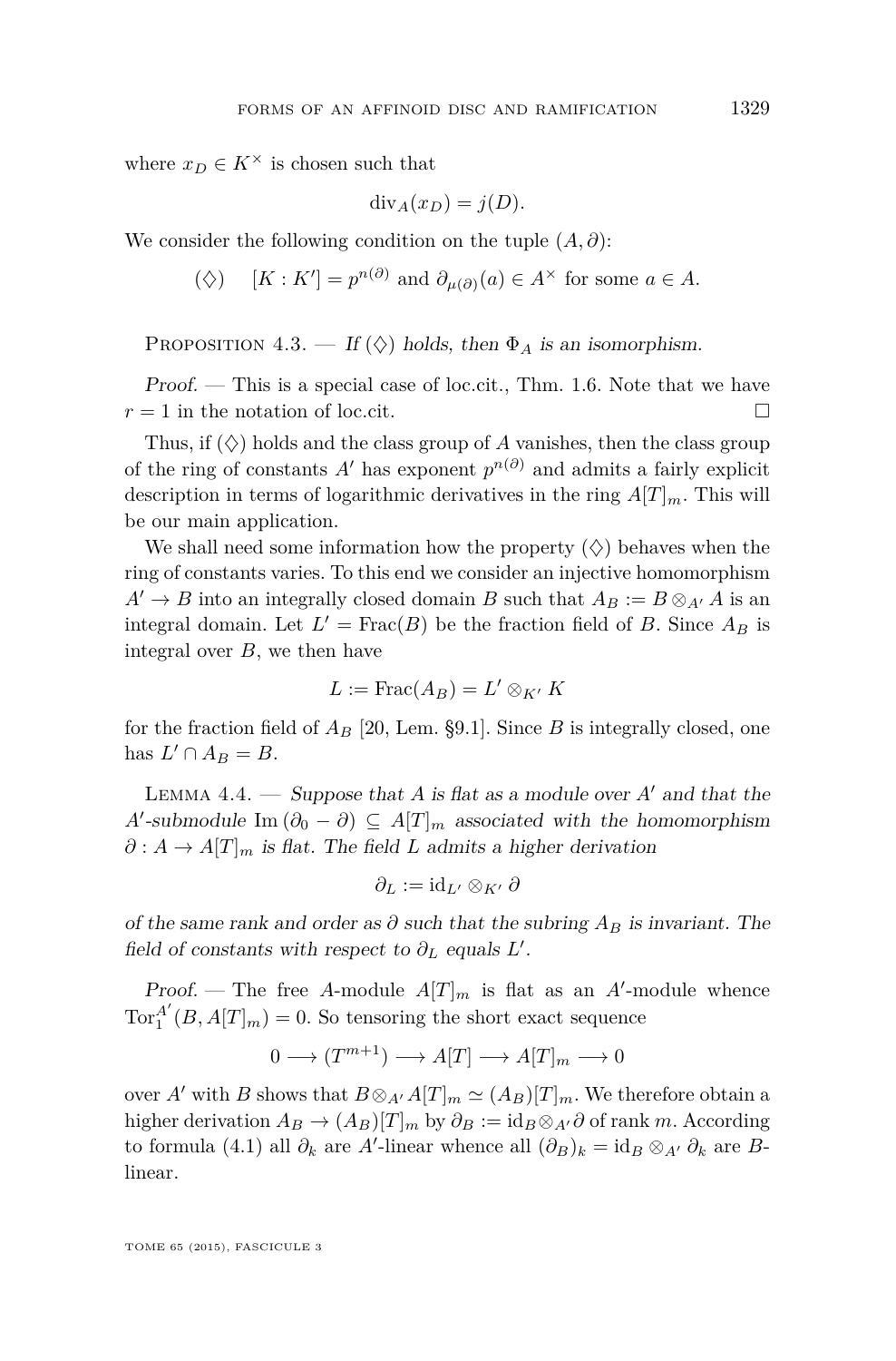where $x_D \in K^\times$ is chosen such that

$$\operatorname{div}_A(x_D) = j(D).$$

We consider the following condition on the tuple $(A, \partial)$:

$$(\diamondsuit) \qquad [K : K'] = p^{n(\partial)} \text{ and } \partial_{\mu(\partial)}(a) \in A^\times \text{ for some } a \in A.$$

Proposition 4.3. — *If* $(\diamondsuit)$ *holds, then* $\Phi_A$ *is an isomorphism.*

*Proof.* — This is a special case of loc.cit., Thm. 1.6. Note that we have $r = 1$ in the notation of loc.cit. □

Thus, if $(\diamondsuit)$ holds and the class group of $A$ vanishes, then the class group of the ring of constants $A'$ has exponent $p^{n(\partial)}$ and admits a fairly explicit description in terms of logarithmic derivatives in the ring $A[T]_m$. This will be our main application.

We shall need some information how the property $(\diamondsuit)$ behaves when the ring of constants varies. To this end we consider an injective homomorphism $A' \to B$ into an integrally closed domain $B$ such that $A_B := B \otimes_{A'} A$ is an integral domain. Let $L' = \operatorname{Frac}(B)$ be the fraction field of $B$. Since $A_B$ is integral over $B$, we then have

$$L := \operatorname{Frac}(A_B) = L' \otimes_{K'} K$$

for the fraction field of $A_B$ [20, Lem. §9.1]. Since $B$ is integrally closed, one has $L' \cap A_B = B$.

Lemma 4.4. — *Suppose that $A$ is flat as a module over $A'$ and that the $A'$-submodule $\operatorname{Im}(\partial_0 - \partial) \subseteq A[T]_m$ associated with the homomorphism $\partial : A \to A[T]_m$ is flat. The field $L$ admits a higher derivation*

$$\partial_L := \operatorname{id}_{L'} \otimes_{K'} \partial$$

*of the same rank and order as $\partial$ such that the subring $A_B$ is invariant. The field of constants with respect to $\partial_L$ equals $L'$.*

*Proof.* — The free $A$-module $A[T]_m$ is flat as an $A'$-module whence $\operatorname{Tor}_1^{A'}(B, A[T]_m) = 0$. So tensoring the short exact sequence

$$0 \longrightarrow (T^{m+1}) \longrightarrow A[T] \longrightarrow A[T]_m \longrightarrow 0$$

over $A'$ with $B$ shows that $B \otimes_{A'} A[T]_m \simeq (A_B)[T]_m$. We therefore obtain a higher derivation $A_B \to (A_B)[T]_m$ by $\partial_B := \operatorname{id}_B \otimes_{A'} \partial$ of rank $m$. According to formula (4.1) all $\partial_k$ are $A'$-linear whence all $(\partial_B)_k = \operatorname{id}_B \otimes_{A'} \partial_k$ are $B$-linear.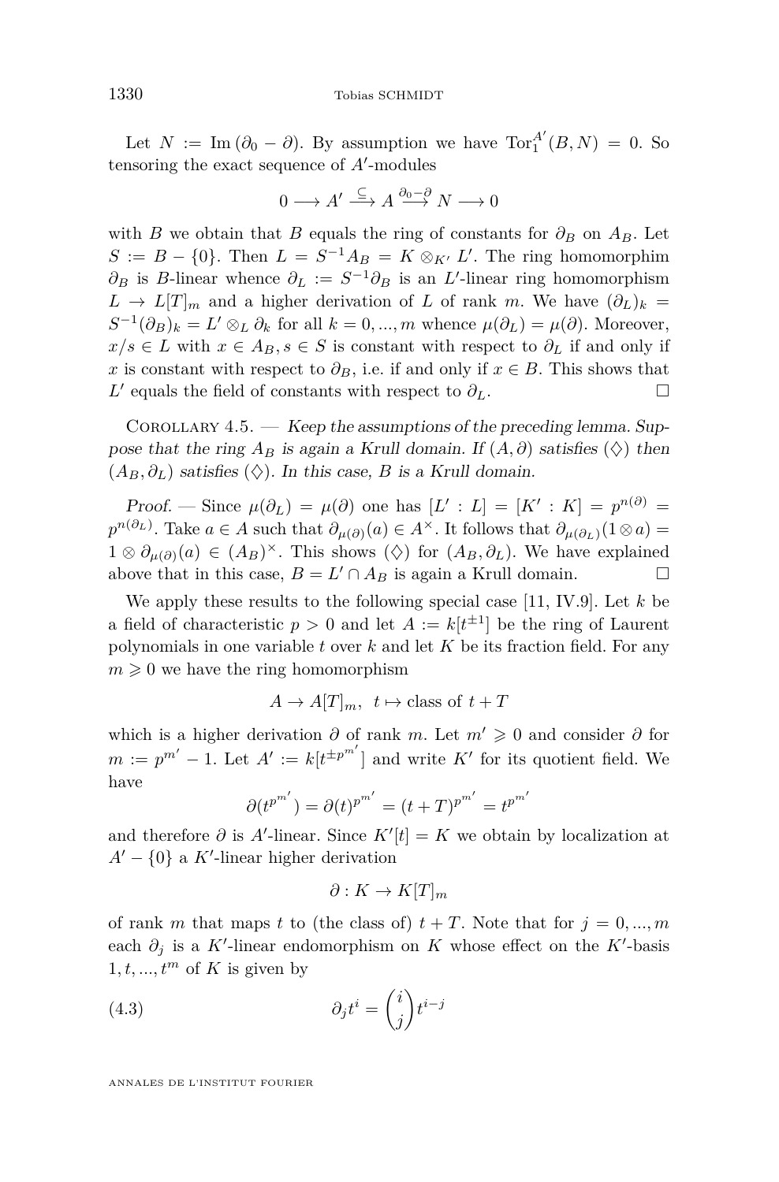Let $N := \mathrm{Im}\,(\partial_0 - \partial)$. By assumption we have $\mathrm{Tor}_1^{A'}(B, N) = 0$. So tensoring the exact sequence of $A'$-modules

$$0 \longrightarrow A' \xrightarrow{\subseteq} A \xrightarrow{\partial_0 - \partial} N \longrightarrow 0$$

with $B$ we obtain that $B$ equals the ring of constants for $\partial_B$ on $A_B$. Let $S := B - \{0\}$. Then $L = S^{-1}A_B = K \otimes_{K'} L'$. The ring homomorphim $\partial_B$ is $B$-linear whence $\partial_L := S^{-1}\partial_B$ is an $L'$-linear ring homomorphism $L \to L[T]_m$ and a higher derivation of $L$ of rank $m$. We have $(\partial_L)_k = S^{-1}(\partial_B)_k = L' \otimes_L \partial_k$ for all $k = 0, ..., m$ whence $\mu(\partial_L) = \mu(\partial)$. Moreover, $x/s \in L$ with $x \in A_B, s \in S$ is constant with respect to $\partial_L$ if and only if $x$ is constant with respect to $\partial_B$, i.e. if and only if $x \in B$. This shows that $L'$ equals the field of constants with respect to $\partial_L$. $\square$

Corollary 4.5. — *Keep the assumptions of the preceding lemma. Suppose that the ring $A_B$ is again a Krull domain. If $(A, \partial)$ satisfies $(\diamondsuit)$ then $(A_B, \partial_L)$ satisfies $(\diamondsuit)$. In this case, $B$ is a Krull domain.*

*Proof.* — Since $\mu(\partial_L) = \mu(\partial)$ one has $[L' : L] = [K' : K] = p^{n(\partial)} = p^{n(\partial_L)}$. Take $a \in A$ such that $\partial_{\mu(\partial)}(a) \in A^\times$. It follows that $\partial_{\mu(\partial_L)}(1 \otimes a) = 1 \otimes \partial_{\mu(\partial)}(a) \in (A_B)^\times$. This shows $(\diamondsuit)$ for $(A_B, \partial_L)$. We have explained above that in this case, $B = L' \cap A_B$ is again a Krull domain. $\square$

We apply these results to the following special case [11, IV.9]. Let $k$ be a field of characteristic $p > 0$ and let $A := k[t^{\pm 1}]$ be the ring of Laurent polynomials in one variable $t$ over $k$ and let $K$ be its fraction field. For any $m \geqslant 0$ we have the ring homomorphism

$$A \to A[T]_m, \;\; t \mapsto \text{class of } t + T$$

which is a higher derivation $\partial$ of rank $m$. Let $m' \geqslant 0$ and consider $\partial$ for $m := p^{m'} - 1$. Let $A' := k[t^{\pm p^{m'}}]$ and write $K'$ for its quotient field. We have

$$\partial(t^{p^{m'}}) = \partial(t)^{p^{m'}} = (t + T)^{p^{m'}} = t^{p^{m'}}$$

and therefore $\partial$ is $A'$-linear. Since $K'[t] = K$ we obtain by localization at $A' - \{0\}$ a $K'$-linear higher derivation

$$\partial : K \to K[T]_m$$

of rank $m$ that maps $t$ to (the class of) $t + T$. Note that for $j = 0, ..., m$ each $\partial_j$ is a $K'$-linear endomorphism on $K$ whose effect on the $K'$-basis $1, t, ..., t^m$ of $K$ is given by

$$\partial_j t^i = \binom{i}{j} t^{i-j} \tag{4.3}$$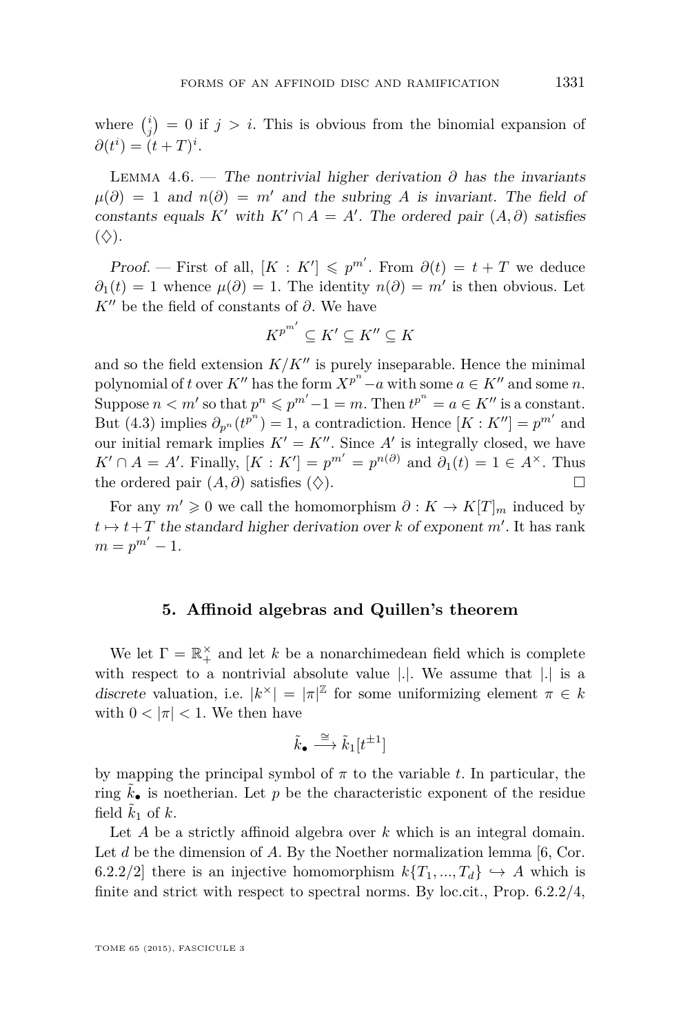where $\binom{i}{j} = 0$ if $j > i$. This is obvious from the binomial expansion of $\partial(t^i) = (t+T)^i$.

Lemma 4.6. — *The nontrivial higher derivation $\partial$ has the invariants $\mu(\partial) = 1$ and $n(\partial) = m'$ and the subring $A$ is invariant. The field of constants equals $K'$ with $K' \cap A = A'$. The ordered pair $(A, \partial)$ satisfies $(\diamondsuit)$.*

*Proof.* — First of all, $[K : K'] \leqslant p^{m'}$. From $\partial(t) = t + T$ we deduce $\partial_1(t) = 1$ whence $\mu(\partial) = 1$. The identity $n(\partial) = m'$ is then obvious. Let $K''$ be the field of constants of $\partial$. We have

$$K^{p^{m'}} \subseteq K' \subseteq K'' \subseteq K$$

and so the field extension $K/K''$ is purely inseparable. Hence the minimal polynomial of $t$ over $K''$ has the form $X^{p^n} - a$ with some $a \in K''$ and some $n$. Suppose $n < m'$ so that $p^n \leqslant p^{m'} - 1 = m$. Then $t^{p^n} = a \in K''$ is a constant. But (4.3) implies $\partial_{p^n}(t^{p^n}) = 1$, a contradiction. Hence $[K : K''] = p^{m'}$ and our initial remark implies $K' = K''$. Since $A'$ is integrally closed, we have $K' \cap A = A'$. Finally, $[K : K'] = p^{m'} = p^{n(\partial)}$ and $\partial_1(t) = 1 \in A^\times$. Thus the ordered pair $(A, \partial)$ satisfies $(\diamondsuit)$. □

For any $m' \geqslant 0$ we call the homomorphism $\partial : K \to K[T]_m$ induced by $t \mapsto t + T$ *the standard higher derivation over $k$ of exponent $m'$*. It has rank $m = p^{m'} - 1$.

## 5. Affinoid algebras and Quillen's theorem

We let $\Gamma = \mathbb{R}_+^\times$ and let $k$ be a nonarchimedean field which is complete with respect to a nontrivial absolute value $|.|$. We assume that $|.|$ is a *discrete* valuation, i.e. $|k^\times| = |\pi|^{\mathbb{Z}}$ for some uniformizing element $\pi \in k$ with $0 < |\pi| < 1$. We then have

$$\tilde{k}_\bullet \xrightarrow{\cong} \tilde{k}_1[t^{\pm 1}]$$

by mapping the principal symbol of $\pi$ to the variable $t$. In particular, the ring $\tilde{k}_\bullet$ is noetherian. Let $p$ be the characteristic exponent of the residue field $\tilde{k}_1$ of $k$.

Let $A$ be a strictly affinoid algebra over $k$ which is an integral domain. Let $d$ be the dimension of $A$. By the Noether normalization lemma [6, Cor. 6.2.2/2] there is an injective homomorphism $k\{T_1, ..., T_d\} \hookrightarrow A$ which is finite and strict with respect to spectral norms. By loc.cit., Prop. 6.2.2/4,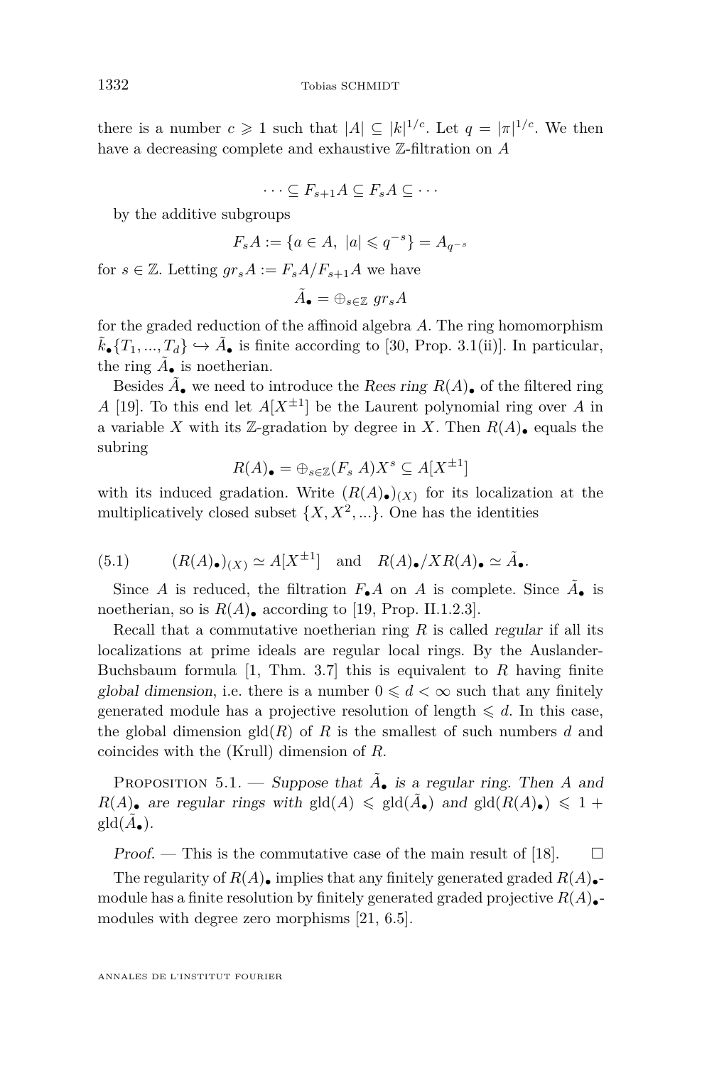there is a number $c \geqslant 1$ such that $|A| \subseteq |k|^{1/c}$. Let $q = |\pi|^{1/c}$. We then have a decreasing complete and exhaustive $\mathbb{Z}$-filtration on $A$

$$\cdots \subseteq F_{s+1}A \subseteq F_sA \subseteq \cdots$$

by the additive subgroups

$$F_sA := \{a \in A,\ |a| \leqslant q^{-s}\} = A_{q^{-s}}$$

for $s \in \mathbb{Z}$. Letting $gr_sA := F_sA/F_{s+1}A$ we have

$$\tilde{A}_\bullet = \oplus_{s\in\mathbb{Z}}\ gr_sA$$

for the graded reduction of the affinoid algebra $A$. The ring homomorphism $\tilde{k}_\bullet\{T_1,...,T_d\} \hookrightarrow \tilde{A}_\bullet$ is finite according to [30, Prop. 3.1(ii)]. In particular, the ring $\tilde{A}_\bullet$ is noetherian.

Besides $\tilde{A}_\bullet$ we need to introduce the *Rees ring* $R(A)_\bullet$ of the filtered ring $A$ [19]. To this end let $A[X^{\pm 1}]$ be the Laurent polynomial ring over $A$ in a variable $X$ with its $\mathbb{Z}$-gradation by degree in $X$. Then $R(A)_\bullet$ equals the subring

$$R(A)_\bullet = \oplus_{s\in\mathbb{Z}}(F_s\ A)X^s \subseteq A[X^{\pm 1}]$$

with its induced gradation. Write $(R(A)_\bullet)_{(X)}$ for its localization at the multiplicatively closed subset $\{X, X^2, ...\}$. One has the identities

$$(5.1) \qquad (R(A)_\bullet)_{(X)} \simeq A[X^{\pm 1}] \quad \text{and} \quad R(A)_\bullet/XR(A)_\bullet \simeq \tilde{A}_\bullet.$$

Since $A$ is reduced, the filtration $F_\bullet A$ on $A$ is complete. Since $\tilde{A}_\bullet$ is noetherian, so is $R(A)_\bullet$ according to [19, Prop. II.1.2.3].

Recall that a commutative noetherian ring $R$ is called *regular* if all its localizations at prime ideals are regular local rings. By the Auslander-Buchsbaum formula [1, Thm. 3.7] this is equivalent to $R$ having finite *global dimension*, i.e. there is a number $0 \leqslant d < \infty$ such that any finitely generated module has a projective resolution of length $\leqslant d$. In this case, the global dimension $\mathrm{gld}(R)$ of $R$ is the smallest of such numbers $d$ and coincides with the (Krull) dimension of $R$.

Proposition 5.1. — *Suppose that $\tilde{A}_\bullet$ is a regular ring. Then $A$ and $R(A)_\bullet$ are regular rings with $\mathrm{gld}(A) \leqslant \mathrm{gld}(\tilde{A}_\bullet)$ and $\mathrm{gld}(R(A)_\bullet) \leqslant 1 + \mathrm{gld}(\tilde{A}_\bullet)$.*

*Proof.* — This is the commutative case of the main result of [18]. $\square$

The regularity of $R(A)_\bullet$ implies that any finitely generated graded $R(A)_\bullet$-module has a finite resolution by finitely generated graded projective $R(A)_\bullet$-modules with degree zero morphisms [21, 6.5].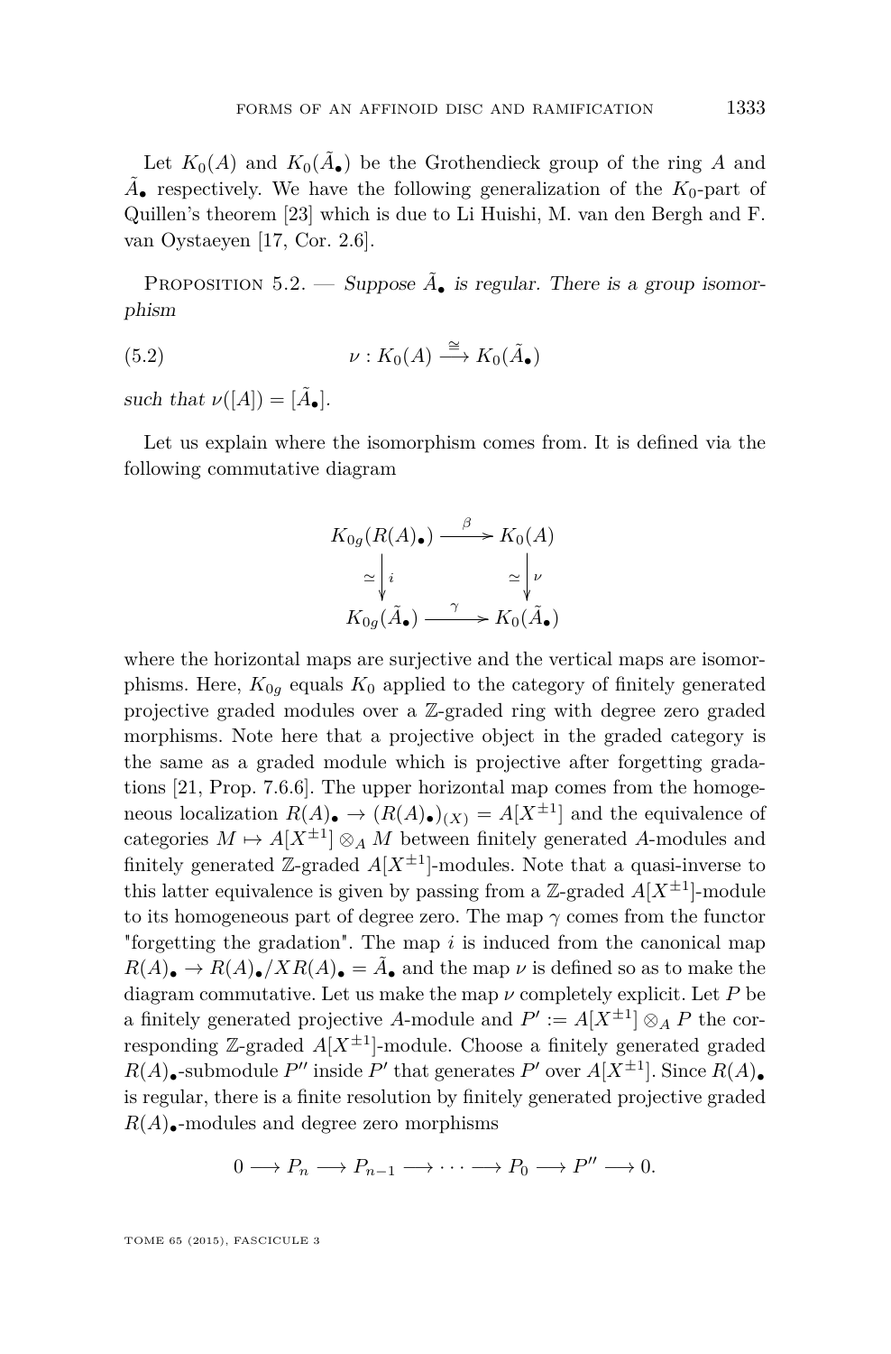Let $K_0(A)$ and $K_0(\tilde{A}_\bullet)$ be the Grothendieck group of the ring $A$ and $\tilde{A}_\bullet$ respectively. We have the following generalization of the $K_0$-part of Quillen's theorem [23] which is due to Li Huishi, M. van den Bergh and F. van Oystaeyen [17, Cor. 2.6].

Proposition 5.2. — *Suppose $\tilde{A}_\bullet$ is regular. There is a group isomorphism*

$$\nu : K_0(A) \xrightarrow{\cong} K_0(\tilde{A}_\bullet) \tag{5.2}$$

*such that $\nu([A]) = [\tilde{A}_\bullet]$.*

Let us explain where the isomorphism comes from. It is defined via the following commutative diagram

$$\begin{array}{ccc} K_{0g}(R(A)_\bullet) & \xrightarrow{\beta} & K_0(A) \\ \simeq \big\downarrow i & & \simeq \big\downarrow \nu \\ K_{0g}(\tilde{A}_\bullet) & \xrightarrow{\gamma} & K_0(\tilde{A}_\bullet) \end{array}$$

where the horizontal maps are surjective and the vertical maps are isomorphisms. Here, $K_{0g}$ equals $K_0$ applied to the category of finitely generated projective graded modules over a $\mathbb{Z}$-graded ring with degree zero graded morphisms. Note here that a projective object in the graded category is the same as a graded module which is projective after forgetting gradations [21, Prop. 7.6.6]. The upper horizontal map comes from the homogeneous localization $R(A)_\bullet \to (R(A)_\bullet)_{(X)} = A[X^{\pm 1}]$ and the equivalence of categories $M \mapsto A[X^{\pm 1}] \otimes_A M$ between finitely generated $A$-modules and finitely generated $\mathbb{Z}$-graded $A[X^{\pm 1}]$-modules. Note that a quasi-inverse to this latter equivalence is given by passing from a $\mathbb{Z}$-graded $A[X^{\pm 1}]$-module to its homogeneous part of degree zero. The map $\gamma$ comes from the functor "forgetting the gradation". The map $i$ is induced from the canonical map $R(A)_\bullet \to R(A)_\bullet / XR(A)_\bullet = \tilde{A}_\bullet$ and the map $\nu$ is defined so as to make the diagram commutative. Let us make the map $\nu$ completely explicit. Let $P$ be a finitely generated projective $A$-module and $P' := A[X^{\pm 1}] \otimes_A P$ the corresponding $\mathbb{Z}$-graded $A[X^{\pm 1}]$-module. Choose a finitely generated graded $R(A)_\bullet$-submodule $P''$ inside $P'$ that generates $P'$ over $A[X^{\pm 1}]$. Since $R(A)_\bullet$ is regular, there is a finite resolution by finitely generated projective graded $R(A)_\bullet$-modules and degree zero morphisms

$$0 \longrightarrow P_n \longrightarrow P_{n-1} \longrightarrow \cdots \longrightarrow P_0 \longrightarrow P'' \longrightarrow 0.$$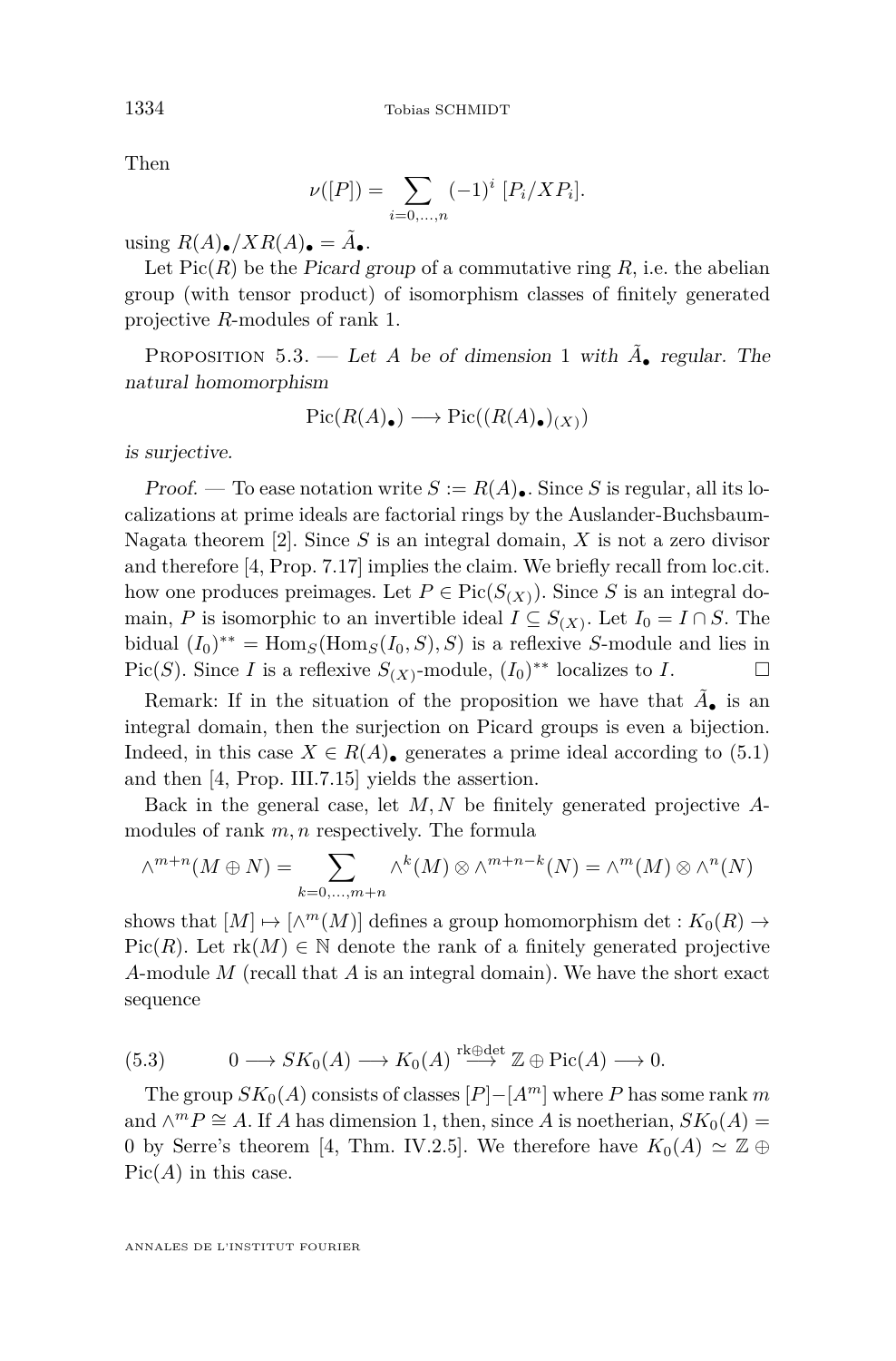Then

$$\nu([P]) = \sum_{i=0,\dots,n} (-1)^i \; [P_i/XP_i].$$

using $R(A)_\bullet/XR(A)_\bullet = \tilde{A}_\bullet$.

Let $\mathrm{Pic}(R)$ be the *Picard group* of a commutative ring $R$, i.e. the abelian group (with tensor product) of isomorphism classes of finitely generated projective $R$-modules of rank 1.

Proposition 5.3. — *Let $A$ be of dimension 1 with $\tilde{A}_\bullet$ regular. The natural homomorphism*

$$\mathrm{Pic}(R(A)_\bullet) \longrightarrow \mathrm{Pic}((R(A)_\bullet)_{(X)})$$

*is surjective.*

*Proof.* — To ease notation write $S := R(A)_\bullet$. Since $S$ is regular, all its localizations at prime ideals are factorial rings by the Auslander-Buchsbaum-Nagata theorem [2]. Since $S$ is an integral domain, $X$ is not a zero divisor and therefore [4, Prop. 7.17] implies the claim. We briefly recall from loc.cit. how one produces preimages. Let $P \in \mathrm{Pic}(S_{(X)})$. Since $S$ is an integral domain, $P$ is isomorphic to an invertible ideal $I \subseteq S_{(X)}$. Let $I_0 = I \cap S$. The bidual $(I_0)^{**} = \mathrm{Hom}_S(\mathrm{Hom}_S(I_0, S), S)$ is a reflexive $S$-module and lies in $\mathrm{Pic}(S)$. Since $I$ is a reflexive $S_{(X)}$-module, $(I_0)^{**}$ localizes to $I$. □

Remark: If in the situation of the proposition we have that $\tilde{A}_\bullet$ is an integral domain, then the surjection on Picard groups is even a bijection. Indeed, in this case $X \in R(A)_\bullet$ generates a prime ideal according to (5.1) and then [4, Prop. III.7.15] yields the assertion.

Back in the general case, let $M, N$ be finitely generated projective $A$-modules of rank $m, n$ respectively. The formula

$$\wedge^{m+n}(M \oplus N) = \sum_{k=0,\dots,m+n} \wedge^k(M) \otimes \wedge^{m+n-k}(N) = \wedge^m(M) \otimes \wedge^n(N)$$

shows that $[M] \mapsto [\wedge^m(M)]$ defines a group homomorphism $\det : K_0(R) \to \mathrm{Pic}(R)$. Let $\mathrm{rk}(M) \in \mathbb{N}$ denote the rank of a finitely generated projective $A$-module $M$ (recall that $A$ is an integral domain). We have the short exact sequence

$$0 \longrightarrow SK_0(A) \longrightarrow K_0(A) \stackrel{\mathrm{rk}\oplus\det}{\longrightarrow} \mathbb{Z} \oplus \mathrm{Pic}(A) \longrightarrow 0. \tag{5.3}$$

The group $SK_0(A)$ consists of classes $[P]-[A^m]$ where $P$ has some rank $m$ and $\wedge^m P \cong A$. If $A$ has dimension 1, then, since $A$ is noetherian, $SK_0(A) = 0$ by Serre's theorem [4, Thm. IV.2.5]. We therefore have $K_0(A) \simeq \mathbb{Z} \oplus \mathrm{Pic}(A)$ in this case.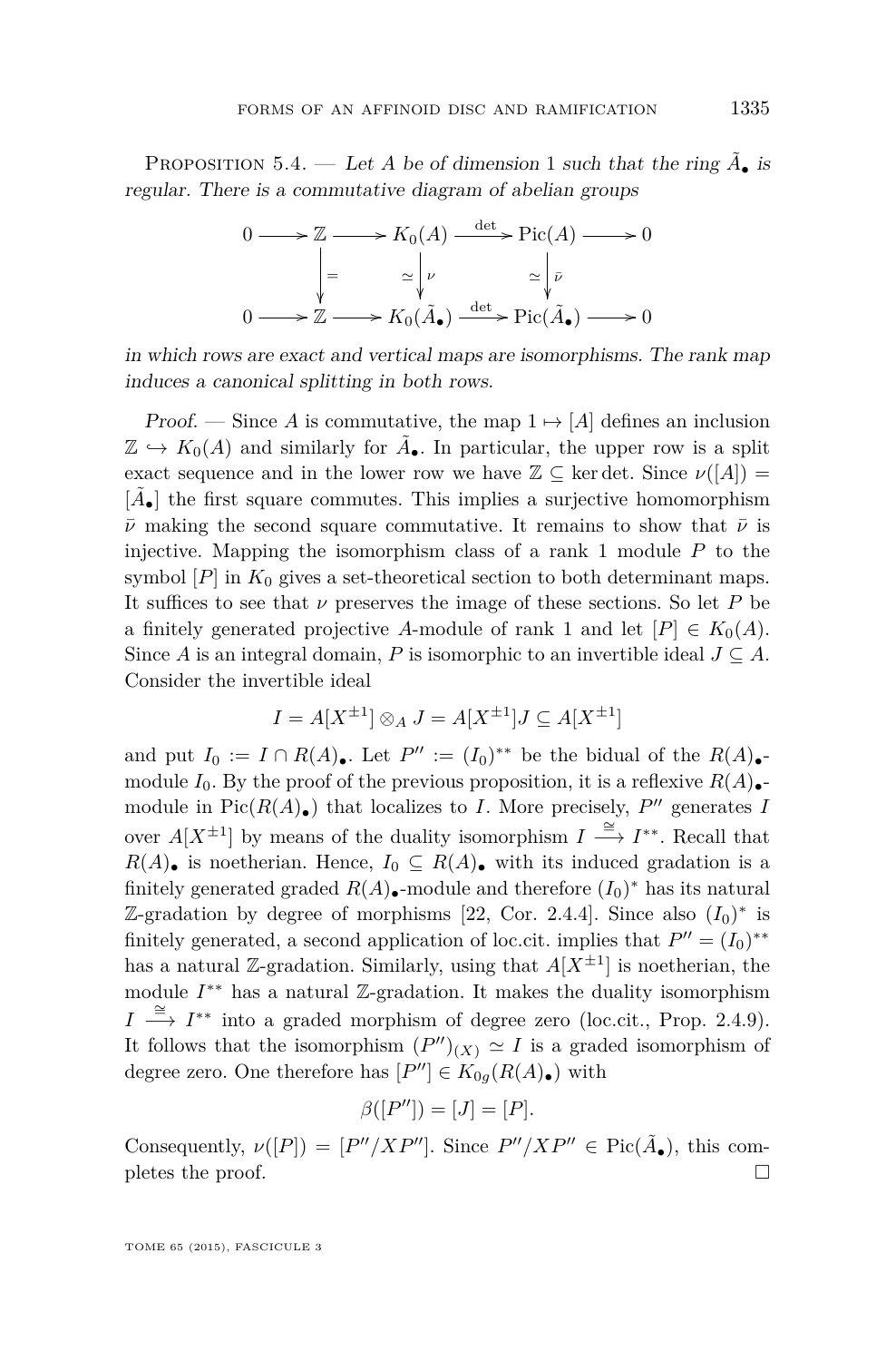Proposition 5.4. — *Let $A$ be of dimension 1 such that the ring $\tilde{A}_\bullet$ is regular. There is a commutative diagram of abelian groups*

$$\begin{array}{ccccccccc}
0 & \longrightarrow & \mathbb{Z} & \longrightarrow & K_0(A) & \xrightarrow{\det} & \mathrm{Pic}(A) & \longrightarrow & 0 \\
 & & \Big\downarrow{=} & & \simeq\Big\downarrow{\nu} & & \simeq\Big\downarrow{\bar{\nu}} & & \\
0 & \longrightarrow & \mathbb{Z} & \longrightarrow & K_0(\tilde{A}_\bullet) & \xrightarrow{\det} & \mathrm{Pic}(\tilde{A}_\bullet) & \longrightarrow & 0
\end{array}$$

*in which rows are exact and vertical maps are isomorphisms. The rank map induces a canonical splitting in both rows.*

*Proof.* — Since $A$ is commutative, the map $1 \mapsto [A]$ defines an inclusion $\mathbb{Z} \hookrightarrow K_0(A)$ and similarly for $\tilde{A}_\bullet$. In particular, the upper row is a split exact sequence and in the lower row we have $\mathbb{Z} \subseteq \ker \det$. Since $\nu([A]) = [\tilde{A}_\bullet]$ the first square commutes. This implies a surjective homomorphism $\bar{\nu}$ making the second square commutative. It remains to show that $\bar{\nu}$ is injective. Mapping the isomorphism class of a rank 1 module $P$ to the symbol $[P]$ in $K_0$ gives a set-theoretical section to both determinant maps. It suffices to see that $\nu$ preserves the image of these sections. So let $P$ be a finitely generated projective $A$-module of rank 1 and let $[P] \in K_0(A)$. Since $A$ is an integral domain, $P$ is isomorphic to an invertible ideal $J \subseteq A$. Consider the invertible ideal

$$I = A[X^{\pm 1}] \otimes_A J = A[X^{\pm 1}]J \subseteq A[X^{\pm 1}]$$

and put $I_0 := I \cap R(A)_\bullet$. Let $P'' := (I_0)^{**}$ be the bidual of the $R(A)_\bullet$-module $I_0$. By the proof of the previous proposition, it is a reflexive $R(A)_\bullet$-module in $\mathrm{Pic}(R(A)_\bullet)$ that localizes to $I$. More precisely, $P''$ generates $I$ over $A[X^{\pm 1}]$ by means of the duality isomorphism $I \xrightarrow{\cong} I^{**}$. Recall that $R(A)_\bullet$ is noetherian. Hence, $I_0 \subseteq R(A)_\bullet$ with its induced gradation is a finitely generated graded $R(A)_\bullet$-module and therefore $(I_0)^*$ has its natural $\mathbb{Z}$-gradation by degree of morphisms [22, Cor. 2.4.4]. Since also $(I_0)^*$ is finitely generated, a second application of loc.cit. implies that $P'' = (I_0)^{**}$ has a natural $\mathbb{Z}$-gradation. Similarly, using that $A[X^{\pm 1}]$ is noetherian, the module $I^{**}$ has a natural $\mathbb{Z}$-gradation. It makes the duality isomorphism $I \xrightarrow{\cong} I^{**}$ into a graded morphism of degree zero (loc.cit., Prop. 2.4.9). It follows that the isomorphism $(P'')_{(X)} \simeq I$ is a graded isomorphism of degree zero. One therefore has $[P''] \in K_{0g}(R(A)_\bullet)$ with

$$\beta([P'']) = [J] = [P].$$

Consequently, $\nu([P]) = [P''/XP'']$. Since $P''/XP'' \in \mathrm{Pic}(\tilde{A}_\bullet)$, this completes the proof. $\square$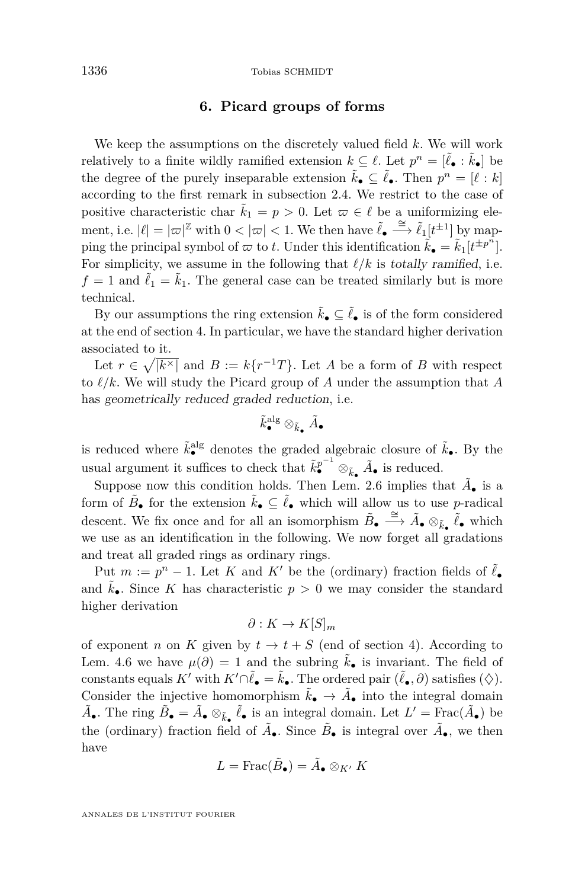## 6. Picard groups of forms

We keep the assumptions on the discretely valued field $k$. We will work relatively to a finite wildly ramified extension $k \subseteq \ell$. Let $p^n = [\tilde{\ell}_\bullet : \tilde{k}_\bullet]$ be the degree of the purely inseparable extension $\tilde{k}_\bullet \subseteq \tilde{\ell}_\bullet$. Then $p^n = [\ell : k]$ according to the first remark in subsection 2.4. We restrict to the case of positive characteristic char $\tilde{k}_1 = p > 0$. Let $\varpi \in \ell$ be a uniformizing element, i.e. $|\ell| = |\varpi|^{\mathbb{Z}}$ with $0 < |\varpi| < 1$. We then have $\tilde{\ell}_\bullet \xrightarrow{\cong} \tilde{\ell}_1[t^{\pm 1}]$ by mapping the principal symbol of $\varpi$ to $t$. Under this identification $\tilde{k}_\bullet = \tilde{k}_1[t^{\pm p^n}]$. For simplicity, we assume in the following that $\ell/k$ is *totally ramified*, i.e. $f = 1$ and $\tilde{\ell}_1 = \tilde{k}_1$. The general case can be treated similarly but is more technical.

By our assumptions the ring extension $\tilde{k}_\bullet \subseteq \tilde{\ell}_\bullet$ is of the form considered at the end of section 4. In particular, we have the standard higher derivation associated to it.

Let $r \in \sqrt{|k^\times|}$ and $B := k\{r^{-1}T\}$. Let $A$ be a form of $B$ with respect to $\ell/k$. We will study the Picard group of $A$ under the assumption that $A$ has *geometrically reduced graded reduction*, i.e.

$$\tilde{k}_\bullet^{\mathrm{alg}} \otimes_{\tilde{k}_\bullet} \tilde{A}_\bullet$$

is reduced where $\tilde{k}_\bullet^{\mathrm{alg}}$ denotes the graded algebraic closure of $\tilde{k}_\bullet$. By the usual argument it suffices to check that $\tilde{k}_\bullet^{p^{-1}} \otimes_{\tilde{k}_\bullet} \tilde{A}_\bullet$ is reduced.

Suppose now this condition holds. Then Lem. 2.6 implies that $\tilde{A}_\bullet$ is a form of $\tilde{B}_\bullet$ for the extension $\tilde{k}_\bullet \subseteq \tilde{\ell}_\bullet$ which will allow us to use $p$-radical descent. We fix once and for all an isomorphism $\tilde{B}_\bullet \xrightarrow{\cong} \tilde{A}_\bullet \otimes_{\tilde{k}_\bullet} \tilde{\ell}_\bullet$ which we use as an identification in the following. We now forget all gradations and treat all graded rings as ordinary rings.

Put $m := p^n - 1$. Let $K$ and $K'$ be the (ordinary) fraction fields of $\tilde{\ell}_\bullet$ and $\tilde{k}_\bullet$. Since $K$ has characteristic $p > 0$ we may consider the standard higher derivation

$$\partial : K \to K[S]_m$$

of exponent $n$ on $K$ given by $t \to t + S$ (end of section 4). According to Lem. 4.6 we have $\mu(\partial) = 1$ and the subring $\tilde{k}_\bullet$ is invariant. The field of constants equals $K'$ with $K' \cap \tilde{\ell}_\bullet = \tilde{k}_\bullet$. The ordered pair $(\tilde{\ell}_\bullet, \partial)$ satisfies $(\diamondsuit)$. Consider the injective homomorphism $\tilde{k}_\bullet \to \tilde{A}_\bullet$ into the integral domain $\tilde{A}_\bullet$. The ring $\tilde{B}_\bullet = \tilde{A}_\bullet \otimes_{\tilde{k}_\bullet} \tilde{\ell}_\bullet$ is an integral domain. Let $L' = \mathrm{Frac}(\tilde{A}_\bullet)$ be the (ordinary) fraction field of $\tilde{A}_\bullet$. Since $\tilde{B}_\bullet$ is integral over $\tilde{A}_\bullet$, we then have

$$L = \mathrm{Frac}(\tilde{B}_\bullet) = \tilde{A}_\bullet \otimes_{K'} K$$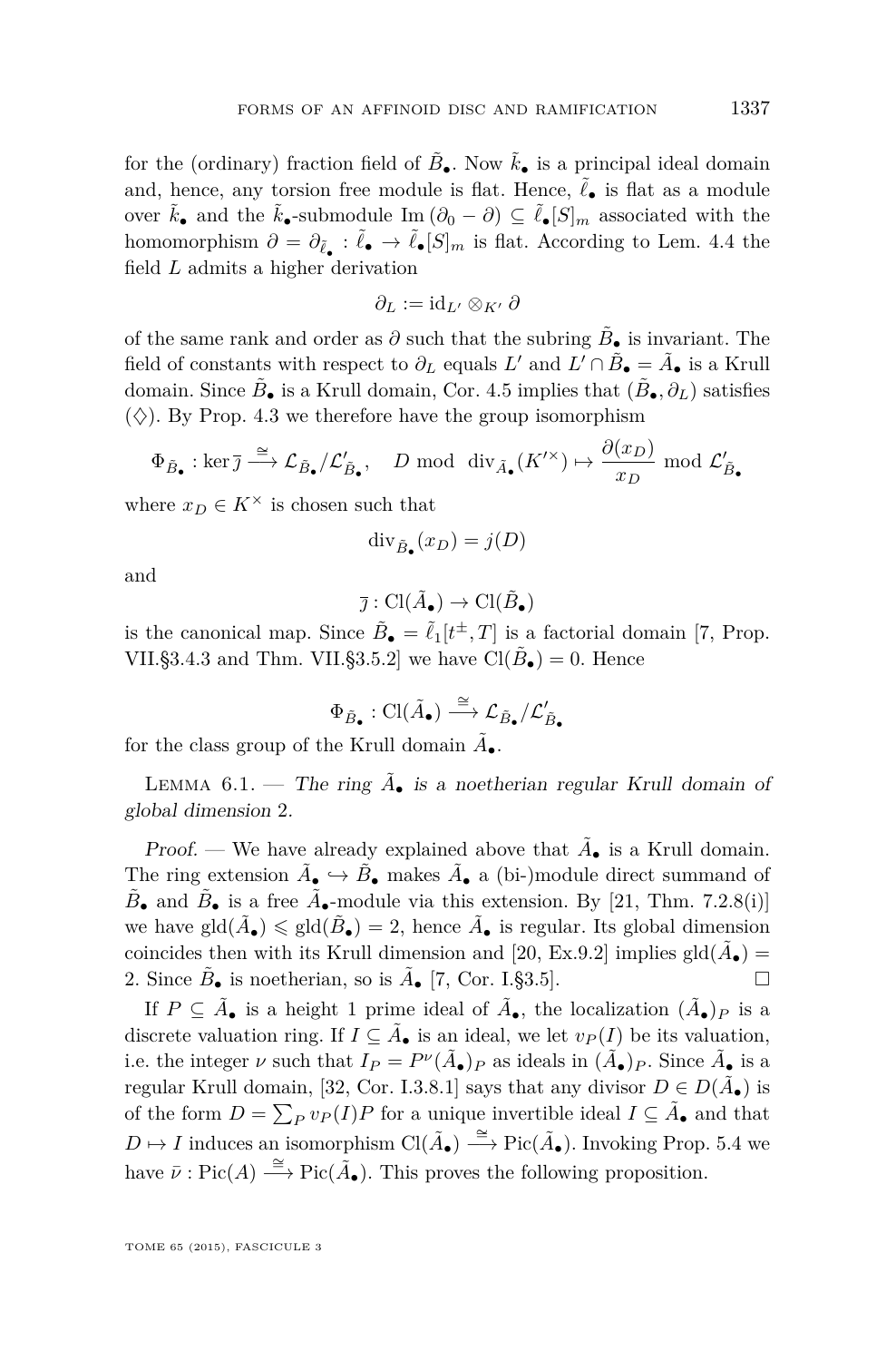for the (ordinary) fraction field of $\tilde{B}_\bullet$. Now $\tilde{k}_\bullet$ is a principal ideal domain and, hence, any torsion free module is flat. Hence, $\tilde{\ell}_\bullet$ is flat as a module over $\tilde{k}_\bullet$ and the $\tilde{k}_\bullet$-submodule $\mathrm{Im}\,(\partial_0 - \partial) \subseteq \tilde{\ell}_\bullet[S]_m$ associated with the homomorphism $\partial = \partial_{\tilde{\ell}_\bullet} : \tilde{\ell}_\bullet \to \tilde{\ell}_\bullet[S]_m$ is flat. According to Lem. 4.4 the field $L$ admits a higher derivation

$$\partial_L := \mathrm{id}_{L'} \otimes_{K'} \partial$$

of the same rank and order as $\partial$ such that the subring $\tilde{B}_\bullet$ is invariant. The field of constants with respect to $\partial_L$ equals $L'$ and $L' \cap \tilde{B}_\bullet = \tilde{A}_\bullet$ is a Krull domain. Since $\tilde{B}_\bullet$ is a Krull domain, Cor. 4.5 implies that $(\tilde{B}_\bullet, \partial_L)$ satisfies $(\diamondsuit)$. By Prop. 4.3 we therefore have the group isomorphism

$$\Phi_{\tilde{B}_\bullet} : \ker \overline{\jmath} \xrightarrow{\cong} \mathcal{L}_{\tilde{B}_\bullet}/\mathcal{L}'_{\tilde{B}_\bullet}, \quad D \bmod \mathrm{div}_{\tilde{A}_\bullet}(K'^\times) \mapsto \frac{\partial(x_D)}{x_D} \bmod \mathcal{L}'_{\tilde{B}_\bullet}$$

where $x_D \in K^\times$ is chosen such that

$$\mathrm{div}_{\tilde{B}_\bullet}(x_D) = j(D)$$

and

$$\overline{\jmath} : \mathrm{Cl}(\tilde{A}_\bullet) \to \mathrm{Cl}(\tilde{B}_\bullet)$$

is the canonical map. Since $\tilde{B}_\bullet = \tilde{\ell}_1[t^\pm, T]$ is a factorial domain [7, Prop. VII.§3.4.3 and Thm. VII.§3.5.2] we have $\mathrm{Cl}(\tilde{B}_\bullet) = 0$. Hence

$$\Phi_{\tilde{B}_\bullet} : \mathrm{Cl}(\tilde{A}_\bullet) \xrightarrow{\cong} \mathcal{L}_{\tilde{B}_\bullet}/\mathcal{L}'_{\tilde{B}_\bullet}$$

for the class group of the Krull domain $\tilde{A}_\bullet$.

Lemma 6.1. — *The ring $\tilde{A}_\bullet$ is a noetherian regular Krull domain of global dimension* 2.

*Proof.* — We have already explained above that $\tilde{A}_\bullet$ is a Krull domain. The ring extension $\tilde{A}_\bullet \hookrightarrow \tilde{B}_\bullet$ makes $\tilde{A}_\bullet$ a (bi-)module direct summand of $\tilde{B}_\bullet$ and $\tilde{B}_\bullet$ is a free $\tilde{A}_\bullet$-module via this extension. By [21, Thm. 7.2.8(i)] we have $\mathrm{gld}(\tilde{A}_\bullet) \leqslant \mathrm{gld}(\tilde{B}_\bullet) = 2$, hence $\tilde{A}_\bullet$ is regular. Its global dimension coincides then with its Krull dimension and [20, Ex.9.2] implies $\mathrm{gld}(\tilde{A}_\bullet) = 2$. Since $\tilde{B}_\bullet$ is noetherian, so is $\tilde{A}_\bullet$ [7, Cor. I.§3.5]. $\square$

If $P \subseteq \tilde{A}_\bullet$ is a height 1 prime ideal of $\tilde{A}_\bullet$, the localization $(\tilde{A}_\bullet)_P$ is a discrete valuation ring. If $I \subseteq \tilde{A}_\bullet$ is an ideal, we let $v_P(I)$ be its valuation, i.e. the integer $\nu$ such that $I_P = P^\nu(\tilde{A}_\bullet)_P$ as ideals in $(\tilde{A}_\bullet)_P$. Since $\tilde{A}_\bullet$ is a regular Krull domain, [32, Cor. I.3.8.1] says that any divisor $D \in D(\tilde{A}_\bullet)$ is of the form $D = \sum_P v_P(I)P$ for a unique invertible ideal $I \subseteq \tilde{A}_\bullet$ and that $D \mapsto I$ induces an isomorphism $\mathrm{Cl}(\tilde{A}_\bullet) \xrightarrow{\cong} \mathrm{Pic}(\tilde{A}_\bullet)$. Invoking Prop. 5.4 we have $\bar{\nu} : \mathrm{Pic}(A) \xrightarrow{\cong} \mathrm{Pic}(\tilde{A}_\bullet)$. This proves the following proposition.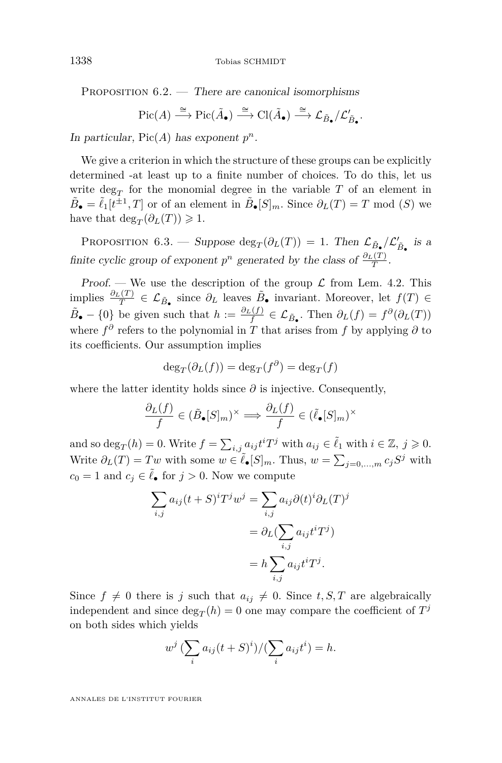Proposition 6.2. — *There are canonical isomorphisms*

$$\mathrm{Pic}(A) \xrightarrow{\cong} \mathrm{Pic}(\tilde{A}_\bullet) \xrightarrow{\cong} \mathrm{Cl}(\tilde{A}_\bullet) \xrightarrow{\cong} \mathcal{L}_{\tilde{B}_\bullet}/\mathcal{L}'_{\tilde{B}_\bullet}.$$

*In particular,* $\mathrm{Pic}(A)$ *has exponent* $p^n$.

We give a criterion in which the structure of these groups can be explicitly determined -at least up to a finite number of choices. To do this, let us write $\deg_T$ for the monomial degree in the variable $T$ of an element in $\tilde{B}_\bullet = \tilde{\ell}_1[t^{\pm 1}, T]$ or of an element in $\tilde{B}_\bullet[S]_m$. Since $\partial_L(T) = T \bmod (S)$ we have that $\deg_T(\partial_L(T)) \geqslant 1$.

Proposition 6.3. — *Suppose* $\deg_T(\partial_L(T)) = 1$. *Then* $\mathcal{L}_{\tilde{B}_\bullet}/\mathcal{L}'_{\tilde{B}_\bullet}$ *is a finite cyclic group of exponent* $p^n$ *generated by the class of* $\frac{\partial_L(T)}{T}$.

*Proof.* — We use the description of the group $\mathcal{L}$ from Lem. 4.2. This implies $\frac{\partial_L(T)}{T} \in \mathcal{L}_{\tilde{B}_\bullet}$ since $\partial_L$ leaves $\tilde{B}_\bullet$ invariant. Moreover, let $f(T) \in \tilde{B}_\bullet - \{0\}$ be given such that $h := \frac{\partial_L(f)}{f} \in \mathcal{L}_{\tilde{B}_\bullet}$. Then $\partial_L(f) = f^\partial(\partial_L(T))$ where $f^\partial$ refers to the polynomial in $T$ that arises from $f$ by applying $\partial$ to its coefficients. Our assumption implies

$$\deg_T(\partial_L(f)) = \deg_T(f^\partial) = \deg_T(f)$$

where the latter identity holds since $\partial$ is injective. Consequently,

$$\frac{\partial_L(f)}{f} \in (\tilde{B}_\bullet[S]_m)^\times \Longrightarrow \frac{\partial_L(f)}{f} \in (\tilde{\ell}_\bullet[S]_m)^\times$$

and so $\deg_T(h) = 0$. Write $f = \sum_{i,j} a_{ij} t^i T^j$ with $a_{ij} \in \tilde{\ell}_1$ with $i \in \mathbb{Z}$, $j \geqslant 0$. Write $\partial_L(T) = Tw$ with some $w \in \tilde{\ell}_\bullet[S]_m$. Thus, $w = \sum_{j=0,\ldots,m} c_j S^j$ with $c_0 = 1$ and $c_j \in \tilde{\ell}_\bullet$ for $j > 0$. Now we compute

$$\begin{aligned}\sum_{i,j} a_{ij}(t+S)^i T^j w^j &= \sum_{i,j} a_{ij} \partial(t)^i \partial_L(T)^j \\ &= \partial_L(\sum_{i,j} a_{ij} t^i T^j) \\ &= h \sum_{i,j} a_{ij} t^i T^j.\end{aligned}$$

Since $f \neq 0$ there is $j$ such that $a_{ij} \neq 0$. Since $t, S, T$ are algebraically independent and since $\deg_T(h) = 0$ one may compare the coefficient of $T^j$ on both sides which yields

$$w^j \, (\sum_i a_{ij}(t+S)^i)/(\sum_i a_{ij} t^i) = h.$$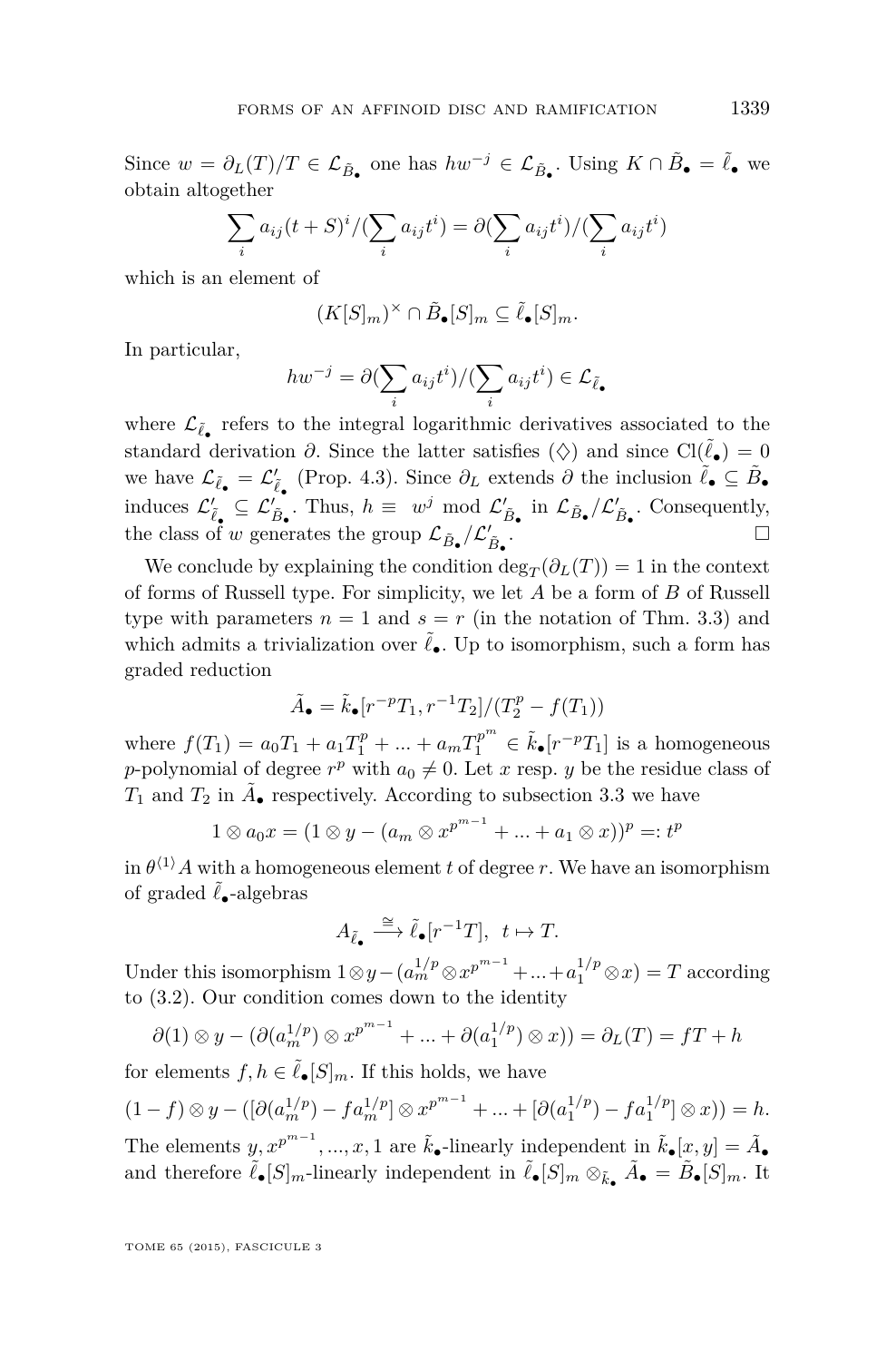Since $w = \partial_L(T)/T \in \mathcal{L}_{\tilde{B}_\bullet}$ one has $hw^{-j} \in \mathcal{L}_{\tilde{B}_\bullet}$. Using $K \cap \tilde{B}_\bullet = \tilde{\ell}_\bullet$ we obtain altogether

$$\sum_i a_{ij}(t+S)^i / (\sum_i a_{ij} t^i) = \partial(\sum_i a_{ij} t^i)/(\sum_i a_{ij} t^i)$$

which is an element of

$$(K[S]_m)^\times \cap \tilde{B}_\bullet[S]_m \subseteq \tilde{\ell}_\bullet[S]_m.$$

In particular,

$$hw^{-j} = \partial(\sum_i a_{ij} t^i)/(\sum_i a_{ij} t^i) \in \mathcal{L}_{\tilde{\ell}_\bullet}$$

where $\mathcal{L}_{\tilde{\ell}_\bullet}$ refers to the integral logarithmic derivatives associated to the standard derivation $\partial$. Since the latter satisfies ($\diamondsuit$) and since $\mathrm{Cl}(\tilde{\ell}_\bullet) = 0$ we have $\mathcal{L}_{\tilde{\ell}_\bullet} = \mathcal{L}'_{\tilde{\ell}_\bullet}$ (Prop. 4.3). Since $\partial_L$ extends $\partial$ the inclusion $\tilde{\ell}_\bullet \subseteq \tilde{B}_\bullet$ induces $\mathcal{L}'_{\tilde{\ell}_\bullet} \subseteq \mathcal{L}'_{\tilde{B}_\bullet}$. Thus, $h \equiv \ w^j \mod \mathcal{L}'_{\tilde{B}_\bullet}$ in $\mathcal{L}_{\tilde{B}_\bullet}/\mathcal{L}'_{\tilde{B}_\bullet}$. Consequently, the class of $w$ generates the group $\mathcal{L}_{\tilde{B}_\bullet}/\mathcal{L}'_{\tilde{B}_\bullet}$. □

We conclude by explaining the condition $\deg_T(\partial_L(T)) = 1$ in the context of forms of Russell type. For simplicity, we let $A$ be a form of $B$ of Russell type with parameters $n = 1$ and $s = r$ (in the notation of Thm. 3.3) and which admits a trivialization over $\tilde{\ell}_\bullet$. Up to isomorphism, such a form has graded reduction

$$\tilde{A}_\bullet = \tilde{k}_\bullet[r^{-p}T_1, r^{-1}T_2]/(T_2^p - f(T_1))$$

where $f(T_1) = a_0 T_1 + a_1 T_1^p + ... + a_m T_1^{p^m} \in \tilde{k}_\bullet[r^{-p}T_1]$ is a homogeneous $p$-polynomial of degree $r^p$ with $a_0 \neq 0$. Let $x$ resp. $y$ be the residue class of $T_1$ and $T_2$ in $\tilde{A}_\bullet$ respectively. According to subsection 3.3 we have

$$1 \otimes a_0 x = (1 \otimes y - (a_m \otimes x^{p^{m-1}} + ... + a_1 \otimes x))^p =: t^p$$

in $\theta^{\langle 1 \rangle} A$ with a homogeneous element $t$ of degree $r$. We have an isomorphism of graded $\tilde{\ell}_\bullet$-algebras

$$A_{\tilde{\ell}_\bullet} \xrightarrow{\cong} \tilde{\ell}_\bullet[r^{-1}T], \ \ t \mapsto T.$$

Under this isomorphism $1 \otimes y - (a_m^{1/p} \otimes x^{p^{m-1}} + ... + a_1^{1/p} \otimes x) = T$ according to (3.2). Our condition comes down to the identity

$$\partial(1) \otimes y - (\partial(a_m^{1/p}) \otimes x^{p^{m-1}} + ... + \partial(a_1^{1/p}) \otimes x)) = \partial_L(T) = fT + h$$

for elements $f, h \in \tilde{\ell}_\bullet[S]_m$. If this holds, we have

$$(1-f) \otimes y - ([\partial(a_m^{1/p}) - f a_m^{1/p}] \otimes x^{p^{m-1}} + ... + [\partial(a_1^{1/p}) - f a_1^{1/p}] \otimes x)) = h.$$

The elements $y, x^{p^{m-1}}, ..., x, 1$ are $\tilde{k}_\bullet$-linearly independent in $\tilde{k}_\bullet[x, y] = \tilde{A}_\bullet$ and therefore $\tilde{\ell}_\bullet[S]_m$-linearly independent in $\tilde{\ell}_\bullet[S]_m \otimes_{\tilde{k}_\bullet} \tilde{A}_\bullet = \tilde{B}_\bullet[S]_m$. It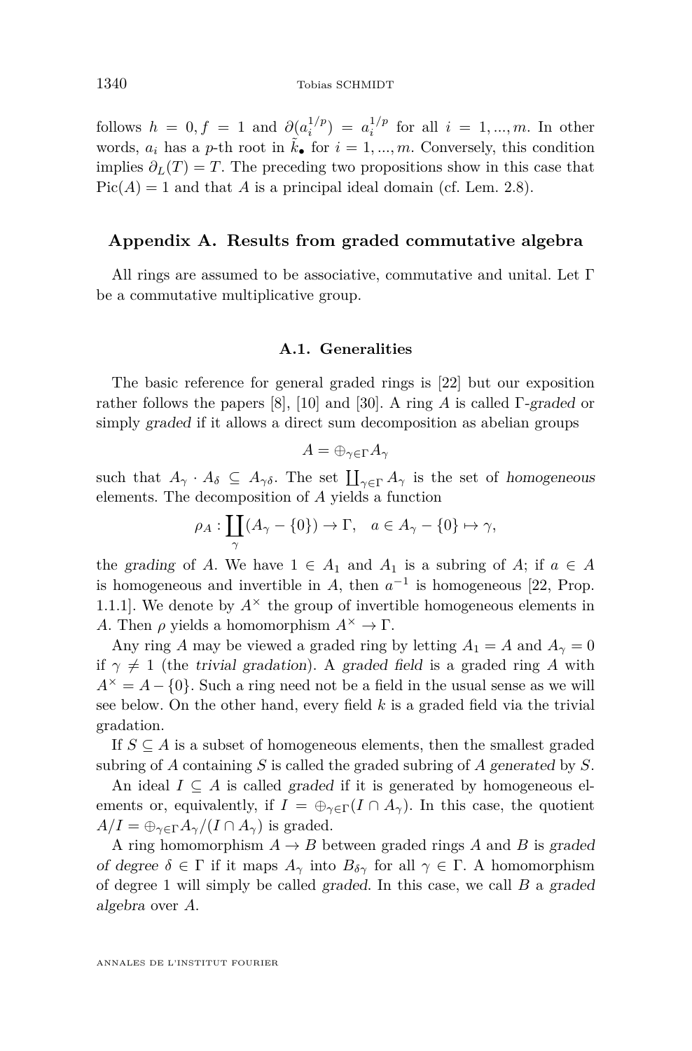follows $h = 0, f = 1$ and $\partial(a_i^{1/p}) = a_i^{1/p}$ for all $i = 1, ..., m$. In other words, $a_i$ has a $p$-th root in $\tilde{k}_\bullet$ for $i = 1, ..., m$. Conversely, this condition implies $\partial_L(T) = T$. The preceding two propositions show in this case that $\mathrm{Pic}(A) = 1$ and that $A$ is a principal ideal domain (cf. Lem. 2.8).

## Appendix A. Results from graded commutative algebra

All rings are assumed to be associative, commutative and unital. Let $\Gamma$ be a commutative multiplicative group.

### A.1. Generalities

The basic reference for general graded rings is [22] but our exposition rather follows the papers [8], [10] and [30]. A ring $A$ is called $\Gamma$-*graded* or simply *graded* if it allows a direct sum decomposition as abelian groups

$$A = \oplus_{\gamma \in \Gamma} A_\gamma$$

such that $A_\gamma \cdot A_\delta \subseteq A_{\gamma\delta}$. The set $\coprod_{\gamma \in \Gamma} A_\gamma$ is the set of *homogeneous* elements. The decomposition of $A$ yields a function

$$\rho_A : \coprod_{\gamma} (A_\gamma - \{0\}) \to \Gamma, \quad a \in A_\gamma - \{0\} \mapsto \gamma,$$

the *grading* of $A$. We have $1 \in A_1$ and $A_1$ is a subring of $A$; if $a \in A$ is homogeneous and invertible in $A$, then $a^{-1}$ is homogeneous [22, Prop. 1.1.1]. We denote by $A^\times$ the group of invertible homogeneous elements in $A$. Then $\rho$ yields a homomorphism $A^\times \to \Gamma$.

Any ring $A$ may be viewed a graded ring by letting $A_1 = A$ and $A_\gamma = 0$ if $\gamma \neq 1$ (the *trivial gradation*). A *graded field* is a graded ring $A$ with $A^\times = A - \{0\}$. Such a ring need not be a field in the usual sense as we will see below. On the other hand, every field $k$ is a graded field via the trivial gradation.

If $S \subseteq A$ is a subset of homogeneous elements, then the smallest graded subring of $A$ containing $S$ is called the graded subring of $A$ *generated* by $S$.

An ideal $I \subseteq A$ is called *graded* if it is generated by homogeneous elements or, equivalently, if $I = \oplus_{\gamma \in \Gamma} (I \cap A_\gamma)$. In this case, the quotient $A/I = \oplus_{\gamma \in \Gamma} A_\gamma / (I \cap A_\gamma)$ is graded.

A ring homomorphism $A \to B$ between graded rings $A$ and $B$ is *graded of degree* $\delta \in \Gamma$ if it maps $A_\gamma$ into $B_{\delta\gamma}$ for all $\gamma \in \Gamma$. A homomorphism of degree 1 will simply be called *graded*. In this case, we call $B$ a *graded algebra* over $A$.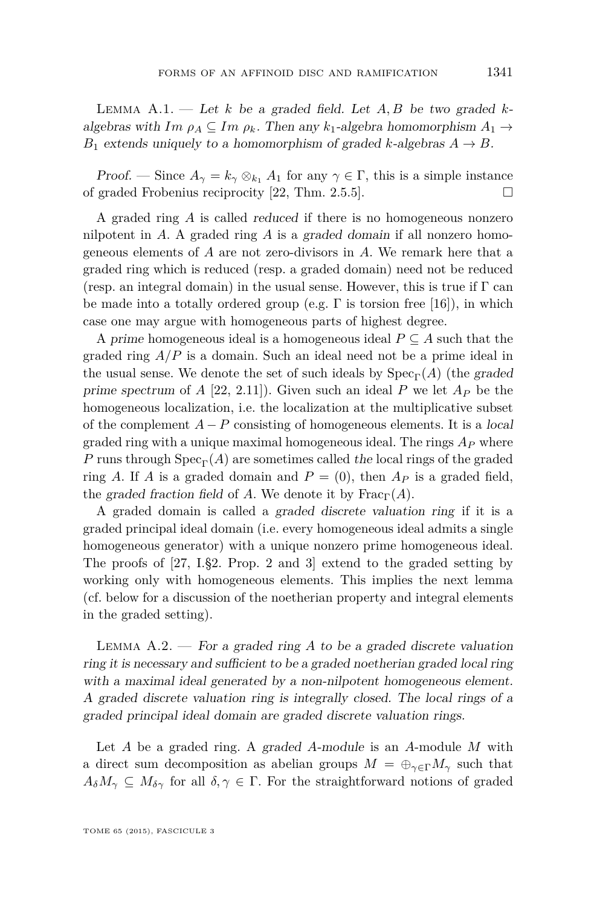Lemma A.1. — *Let $k$ be a graded field. Let $A, B$ be two graded $k$-algebras with $Im\ \rho_A \subseteq Im\ \rho_k$. Then any $k_1$-algebra homomorphism $A_1 \to B_1$ extends uniquely to a homomorphism of graded $k$-algebras $A \to B$.*

*Proof.* — Since $A_\gamma = k_\gamma \otimes_{k_1} A_1$ for any $\gamma \in \Gamma$, this is a simple instance of graded Frobenius reciprocity [22, Thm. 2.5.5]. □

A graded ring $A$ is called *reduced* if there is no homogeneous nonzero nilpotent in $A$. A graded ring $A$ is a *graded domain* if all nonzero homogeneous elements of $A$ are not zero-divisors in $A$. We remark here that a graded ring which is reduced (resp. a graded domain) need not be reduced (resp. an integral domain) in the usual sense. However, this is true if $\Gamma$ can be made into a totally ordered group (e.g. $\Gamma$ is torsion free [16]), in which case one may argue with homogeneous parts of highest degree.

A *prime* homogeneous ideal is a homogeneous ideal $P \subseteq A$ such that the graded ring $A/P$ is a domain. Such an ideal need not be a prime ideal in the usual sense. We denote the set of such ideals by $\mathrm{Spec}_\Gamma(A)$ (the *graded prime spectrum* of $A$ [22, 2.11]). Given such an ideal $P$ we let $A_P$ be the homogeneous localization, i.e. the localization at the multiplicative subset of the complement $A - P$ consisting of homogeneous elements. It is a *local* graded ring with a unique maximal homogeneous ideal. The rings $A_P$ where $P$ runs through $\mathrm{Spec}_\Gamma(A)$ are sometimes called *the* local rings of the graded ring $A$. If $A$ is a graded domain and $P = (0)$, then $A_P$ is a graded field, the *graded fraction field* of $A$. We denote it by $\mathrm{Frac}_\Gamma(A)$.

A graded domain is called a *graded discrete valuation ring* if it is a graded principal ideal domain (i.e. every homogeneous ideal admits a single homogeneous generator) with a unique nonzero prime homogeneous ideal. The proofs of [27, I.§2. Prop. 2 and 3] extend to the graded setting by working only with homogeneous elements. This implies the next lemma (cf. below for a discussion of the noetherian property and integral elements in the graded setting).

Lemma A.2. — *For a graded ring $A$ to be a graded discrete valuation ring it is necessary and sufficient to be a graded noetherian graded local ring with a maximal ideal generated by a non-nilpotent homogeneous element. A graded discrete valuation ring is integrally closed. The local rings of a graded principal ideal domain are graded discrete valuation rings.*

Let $A$ be a graded ring. A *graded $A$-module* is an $A$-module $M$ with a direct sum decomposition as abelian groups $M = \oplus_{\gamma \in \Gamma} M_\gamma$ such that $A_\delta M_\gamma \subseteq M_{\delta\gamma}$ for all $\delta, \gamma \in \Gamma$. For the straightforward notions of graded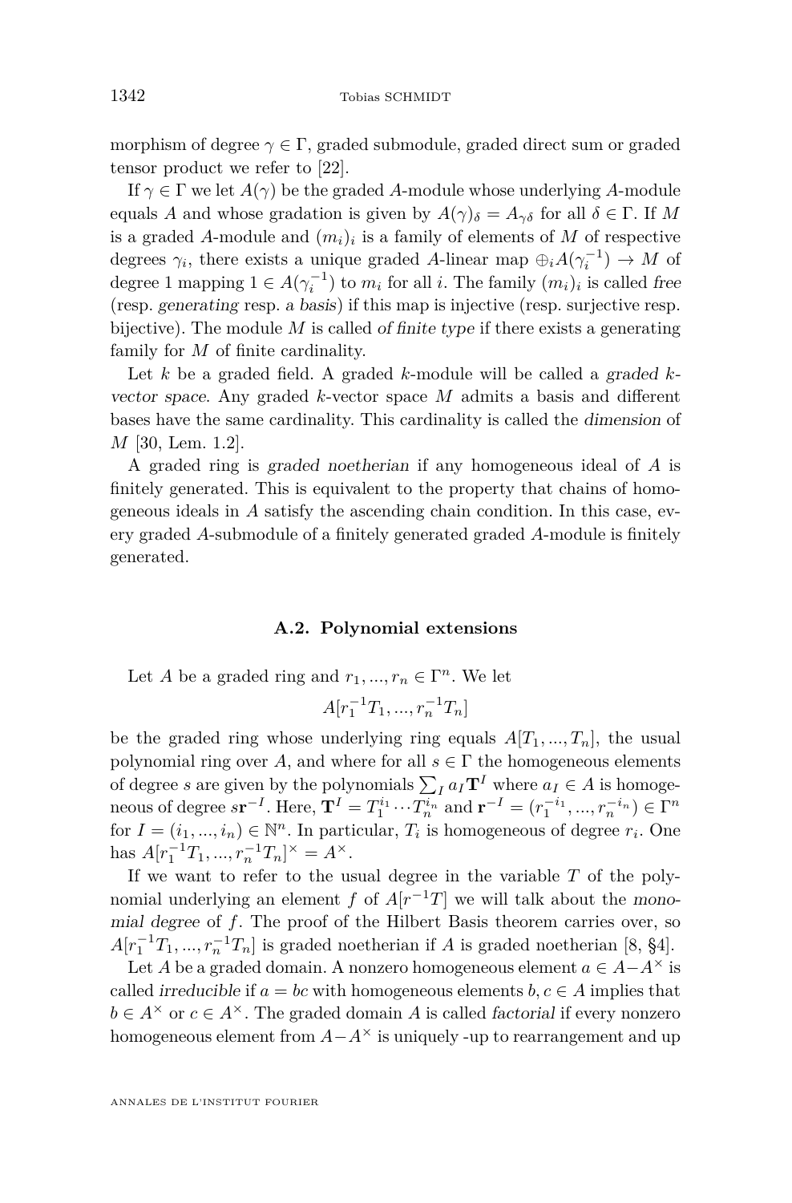morphism of degree $\gamma \in \Gamma$, graded submodule, graded direct sum or graded tensor product we refer to [22].

If $\gamma \in \Gamma$ we let $A(\gamma)$ be the graded $A$-module whose underlying $A$-module equals $A$ and whose gradation is given by $A(\gamma)_\delta = A_{\gamma\delta}$ for all $\delta \in \Gamma$. If $M$ is a graded $A$-module and $(m_i)_i$ is a family of elements of $M$ of respective degrees $\gamma_i$, there exists a unique graded $A$-linear map $\oplus_i A(\gamma_i^{-1}) \to M$ of degree 1 mapping $1 \in A(\gamma_i^{-1})$ to $m_i$ for all $i$. The family $(m_i)_i$ is called *free* (resp. *generating* resp. *a basis*) if this map is injective (resp. surjective resp. bijective). The module $M$ is called *of finite type* if there exists a generating family for $M$ of finite cardinality.

Let $k$ be a graded field. A graded $k$-module will be called a *graded $k$-vector space*. Any graded $k$-vector space $M$ admits a basis and different bases have the same cardinality. This cardinality is called the *dimension* of $M$ [30, Lem. 1.2].

A graded ring is *graded noetherian* if any homogeneous ideal of $A$ is finitely generated. This is equivalent to the property that chains of homogeneous ideals in $A$ satisfy the ascending chain condition. In this case, every graded $A$-submodule of a finitely generated graded $A$-module is finitely generated.

### A.2. Polynomial extensions

Let $A$ be a graded ring and $r_1, ..., r_n \in \Gamma^n$. We let

$$A[r_1^{-1}T_1, ..., r_n^{-1}T_n]$$

be the graded ring whose underlying ring equals $A[T_1, ..., T_n]$, the usual polynomial ring over $A$, and where for all $s \in \Gamma$ the homogeneous elements of degree $s$ are given by the polynomials $\sum_I a_I \mathbf{T}^I$ where $a_I \in A$ is homogeneous of degree $s\mathbf{r}^{-I}$. Here, $\mathbf{T}^I = T_1^{i_1} \cdots T_n^{i_n}$ and $\mathbf{r}^{-I} = (r_1^{-i_1}, ..., r_n^{-i_n}) \in \Gamma^n$ for $I = (i_1, ..., i_n) \in \mathbb{N}^n$. In particular, $T_i$ is homogeneous of degree $r_i$. One has $A[r_1^{-1}T_1, ..., r_n^{-1}T_n]^\times = A^\times$.

If we want to refer to the usual degree in the variable $T$ of the polynomial underlying an element $f$ of $A[r^{-1}T]$ we will talk about the *monomial degree* of $f$. The proof of the Hilbert Basis theorem carries over, so $A[r_1^{-1}T_1, ..., r_n^{-1}T_n]$ is graded noetherian if $A$ is graded noetherian [8, §4].

Let $A$ be a graded domain. A nonzero homogeneous element $a \in A - A^\times$ is called *irreducible* if $a = bc$ with homogeneous elements $b, c \in A$ implies that $b \in A^\times$ or $c \in A^\times$. The graded domain $A$ is called *factorial* if every nonzero homogeneous element from $A - A^\times$ is uniquely -up to rearrangement and up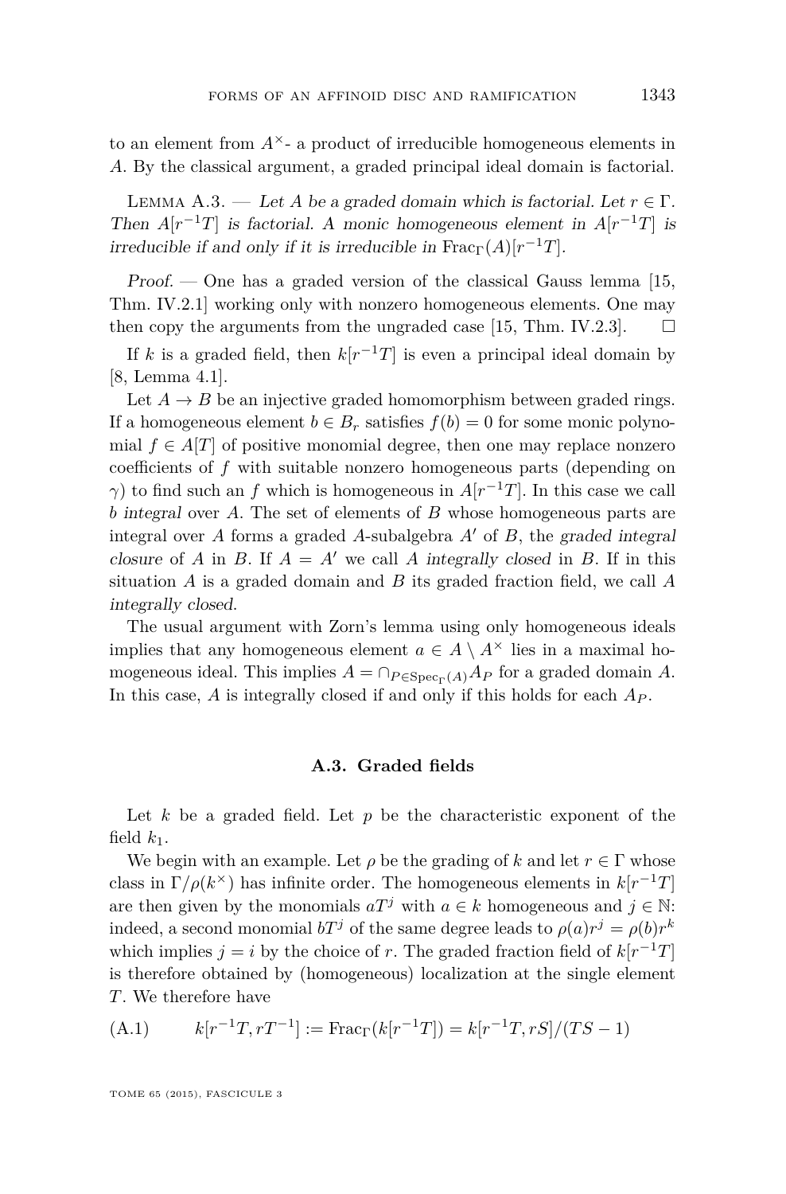to an element from $A^\times$- a product of irreducible homogeneous elements in $A$. By the classical argument, a graded principal ideal domain is factorial.

Lemma A.3. — *Let $A$ be a graded domain which is factorial. Let $r \in \Gamma$. Then $A[r^{-1}T]$ is factorial. A monic homogeneous element in $A[r^{-1}T]$ is irreducible if and only if it is irreducible in* $\mathrm{Frac}_\Gamma(A)[r^{-1}T]$.

*Proof.* — One has a graded version of the classical Gauss lemma [15, Thm. IV.2.1] working only with nonzero homogeneous elements. One may then copy the arguments from the ungraded case [15, Thm. IV.2.3]. □

If $k$ is a graded field, then $k[r^{-1}T]$ is even a principal ideal domain by [8, Lemma 4.1].

Let $A \to B$ be an injective graded homomorphism between graded rings. If a homogeneous element $b \in B_r$ satisfies $f(b) = 0$ for some monic polynomial $f \in A[T]$ of positive monomial degree, then one may replace nonzero coefficients of $f$ with suitable nonzero homogeneous parts (depending on $\gamma$) to find such an $f$ which is homogeneous in $A[r^{-1}T]$. In this case we call $b$ *integral* over $A$. The set of elements of $B$ whose homogeneous parts are integral over $A$ forms a graded $A$-subalgebra $A'$ of $B$, the *graded integral closure* of $A$ in $B$. If $A = A'$ we call $A$ *integrally closed* in $B$. If in this situation $A$ is a graded domain and $B$ its graded fraction field, we call $A$ *integrally closed*.

The usual argument with Zorn's lemma using only homogeneous ideals implies that any homogeneous element $a \in A \setminus A^\times$ lies in a maximal homogeneous ideal. This implies $A = \cap_{P \in \mathrm{Spec}_\Gamma(A)} A_P$ for a graded domain $A$. In this case, $A$ is integrally closed if and only if this holds for each $A_P$.

## A.3. Graded fields

Let $k$ be a graded field. Let $p$ be the characteristic exponent of the field $k_1$.

We begin with an example. Let $\rho$ be the grading of $k$ and let $r \in \Gamma$ whose class in $\Gamma/\rho(k^\times)$ has infinite order. The homogeneous elements in $k[r^{-1}T]$ are then given by the monomials $aT^j$ with $a \in k$ homogeneous and $j \in \mathbb{N}$: indeed, a second monomial $bT^j$ of the same degree leads to $\rho(a)r^j = \rho(b)r^k$ which implies $j = i$ by the choice of $r$. The graded fraction field of $k[r^{-1}T]$ is therefore obtained by (homogeneous) localization at the single element $T$. We therefore have

$$k[r^{-1}T, rT^{-1}] := \mathrm{Frac}_\Gamma(k[r^{-1}T]) = k[r^{-1}T, rS]/(TS - 1) \tag{A.1}$$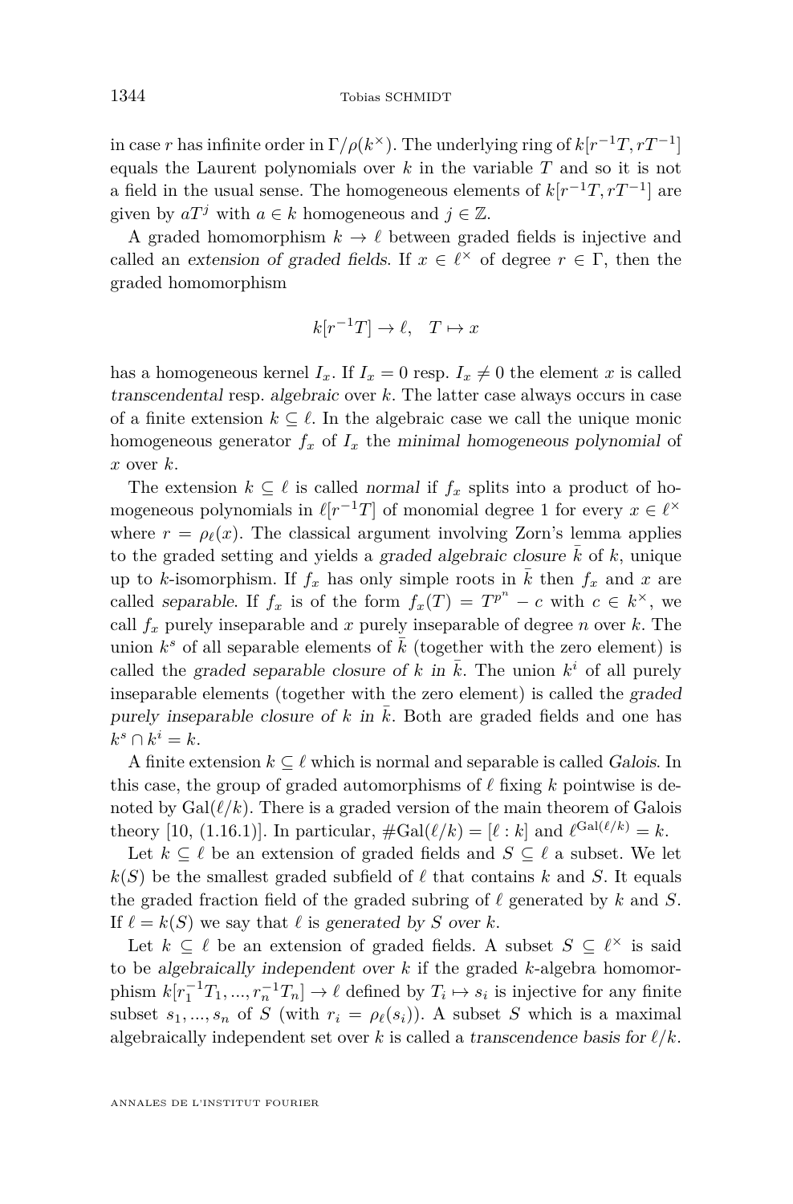in case $r$ has infinite order in $\Gamma/\rho(k^\times)$. The underlying ring of $k[r^{-1}T, rT^{-1}]$ equals the Laurent polynomials over $k$ in the variable $T$ and so it is not a field in the usual sense. The homogeneous elements of $k[r^{-1}T, rT^{-1}]$ are given by $aT^j$ with $a \in k$ homogeneous and $j \in \mathbb{Z}$.

A graded homomorphism $k \to \ell$ between graded fields is injective and called an *extension of graded fields*. If $x \in \ell^\times$ of degree $r \in \Gamma$, then the graded homomorphism

$$k[r^{-1}T] \to \ell, \quad T \mapsto x$$

has a homogeneous kernel $I_x$. If $I_x = 0$ resp. $I_x \neq 0$ the element $x$ is called *transcendental* resp. *algebraic* over $k$. The latter case always occurs in case of a finite extension $k \subseteq \ell$. In the algebraic case we call the unique monic homogeneous generator $f_x$ of $I_x$ the *minimal homogeneous polynomial* of $x$ over $k$.

The extension $k \subseteq \ell$ is called *normal* if $f_x$ splits into a product of homogeneous polynomials in $\ell[r^{-1}T]$ of monomial degree 1 for every $x \in \ell^\times$ where $r = \rho_\ell(x)$. The classical argument involving Zorn's lemma applies to the graded setting and yields a *graded algebraic closure* $\bar{k}$ of $k$, unique up to $k$-isomorphism. If $f_x$ has only simple roots in $\bar{k}$ then $f_x$ and $x$ are called *separable*. If $f_x$ is of the form $f_x(T) = T^{p^n} - c$ with $c \in k^\times$, we call $f_x$ purely inseparable and $x$ purely inseparable of degree $n$ over $k$. The union $k^s$ of all separable elements of $\bar{k}$ (together with the zero element) is called the *graded separable closure of $k$ in $\bar{k}$*. The union $k^i$ of all purely inseparable elements (together with the zero element) is called the *graded purely inseparable closure of $k$ in $\bar{k}$*. Both are graded fields and one has $k^s \cap k^i = k$.

A finite extension $k \subseteq \ell$ which is normal and separable is called *Galois*. In this case, the group of graded automorphisms of $\ell$ fixing $k$ pointwise is denoted by $\mathrm{Gal}(\ell/k)$. There is a graded version of the main theorem of Galois theory [10, (1.16.1)]. In particular, $\#\mathrm{Gal}(\ell/k) = [\ell : k]$ and $\ell^{\mathrm{Gal}(\ell/k)} = k$.

Let $k \subseteq \ell$ be an extension of graded fields and $S \subseteq \ell$ a subset. We let $k(S)$ be the smallest graded subfield of $\ell$ that contains $k$ and $S$. It equals the graded fraction field of the graded subring of $\ell$ generated by $k$ and $S$. If $\ell = k(S)$ we say that $\ell$ is *generated by $S$ over $k$*.

Let $k \subseteq \ell$ be an extension of graded fields. A subset $S \subseteq \ell^\times$ is said to be *algebraically independent over $k$* if the graded $k$-algebra homomorphism $k[r_1^{-1}T_1, ..., r_n^{-1}T_n] \to \ell$ defined by $T_i \mapsto s_i$ is injective for any finite subset $s_1, ..., s_n$ of $S$ (with $r_i = \rho_\ell(s_i)$). A subset $S$ which is a maximal algebraically independent set over $k$ is called a *transcendence basis for $\ell/k$*.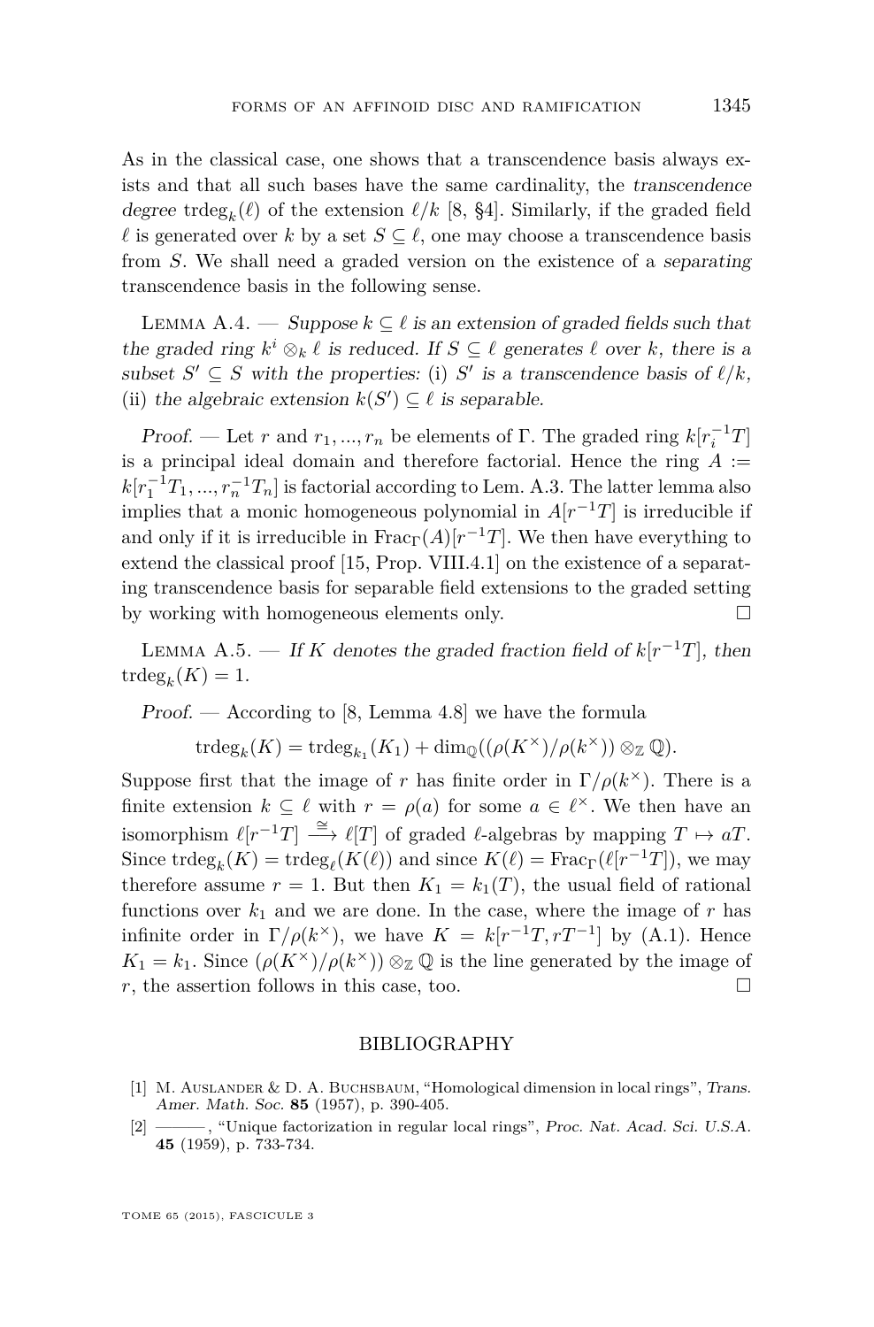As in the classical case, one shows that a transcendence basis always exists and that all such bases have the same cardinality, the *transcendence degree* $\mathrm{trdeg}_k(\ell)$ of the extension $\ell/k$ [8, §4]. Similarly, if the graded field $\ell$ is generated over $k$ by a set $S \subseteq \ell$, one may choose a transcendence basis from $S$. We shall need a graded version on the existence of a *separating* transcendence basis in the following sense.

Lemma A.4. — *Suppose $k \subseteq \ell$ is an extension of graded fields such that the graded ring $k^i \otimes_k \ell$ is reduced. If $S \subseteq \ell$ generates $\ell$ over $k$, there is a subset $S' \subseteq S$ with the properties:* (i) *$S'$ is a transcendence basis of $\ell/k$,* (ii) *the algebraic extension $k(S') \subseteq \ell$ is separable.*

*Proof.* — Let $r$ and $r_1, ..., r_n$ be elements of $\Gamma$. The graded ring $k[r_i^{-1}T]$ is a principal ideal domain and therefore factorial. Hence the ring $A := k[r_1^{-1}T_1, ..., r_n^{-1}T_n]$ is factorial according to Lem. A.3. The latter lemma also implies that a monic homogeneous polynomial in $A[r^{-1}T]$ is irreducible if and only if it is irreducible in $\mathrm{Frac}_\Gamma(A)[r^{-1}T]$. We then have everything to extend the classical proof [15, Prop. VIII.4.1] on the existence of a separating transcendence basis for separable field extensions to the graded setting by working with homogeneous elements only. $\square$

Lemma A.5. — *If $K$ denotes the graded fraction field of $k[r^{-1}T]$, then $\mathrm{trdeg}_k(K) = 1$.*

*Proof.* — According to [8, Lemma 4.8] we have the formula

$$\mathrm{trdeg}_k(K) = \mathrm{trdeg}_{k_1}(K_1) + \dim_{\mathbb{Q}}((\rho(K^\times)/\rho(k^\times)) \otimes_{\mathbb{Z}} \mathbb{Q}).$$

Suppose first that the image of $r$ has finite order in $\Gamma/\rho(k^\times)$. There is a finite extension $k \subseteq \ell$ with $r = \rho(a)$ for some $a \in \ell^\times$. We then have an isomorphism $\ell[r^{-1}T] \xrightarrow{\cong} \ell[T]$ of graded $\ell$-algebras by mapping $T \mapsto aT$. Since $\mathrm{trdeg}_k(K) = \mathrm{trdeg}_\ell(K(\ell))$ and since $K(\ell) = \mathrm{Frac}_\Gamma(\ell[r^{-1}T])$, we may therefore assume $r = 1$. But then $K_1 = k_1(T)$, the usual field of rational functions over $k_1$ and we are done. In the case, where the image of $r$ has infinite order in $\Gamma/\rho(k^\times)$, we have $K = k[r^{-1}T, rT^{-1}]$ by (A.1). Hence $K_1 = k_1$. Since $(\rho(K^\times)/\rho(k^\times)) \otimes_{\mathbb{Z}} \mathbb{Q}$ is the line generated by the image of $r$, the assertion follows in this case, too. $\square$

## BIBLIOGRAPHY

[1] M. Auslander & D. A. Buchsbaum, "Homological dimension in local rings", *Trans. Amer. Math. Soc.* **85** (1957), p. 390-405.

[2] ———, "Unique factorization in regular local rings", *Proc. Nat. Acad. Sci. U.S.A.* **45** (1959), p. 733-734.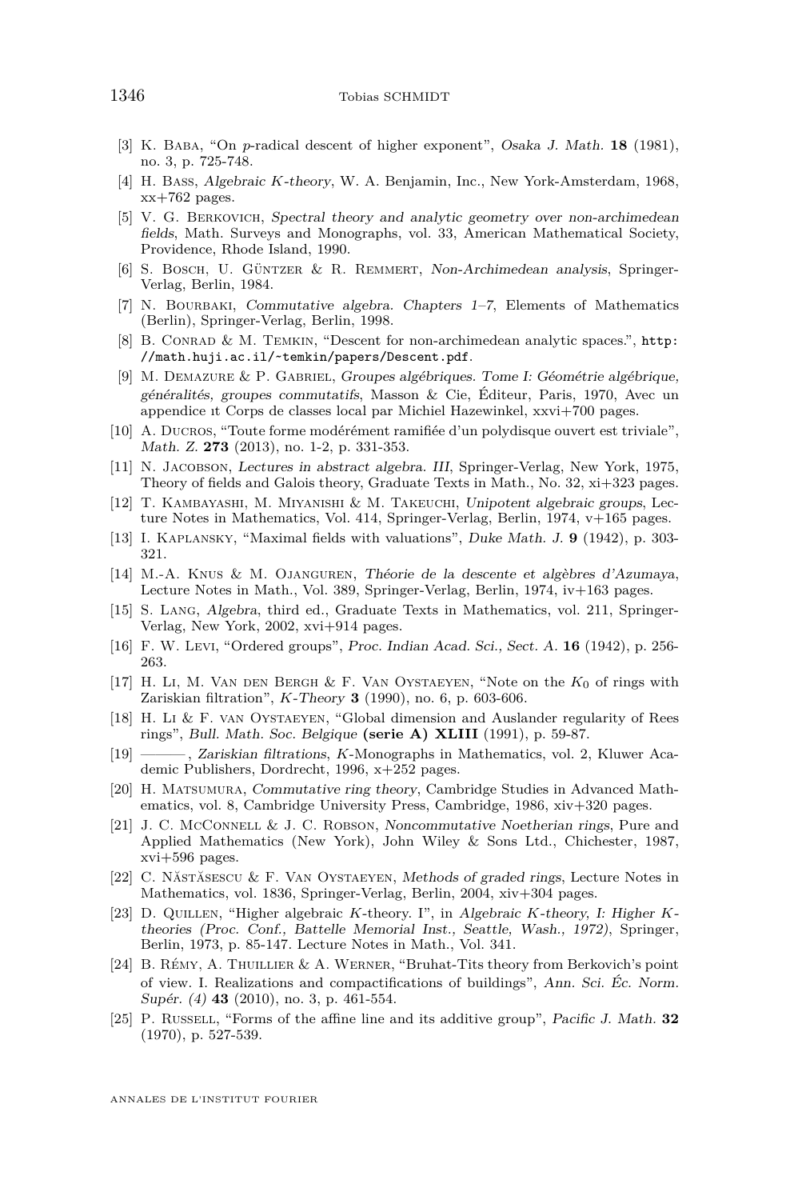[3] K. Baba, "On $p$-radical descent of higher exponent", *Osaka J. Math.* **18** (1981), no. 3, p. 725-748.

[4] H. Bass, *Algebraic K-theory*, W. A. Benjamin, Inc., New York-Amsterdam, 1968, xx+762 pages.

[5] V. G. Berkovich, *Spectral theory and analytic geometry over non-archimedean fields*, Math. Surveys and Monographs, vol. 33, American Mathematical Society, Providence, Rhode Island, 1990.

[6] S. Bosch, U. Güntzer & R. Remmert, *Non-Archimedean analysis*, Springer-Verlag, Berlin, 1984.

[7] N. Bourbaki, *Commutative algebra. Chapters 1–7*, Elements of Mathematics (Berlin), Springer-Verlag, Berlin, 1998.

[8] B. Conrad & M. Temkin, "Descent for non-archimedean analytic spaces.", `http://math.huji.ac.il/~temkin/papers/Descent.pdf`.

[9] M. Demazure & P. Gabriel, *Groupes algébriques. Tome I: Géométrie algébrique, généralités, groupes commutatifs*, Masson & Cie, Éditeur, Paris, 1970, Avec un appendice ıt Corps de classes local par Michiel Hazewinkel, xxvi+700 pages.

[10] A. Ducros, "Toute forme modérément ramifiée d'un polydisque ouvert est triviale", *Math. Z.* **273** (2013), no. 1-2, p. 331-353.

[11] N. Jacobson, *Lectures in abstract algebra. III*, Springer-Verlag, New York, 1975, Theory of fields and Galois theory, Graduate Texts in Math., No. 32, xi+323 pages.

[12] T. Kambayashi, M. Miyanishi & M. Takeuchi, *Unipotent algebraic groups*, Lecture Notes in Mathematics, Vol. 414, Springer-Verlag, Berlin, 1974, v+165 pages.

[13] I. Kaplansky, "Maximal fields with valuations", *Duke Math. J.* **9** (1942), p. 303-321.

[14] M.-A. Knus & M. Ojanguren, *Théorie de la descente et algèbres d'Azumaya*, Lecture Notes in Math., Vol. 389, Springer-Verlag, Berlin, 1974, iv+163 pages.

[15] S. Lang, *Algebra*, third ed., Graduate Texts in Mathematics, vol. 211, Springer-Verlag, New York, 2002, xvi+914 pages.

[16] F. W. Levi, "Ordered groups", *Proc. Indian Acad. Sci., Sect. A.* **16** (1942), p. 256-263.

[17] H. Li, M. Van den Bergh & F. Van Oystaeyen, "Note on the $K_0$ of rings with Zariskian filtration", *K-Theory* **3** (1990), no. 6, p. 603-606.

[18] H. Li & F. van Oystaeyen, "Global dimension and Auslander regularity of Rees rings", *Bull. Math. Soc. Belgique* **(serie A) XLIII** (1991), p. 59-87.

[19] ———, *Zariskian filtrations*, $K$-Monographs in Mathematics, vol. 2, Kluwer Academic Publishers, Dordrecht, 1996, x+252 pages.

[20] H. Matsumura, *Commutative ring theory*, Cambridge Studies in Advanced Mathematics, vol. 8, Cambridge University Press, Cambridge, 1986, xiv+320 pages.

[21] J. C. McConnell & J. C. Robson, *Noncommutative Noetherian rings*, Pure and Applied Mathematics (New York), John Wiley & Sons Ltd., Chichester, 1987, xvi+596 pages.

[22] C. Năstăsescu & F. Van Oystaeyen, *Methods of graded rings*, Lecture Notes in Mathematics, vol. 1836, Springer-Verlag, Berlin, 2004, xiv+304 pages.

[23] D. Quillen, "Higher algebraic $K$-theory. I", in *Algebraic K-theory, I: Higher K-theories (Proc. Conf., Battelle Memorial Inst., Seattle, Wash., 1972)*, Springer, Berlin, 1973, p. 85-147. Lecture Notes in Math., Vol. 341.

[24] B. Rémy, A. Thuillier & A. Werner, "Bruhat-Tits theory from Berkovich's point of view. I. Realizations and compactifications of buildings", *Ann. Sci. Éc. Norm. Supér. (4)* **43** (2010), no. 3, p. 461-554.

[25] P. Russell, "Forms of the affine line and its additive group", *Pacific J. Math.* **32** (1970), p. 527-539.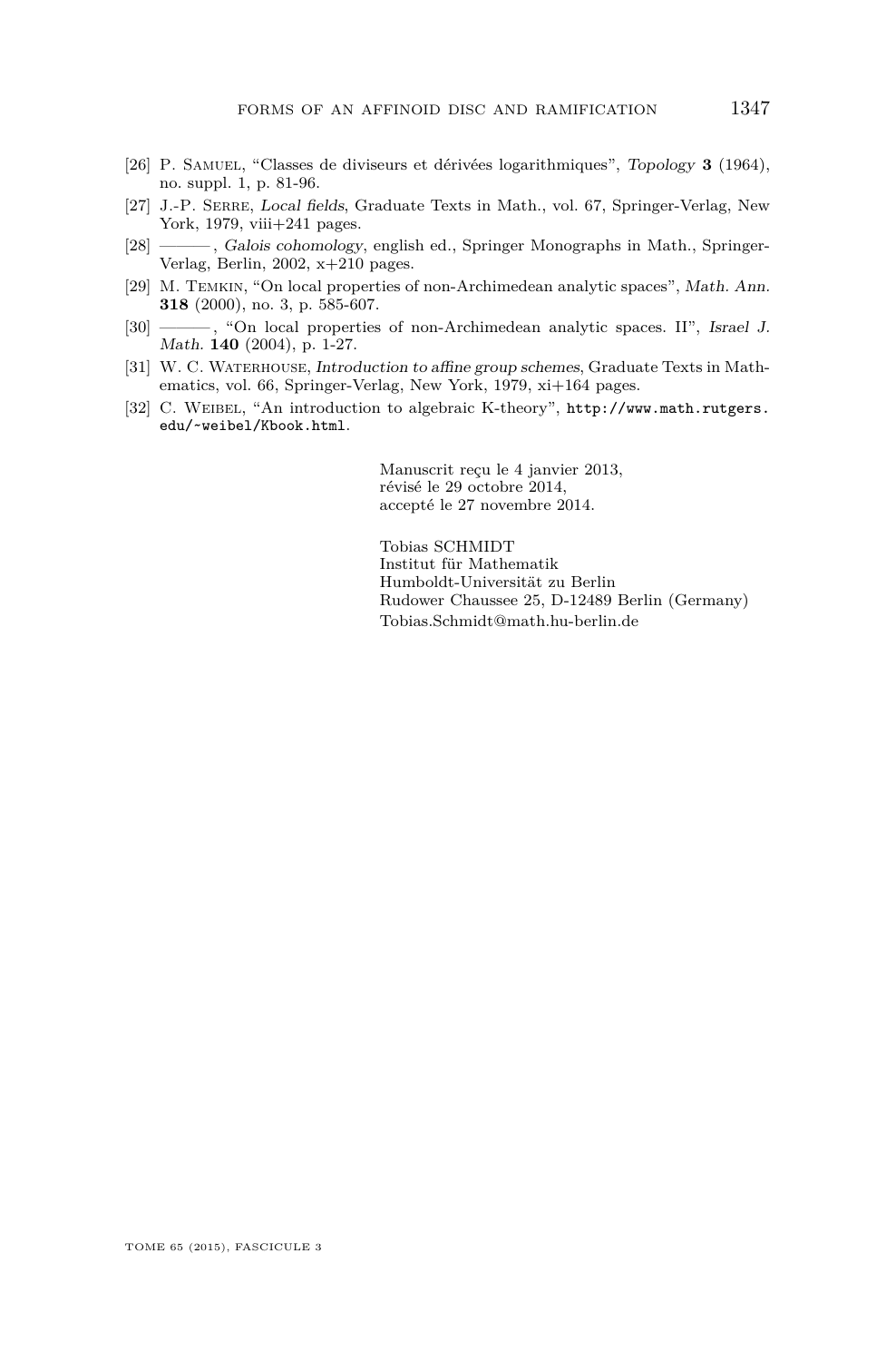[26] P. Samuel, “Classes de diviseurs et dérivées logarithmiques”, *Topology* **3** (1964), no. suppl. 1, p. 81-96.

[27] J.-P. Serre, *Local fields*, Graduate Texts in Math., vol. 67, Springer-Verlag, New York, 1979, viii+241 pages.

[28] ———, *Galois cohomology*, english ed., Springer Monographs in Math., Springer-Verlag, Berlin, 2002, x+210 pages.

[29] M. Temkin, “On local properties of non-Archimedean analytic spaces”, *Math. Ann.* **318** (2000), no. 3, p. 585-607.

[30] ———, “On local properties of non-Archimedean analytic spaces. II”, *Israel J. Math.* **140** (2004), p. 1-27.

[31] W. C. Waterhouse, *Introduction to affine group schemes*, Graduate Texts in Mathematics, vol. 66, Springer-Verlag, New York, 1979, xi+164 pages.

[32] C. Weibel, “An introduction to algebraic K-theory”, http://www.math.rutgers.edu/~weibel/Kbook.html.

Manuscrit reçu le 4 janvier 2013,
révisé le 29 octobre 2014,
accepté le 27 novembre 2014.

Tobias SCHMIDT
Institut für Mathematik
Humboldt-Universität zu Berlin
Rudower Chaussee 25, D-12489 Berlin (Germany)
Tobias.Schmidt@math.hu-berlin.de